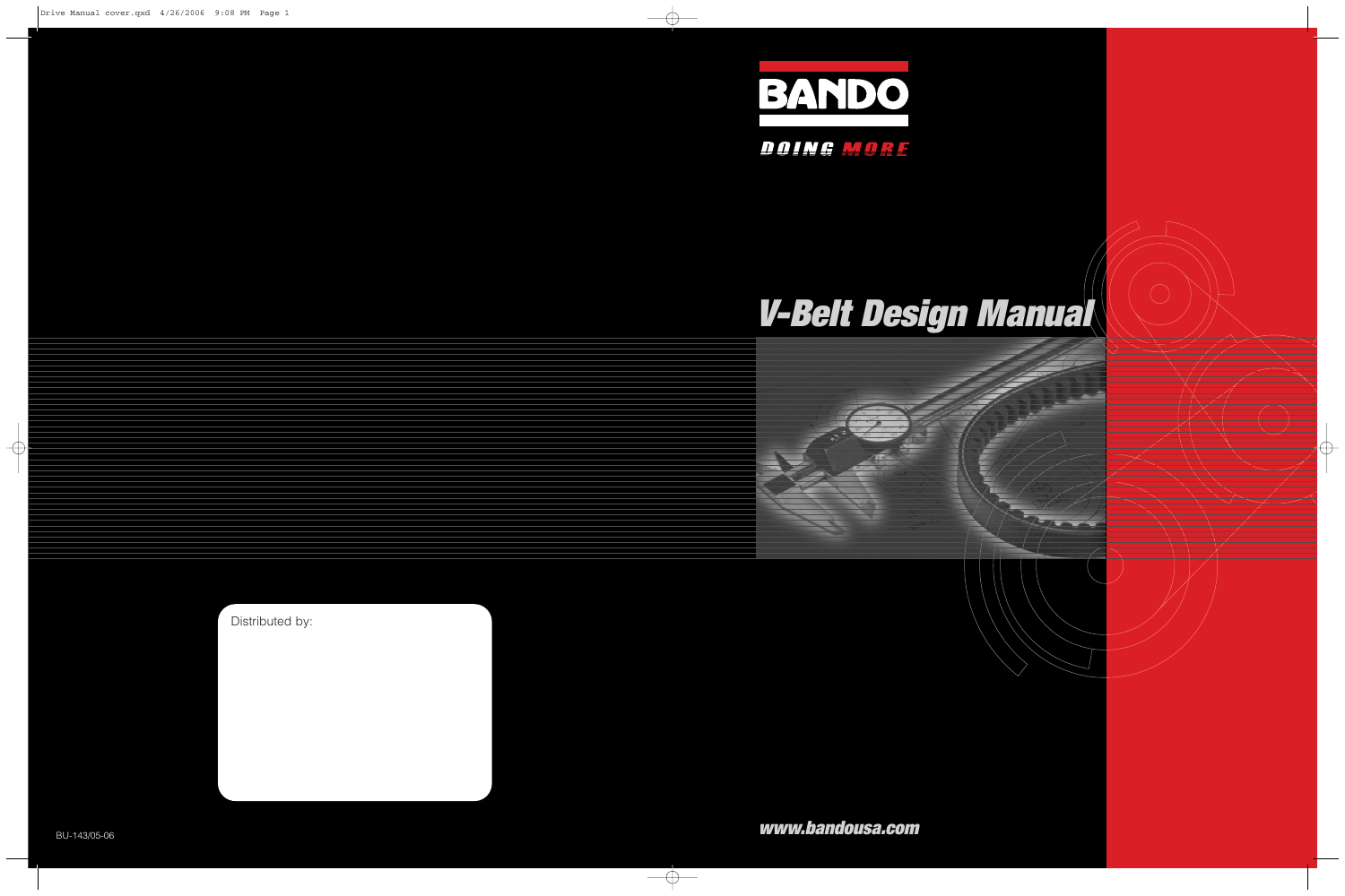BANDO

DOING MORE

# V-Belt Design Manual

Distributed by:

BU-143/05-06

www.bandousa.com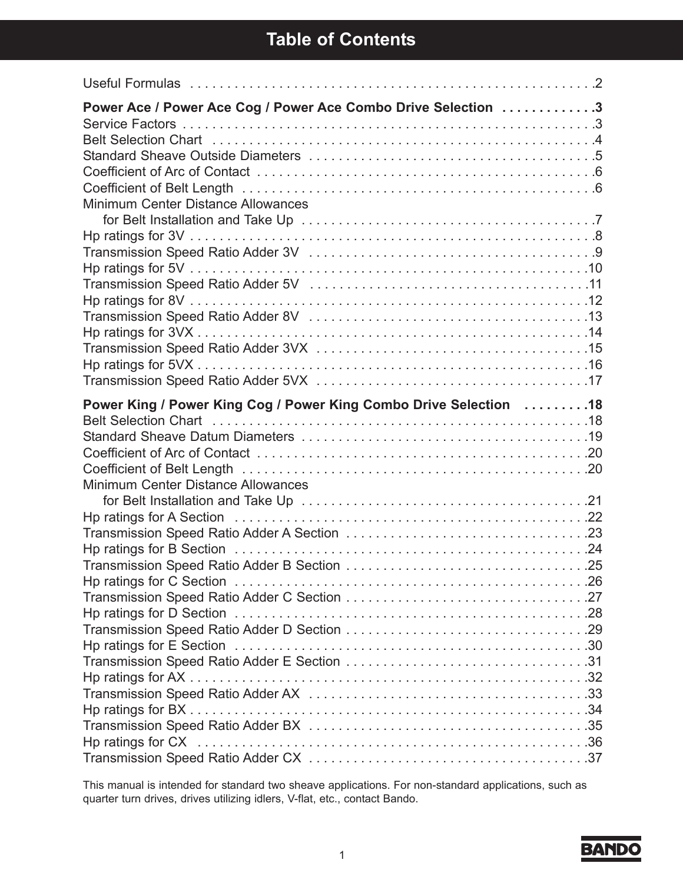# Table of Contents

Useful Formulas . . . . . . . . . . . . . . . . . . . . . . . . . . . . . . . . . . . . . . . . . . . . . . . . . . . . .2

**Power Ace / Power Ace Cog / Power Ace Combo Drive Selection . . . . . . . . . . . . .3**

Service Factors . . . . . . . . . . . . . . . . . . . . . . . . . . . . . . . . . . . . . . . . . . . . . . . . . . . . . . .3

Belt Selection Chart . . . . . . . . . . . . . . . . . . . . . . . . . . . . . . . . . . . . . . . . . . . . . . . . . . . .4

Standard Sheave Outside Diameters . . . . . . . . . . . . . . . . . . . . . . . . . . . . . . . . . . . . . . .5

Coefficient of Arc of Contact . . . . . . . . . . . . . . . . . . . . . . . . . . . . . . . . . . . . . . . . . . . . . .6

Coefficient of Belt Length . . . . . . . . . . . . . . . . . . . . . . . . . . . . . . . . . . . . . . . . . . . . . . . .6

Minimum Center Distance Allowances
for Belt Installation and Take Up . . . . . . . . . . . . . . . . . . . . . . . . . . . . . . . . . . . . . . . .7

Hp ratings for 3V . . . . . . . . . . . . . . . . . . . . . . . . . . . . . . . . . . . . . . . . . . . . . . . . . . . . . . .8

Transmission Speed Ratio Adder 3V . . . . . . . . . . . . . . . . . . . . . . . . . . . . . . . . . . . . . . .9

Hp ratings for 5V . . . . . . . . . . . . . . . . . . . . . . . . . . . . . . . . . . . . . . . . . . . . . . . . . . . . . .10

Transmission Speed Ratio Adder 5V . . . . . . . . . . . . . . . . . . . . . . . . . . . . . . . . . . . . . .11

Hp ratings for 8V . . . . . . . . . . . . . . . . . . . . . . . . . . . . . . . . . . . . . . . . . . . . . . . . . . . . . .12

Transmission Speed Ratio Adder 8V . . . . . . . . . . . . . . . . . . . . . . . . . . . . . . . . . . . . . .13

Hp ratings for 3VX . . . . . . . . . . . . . . . . . . . . . . . . . . . . . . . . . . . . . . . . . . . . . . . . . . . . .14

Transmission Speed Ratio Adder 3VX . . . . . . . . . . . . . . . . . . . . . . . . . . . . . . . . . . . . .15

Hp ratings for 5VX . . . . . . . . . . . . . . . . . . . . . . . . . . . . . . . . . . . . . . . . . . . . . . . . . . . . .16

Transmission Speed Ratio Adder 5VX . . . . . . . . . . . . . . . . . . . . . . . . . . . . . . . . . . . . .17

**Power King / Power King Cog / Power King Combo Drive Selection . . . . . . . . .18**

Belt Selection Chart . . . . . . . . . . . . . . . . . . . . . . . . . . . . . . . . . . . . . . . . . . . . . . . . . . .18

Standard Sheave Datum Diameters . . . . . . . . . . . . . . . . . . . . . . . . . . . . . . . . . . . . . . .19

Coefficient of Arc of Contact . . . . . . . . . . . . . . . . . . . . . . . . . . . . . . . . . . . . . . . . . . . . .20

Coefficient of Belt Length . . . . . . . . . . . . . . . . . . . . . . . . . . . . . . . . . . . . . . . . . . . . . . .20

Minimum Center Distance Allowances
for Belt Installation and Take Up . . . . . . . . . . . . . . . . . . . . . . . . . . . . . . . . . . . . . . .21

Hp ratings for A Section . . . . . . . . . . . . . . . . . . . . . . . . . . . . . . . . . . . . . . . . . . . . . . . .22

Transmission Speed Ratio Adder A Section . . . . . . . . . . . . . . . . . . . . . . . . . . . . . . . . .23

Hp ratings for B Section . . . . . . . . . . . . . . . . . . . . . . . . . . . . . . . . . . . . . . . . . . . . . . . .24

Transmission Speed Ratio Adder B Section . . . . . . . . . . . . . . . . . . . . . . . . . . . . . . . . .25

Hp ratings for C Section . . . . . . . . . . . . . . . . . . . . . . . . . . . . . . . . . . . . . . . . . . . . . . . .26

Transmission Speed Ratio Adder C Section . . . . . . . . . . . . . . . . . . . . . . . . . . . . . . . . .27

Hp ratings for D Section . . . . . . . . . . . . . . . . . . . . . . . . . . . . . . . . . . . . . . . . . . . . . . . .28

Transmission Speed Ratio Adder D Section . . . . . . . . . . . . . . . . . . . . . . . . . . . . . . . . .29

Hp ratings for E Section . . . . . . . . . . . . . . . . . . . . . . . . . . . . . . . . . . . . . . . . . . . . . . . .30

Transmission Speed Ratio Adder E Section . . . . . . . . . . . . . . . . . . . . . . . . . . . . . . . . .31

Hp ratings for AX . . . . . . . . . . . . . . . . . . . . . . . . . . . . . . . . . . . . . . . . . . . . . . . . . . . . . .32

Transmission Speed Ratio Adder AX . . . . . . . . . . . . . . . . . . . . . . . . . . . . . . . . . . . . . .33

Hp ratings for BX . . . . . . . . . . . . . . . . . . . . . . . . . . . . . . . . . . . . . . . . . . . . . . . . . . . . . .34

Transmission Speed Ratio Adder BX . . . . . . . . . . . . . . . . . . . . . . . . . . . . . . . . . . . . . .35

Hp ratings for CX . . . . . . . . . . . . . . . . . . . . . . . . . . . . . . . . . . . . . . . . . . . . . . . . . . . . . .36

Transmission Speed Ratio Adder CX . . . . . . . . . . . . . . . . . . . . . . . . . . . . . . . . . . . . . .37

This manual is intended for standard two sheave applications. For non-standard applications, such as quarter turn drives, drives utilizing idlers, V-flat, etc., contact Bando.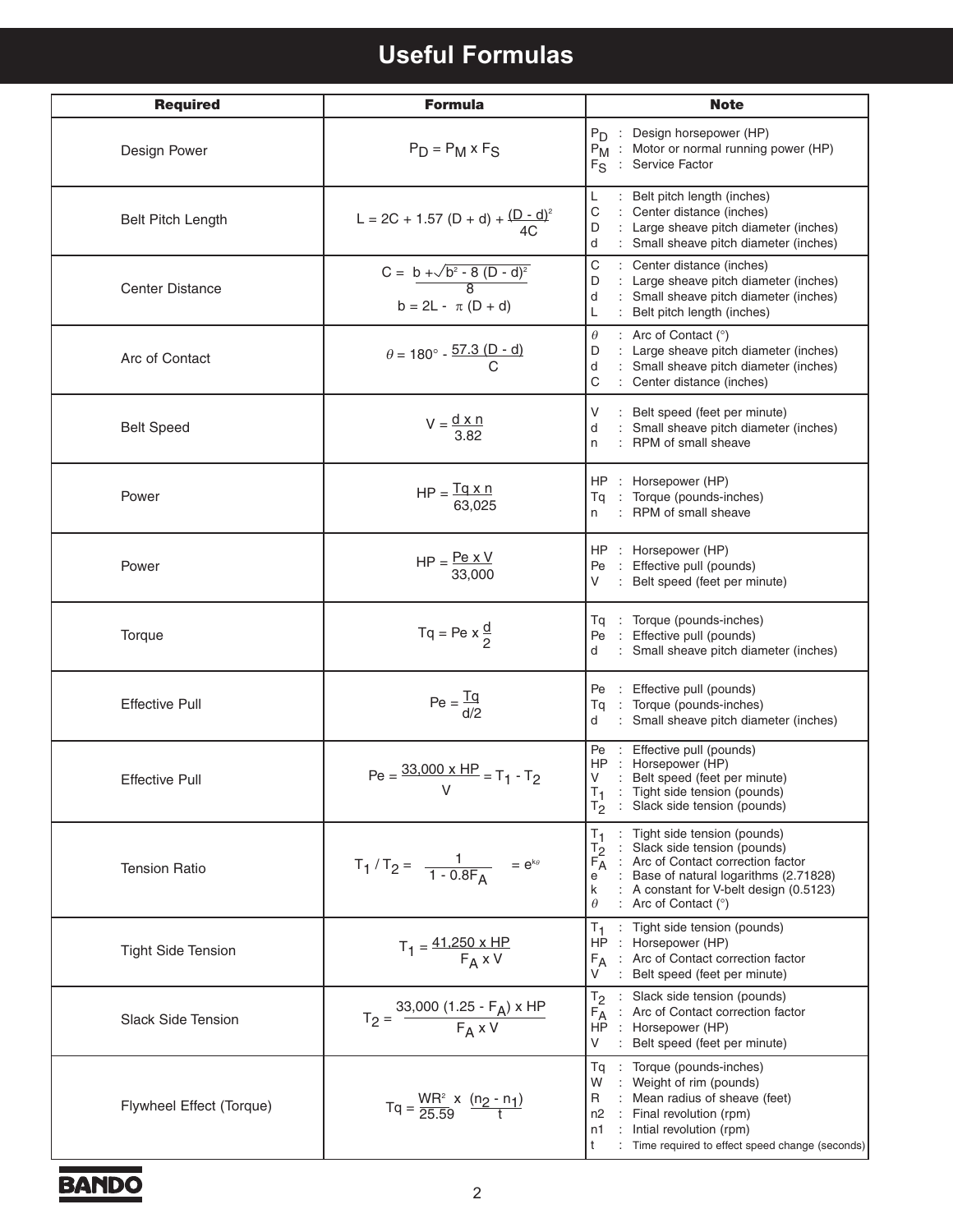# Useful Formulas

| Required | Formula | Note |
|---|---|---|
| Design Power | $P_D = P_M \times F_S$ | $P_D$ : Design horsepower (HP)<br>$P_M$ : Motor or normal running power (HP)<br>$F_S$ : Service Factor |
| Belt Pitch Length | $L = 2C + 1.57\,(D + d) + \frac{(D - d)^2}{4C}$ | L : Belt pitch length (inches)<br>C : Center distance (inches)<br>D : Large sheave pitch diameter (inches)<br>d : Small sheave pitch diameter (inches) |
| Center Distance | $C = \frac{b + \sqrt{b^2 - 8\,(D - d)^2}}{8}$<br>$b = 2L - \pi\,(D + d)$ | C : Center distance (inches)<br>D : Large sheave pitch diameter (inches)<br>d : Small sheave pitch diameter (inches)<br>L : Belt pitch length (inches) |
| Arc of Contact | $\theta = 180° - \frac{57.3\,(D - d)}{C}$ | $\theta$ : Arc of Contact (°)<br>D : Large sheave pitch diameter (inches)<br>d : Small sheave pitch diameter (inches)<br>C : Center distance (inches) |
| Belt Speed | $V = \frac{d \times n}{3.82}$ | V : Belt speed (feet per minute)<br>d : Small sheave pitch diameter (inches)<br>n : RPM of small sheave |
| Power | $HP = \frac{Tq \times n}{63{,}025}$ | HP : Horsepower (HP)<br>Tq : Torque (pounds-inches)<br>n : RPM of small sheave |
| Power | $HP = \frac{Pe \times V}{33{,}000}$ | HP : Horsepower (HP)<br>Pe : Effective pull (pounds)<br>V : Belt speed (feet per minute) |
| Torque | $Tq = Pe \times \frac{d}{2}$ | Tq : Torque (pounds-inches)<br>Pe : Effective pull (pounds)<br>d : Small sheave pitch diameter (inches) |
| Effective Pull | $Pe = \frac{Tq}{d/2}$ | Pe : Effective pull (pounds)<br>Tq : Torque (pounds-inches)<br>d : Small sheave pitch diameter (inches) |
| Effective Pull | $Pe = \frac{33{,}000 \times HP}{V} = T_1 - T_2$ | Pe : Effective pull (pounds)<br>HP : Horsepower (HP)<br>V : Belt speed (feet per minute)<br>$T_1$ : Tight side tension (pounds)<br>$T_2$ : Slack side tension (pounds) |
| Tension Ratio | $T_1 / T_2 = \frac{1}{1 - 0.8F_A} = e^{k\theta}$ | $T_1$ : Tight side tension (pounds)<br>$T_2$ : Slack side tension (pounds)<br>$F_A$ : Arc of Contact correction factor<br>e : Base of natural logarithms (2.71828)<br>k : A constant for V-belt design (0.5123)<br>$\theta$ : Arc of Contact (°) |
| Tight Side Tension | $T_1 = \frac{41{,}250 \times HP}{F_A \times V}$ | $T_1$ : Tight side tension (pounds)<br>HP : Horsepower (HP)<br>$F_A$ : Arc of Contact correction factor<br>V : Belt speed (feet per minute) |
| Slack Side Tension | $T_2 = \frac{33{,}000\,(1.25 - F_A) \times HP}{F_A \times V}$ | $T_2$ : Slack side tension (pounds)<br>$F_A$ : Arc of Contact correction factor<br>HP : Horsepower (HP)<br>V : Belt speed (feet per minute) |
| Flywheel Effect (Torque) | $Tq = \frac{WR^2}{25.59} \times \frac{(n_2 - n_1)}{t}$ | Tq : Torque (pounds-inches)<br>W : Weight of rim (pounds)<br>R : Mean radius of sheave (feet)<br>n2 : Final revolution (rpm)<br>n1 : Intial revolution (rpm)<br>t : Time required to effect speed change (seconds) |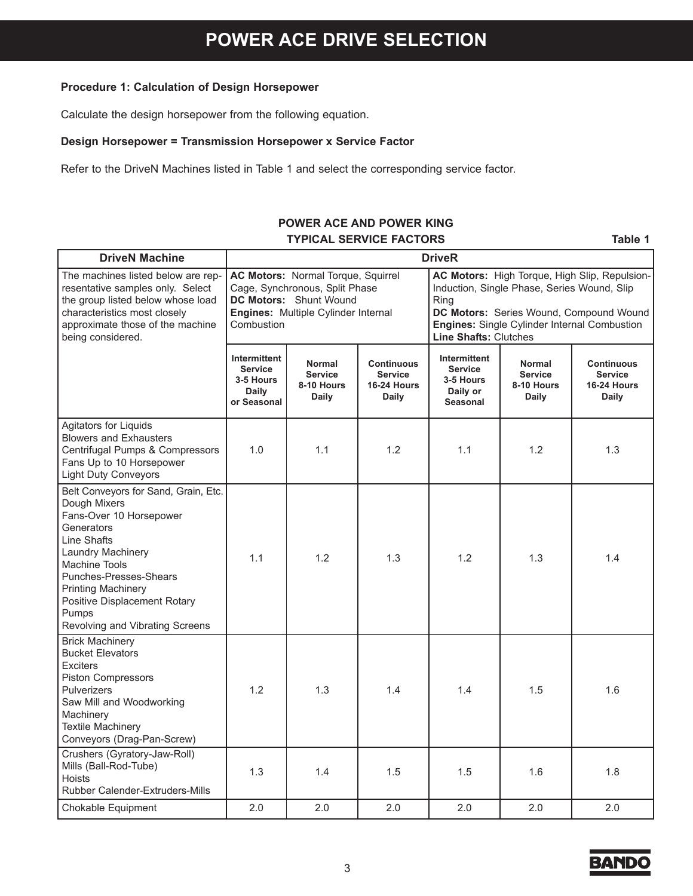# POWER ACE DRIVE SELECTION

**Procedure 1: Calculation of Design Horsepower**

Calculate the design horsepower from the following equation.

**Design Horsepower = Transmission Horsepower x Service Factor**

Refer to the DriveN Machines listed in Table 1 and select the corresponding service factor.

**POWER ACE AND POWER KING**
**TYPICAL SERVICE FACTORS** **Table 1**

| DriveN Machine | DriveR | | | | | |
|---|---|---|---|---|---|---|
| The machines listed below are representative samples only. Select the group listed below whose load characteristics most closely approximate those of the machine being considered. | **AC Motors:** Normal Torque, Squirrel Cage, Synchronous, Split Phase **DC Motors:** Shunt Wound **Engines:** Multiple Cylinder Internal Combustion | | | **AC Motors:** High Torque, High Slip, Repulsion-Induction, Single Phase, Series Wound, Slip Ring **DC Motors:** Series Wound, Compound Wound **Engines:** Single Cylinder Internal Combustion **Line Shafts:** Clutches | | |
| | **Intermittent Service 3-5 Hours Daily or Seasonal** | **Normal Service 8-10 Hours Daily** | **Continuous Service 16-24 Hours Daily** | **Intermittent Service 3-5 Hours Daily or Seasonal** | **Normal Service 8-10 Hours Daily** | **Continuous Service 16-24 Hours Daily** |
| Agitators for Liquids<br>Blowers and Exhausters<br>Centrifugal Pumps & Compressors<br>Fans Up to 10 Horsepower<br>Light Duty Conveyors | 1.0 | 1.1 | 1.2 | 1.1 | 1.2 | 1.3 |
| Belt Conveyors for Sand, Grain, Etc.<br>Dough Mixers<br>Fans-Over 10 Horsepower<br>Generators<br>Line Shafts<br>Laundry Machinery<br>Machine Tools<br>Punches-Presses-Shears<br>Printing Machinery<br>Positive Displacement Rotary Pumps<br>Revolving and Vibrating Screens | 1.1 | 1.2 | 1.3 | 1.2 | 1.3 | 1.4 |
| Brick Machinery<br>Bucket Elevators<br>Exciters<br>Piston Compressors<br>Pulverizers<br>Saw Mill and Woodworking Machinery<br>Textile Machinery<br>Conveyors (Drag-Pan-Screw) | 1.2 | 1.3 | 1.4 | 1.4 | 1.5 | 1.6 |
| Crushers (Gyratory-Jaw-Roll)<br>Mills (Ball-Rod-Tube)<br>Hoists<br>Rubber Calender-Extruders-Mills | 1.3 | 1.4 | 1.5 | 1.5 | 1.6 | 1.8 |
| Chokable Equipment | 2.0 | 2.0 | 2.0 | 2.0 | 2.0 | 2.0 |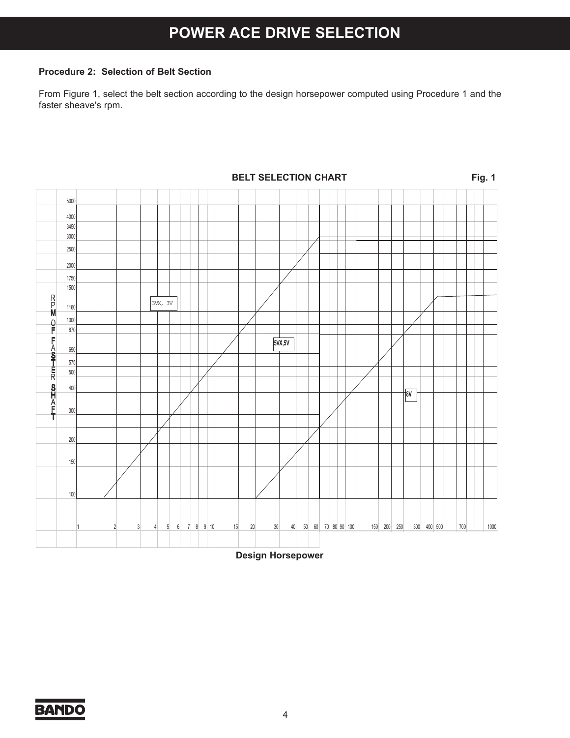# POWER ACE DRIVE SELECTION

**Procedure 2: Selection of Belt Section**

From Figure 1, select the belt section according to the design horsepower computed using Procedure 1 and the faster sheave's rpm.

**BELT SELECTION CHART** **Fig. 1**

RPM OF FASTER SHAFT

5000
4000
3450
3000
2500
2000
1750
1500
1160
1000
870
690
575
500
400
300
200
150
100

3VX, 3V

5VX,5V

8V

1 2 3 4 5 6 7 8 9 10 15 20 30 40 50 60 70 80 90 100 150 200 250 300 400 500 700 1000

Design Horsepower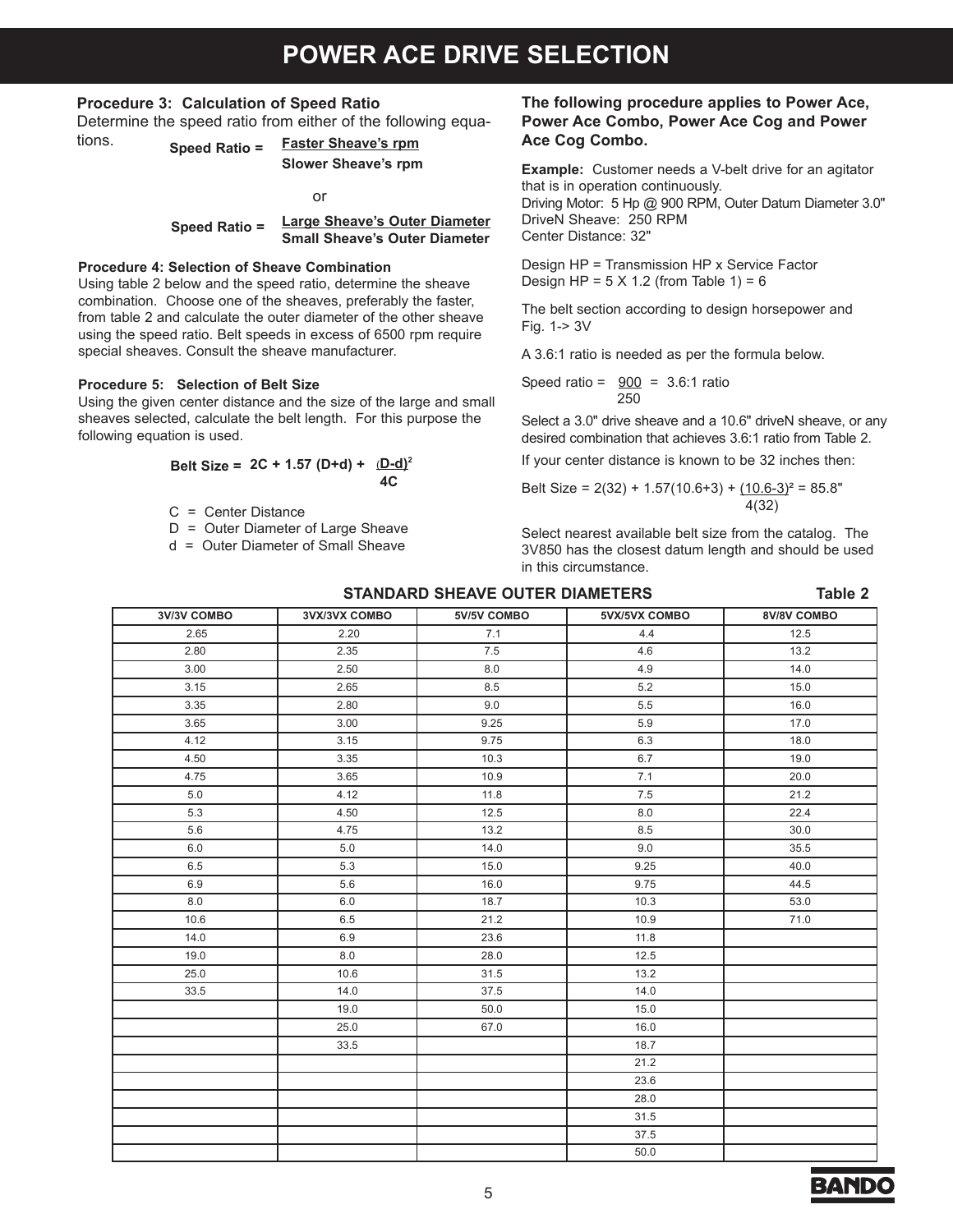# POWER ACE DRIVE SELECTION

**Procedure 3: Calculation of Speed Ratio**

Determine the speed ratio from either of the following equations.

$$\text{Speed Ratio} = \frac{\text{Faster Sheave's rpm}}{\text{Slower Sheave's rpm}}$$

or

$$\text{Speed Ratio} = \frac{\text{Large Sheave's Outer Diameter}}{\text{Small Sheave's Outer Diameter}}$$

**Procedure 4: Selection of Sheave Combination**

Using table 2 below and the speed ratio, determine the sheave combination. Choose one of the sheaves, preferably the faster, from table 2 and calculate the outer diameter of the other sheave using the speed ratio. Belt speeds in excess of 6500 rpm require special sheaves. Consult the sheave manufacturer.

**Procedure 5: Selection of Belt Size**

Using the given center distance and the size of the large and small sheaves selected, calculate the belt length. For this purpose the following equation is used.

$$\text{Belt Size} = 2C + 1.57\,(D+d) + \frac{(D-d)^2}{4C}$$

C = Center Distance
D = Outer Diameter of Large Sheave
d = Outer Diameter of Small Sheave

**The following procedure applies to Power Ace, Power Ace Combo, Power Ace Cog and Power Ace Cog Combo.**

**Example:** Customer needs a V-belt drive for an agitator that is in operation continuously.
Driving Motor: 5 Hp @ 900 RPM, Outer Datum Diameter 3.0"
DriveN Sheave: 250 RPM
Center Distance: 32"

Design HP = Transmission HP x Service Factor
Design HP = 5 X 1.2 (from Table 1) = 6

The belt section according to design horsepower and Fig. 1-> 3V

A 3.6:1 ratio is needed as per the formula below.

$$\text{Speed ratio} = \frac{900}{250} = 3.6{:}1 \text{ ratio}$$

Select a 3.0" drive sheave and a 10.6" driveN sheave, or any desired combination that achieves 3.6:1 ratio from Table 2.

If your center distance is known to be 32 inches then:

$$\text{Belt Size} = 2(32) + 1.57(10.6+3) + \frac{(10.6-3)^2}{4(32)} = 85.8"$$

Select nearest available belt size from the catalog. The 3V850 has the closest datum length and should be used in this circumstance.

**STANDARD SHEAVE OUTER DIAMETERS** — **Table 2**

| 3V/3V COMBO | 3VX/3VX COMBO | 5V/5V COMBO | 5VX/5VX COMBO | 8V/8V COMBO |
|---|---|---|---|---|
| 2.65 | 2.20 | 7.1 | 4.4 | 12.5 |
| 2.80 | 2.35 | 7.5 | 4.6 | 13.2 |
| 3.00 | 2.50 | 8.0 | 4.9 | 14.0 |
| 3.15 | 2.65 | 8.5 | 5.2 | 15.0 |
| 3.35 | 2.80 | 9.0 | 5.5 | 16.0 |
| 3.65 | 3.00 | 9.25 | 5.9 | 17.0 |
| 4.12 | 3.15 | 9.75 | 6.3 | 18.0 |
| 4.50 | 3.35 | 10.3 | 6.7 | 19.0 |
| 4.75 | 3.65 | 10.9 | 7.1 | 20.0 |
| 5.0 | 4.12 | 11.8 | 7.5 | 21.2 |
| 5.3 | 4.50 | 12.5 | 8.0 | 22.4 |
| 5.6 | 4.75 | 13.2 | 8.5 | 30.0 |
| 6.0 | 5.0 | 14.0 | 9.0 | 35.5 |
| 6.5 | 5.3 | 15.0 | 9.25 | 40.0 |
| 6.9 | 5.6 | 16.0 | 9.75 | 44.5 |
| 8.0 | 6.0 | 18.7 | 10.3 | 53.0 |
| 10.6 | 6.5 | 21.2 | 10.9 | 71.0 |
| 14.0 | 6.9 | 23.6 | 11.8 | |
| 19.0 | 8.0 | 28.0 | 12.5 | |
| 25.0 | 10.6 | 31.5 | 13.2 | |
| 33.5 | 14.0 | 37.5 | 14.0 | |
| | 19.0 | 50.0 | 15.0 | |
| | 25.0 | 67.0 | 16.0 | |
| | 33.5 | | 18.7 | |
| | | | 21.2 | |
| | | | 23.6 | |
| | | | 28.0 | |
| | | | 31.5 | |
| | | | 37.5 | |
| | | | 50.0 | |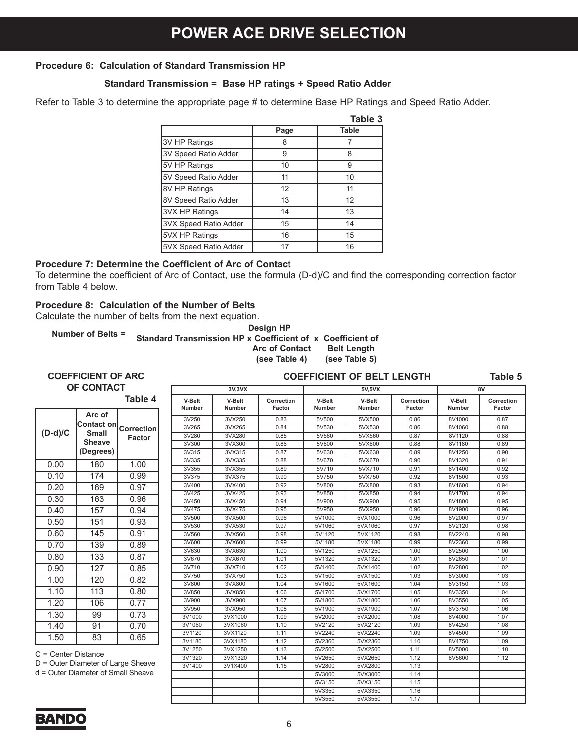# POWER ACE DRIVE SELECTION

**Procedure 6: Calculation of Standard Transmission HP**

**Standard Transmission = Base HP ratings + Speed Ratio Adder**

Refer to Table 3 to determine the appropriate page # to determine Base HP Ratings and Speed Ratio Adder.

**Table 3**

| | Page | Table |
|---|---|---|
| 3V HP Ratings | 8 | 7 |
| 3V Speed Ratio Adder | 9 | 8 |
| 5V HP Ratings | 10 | 9 |
| 5V Speed Ratio Adder | 11 | 10 |
| 8V HP Ratings | 12 | 11 |
| 8V Speed Ratio Adder | 13 | 12 |
| 3VX HP Ratings | 14 | 13 |
| 3VX Speed Ratio Adder | 15 | 14 |
| 5VX HP Ratings | 16 | 15 |
| 5VX Speed Ratio Adder | 17 | 16 |

**Procedure 7: Determine the Coefficient of Arc of Contact**

To determine the coefficient of Arc of Contact, use the formula (D-d)/C and find the corresponding correction factor from Table 4 below.

**Procedure 8: Calculation of the Number of Belts**

Calculate the number of belts from the next equation.

$$\text{Number of Belts} = \frac{\text{Design HP}}{\text{Standard Transmission HP} \times \text{Coefficient of Arc of Contact (see Table 4)} \times \text{Coefficient of Belt Length (see Table 5)}}$$

**COEFFICIENT OF ARC OF CONTACT**

**Table 4**

| (D-d)/C | Arc of Contact on Small Sheave (Degrees) | Correction Factor |
|---|---|---|
| 0.00 | 180 | 1.00 |
| 0.10 | 174 | 0.99 |
| 0.20 | 169 | 0.97 |
| 0.30 | 163 | 0.96 |
| 0.40 | 157 | 0.94 |
| 0.50 | 151 | 0.93 |
| 0.60 | 145 | 0.91 |
| 0.70 | 139 | 0.89 |
| 0.80 | 133 | 0.87 |
| 0.90 | 127 | 0.85 |
| 1.00 | 120 | 0.82 |
| 1.10 | 113 | 0.80 |
| 1.20 | 106 | 0.77 |
| 1.30 | 99 | 0.73 |
| 1.40 | 91 | 0.70 |
| 1.50 | 83 | 0.65 |

C = Center Distance
D = Outer Diameter of Large Sheave
d = Outer Diameter of Small Sheave

**COEFFICIENT OF BELT LENGTH**

**Table 5**

| 3V,3VX | | | 5V,5VX | | | 8V | |
|---|---|---|---|---|---|---|---|
| V-Belt Number | V-Belt Number | Correction Factor | V-Belt Number | V-Belt Number | Correction Factor | V-Belt Number | Correction Factor |
| 3V250 | 3VX250 | 0.83 | 5V500 | 5VX500 | 0.86 | 8V1000 | 0.87 |
| 3V265 | 3VX265 | 0.84 | 5V530 | 5VX530 | 0.86 | 8V1060 | 0.88 |
| 3V280 | 3VX280 | 0.85 | 5V560 | 5VX560 | 0.87 | 8V1120 | 0.88 |
| 3V300 | 3VX300 | 0.86 | 5V600 | 5VX600 | 0.88 | 8V1180 | 0.89 |
| 3V315 | 3VX315 | 0.87 | 5V630 | 5VX630 | 0.89 | 8V1250 | 0.90 |
| 3V335 | 3VX335 | 0.88 | 5V670 | 5VX670 | 0.90 | 8V1320 | 0.91 |
| 3V355 | 3VX355 | 0.89 | 5V710 | 5VX710 | 0.91 | 8V1400 | 0.92 |
| 3V375 | 3VX375 | 0.90 | 5V750 | 5VX750 | 0.92 | 8V1500 | 0.93 |
| 3V400 | 3VX400 | 0.92 | 5V800 | 5VX800 | 0.93 | 8V1600 | 0.94 |
| 3V425 | 3VX425 | 0.93 | 5V850 | 5VX850 | 0.94 | 8V1700 | 0.94 |
| 3V450 | 3VX450 | 0.94 | 5V900 | 5VX900 | 0.95 | 8V1800 | 0.95 |
| 3V475 | 3VX475 | 0.95 | 5V950 | 5VX950 | 0.96 | 8V1900 | 0.96 |
| 3V500 | 3VX500 | 0.96 | 5V1000 | 5VX1000 | 0.96 | 8V2000 | 0.97 |
| 3V530 | 3VX530 | 0.97 | 5V1060 | 5VX1060 | 0.97 | 8V2120 | 0.98 |
| 3V560 | 3VX560 | 0.98 | 5V1120 | 5VX1120 | 0.98 | 8V2240 | 0.98 |
| 3V600 | 3VX600 | 0.99 | 5V1180 | 5VX1180 | 0.99 | 8V2360 | 0.99 |
| 3V630 | 3VX630 | 1.00 | 5V1250 | 5VX1250 | 1.00 | 8V2500 | 1.00 |
| 3V670 | 3VX670 | 1.01 | 5V1320 | 5VX1320 | 1.01 | 8V2650 | 1.01 |
| 3V710 | 3VX710 | 1.02 | 5V1400 | 5VX1400 | 1.02 | 8V2800 | 1.02 |
| 3V750 | 3VX750 | 1.03 | 5V1500 | 5VX1500 | 1.03 | 8V3000 | 1.03 |
| 3V800 | 3VX800 | 1.04 | 5V1600 | 5VX1600 | 1.04 | 8V3150 | 1.03 |
| 3V850 | 3VX850 | 1.06 | 5V1700 | 5VX1700 | 1.05 | 8V3350 | 1.04 |
| 3V900 | 3VX900 | 1.07 | 5V1800 | 5VX1800 | 1.06 | 8V3550 | 1.05 |
| 3V950 | 3VX950 | 1.08 | 5V1900 | 5VX1900 | 1.07 | 8V3750 | 1.06 |
| 3V1000 | 3VX1000 | 1.09 | 5V2000 | 5VX2000 | 1.08 | 8V4000 | 1.07 |
| 3V1060 | 3VX1060 | 1.10 | 5V2120 | 5VX2120 | 1.09 | 8V4250 | 1.08 |
| 3V1120 | 3VX1120 | 1.11 | 5V2240 | 5VX2240 | 1.09 | 8V4500 | 1.09 |
| 3V1180 | 3VX1180 | 1.12 | 5V2360 | 5VX2360 | 1.10 | 8V4750 | 1.09 |
| 3V1250 | 3VX1250 | 1.13 | 5V2500 | 5VX2500 | 1.11 | 8V5000 | 1.10 |
| 3V1320 | 3VX1320 | 1.14 | 5V2650 | 5VX2650 | 1.12 | 8V5600 | 1.12 |
| 3V1400 | 3V1X400 | 1.15 | 5V2800 | 5VX2800 | 1.13 | | |
| | | | 5V3000 | 5VX3000 | 1.14 | | |
| | | | 5V3150 | 5VX3150 | 1.15 | | |
| | | | 5V3350 | 5VX3350 | 1.16 | | |
| | | | 5V3550 | 5VX3550 | 1.17 | | |

BANDO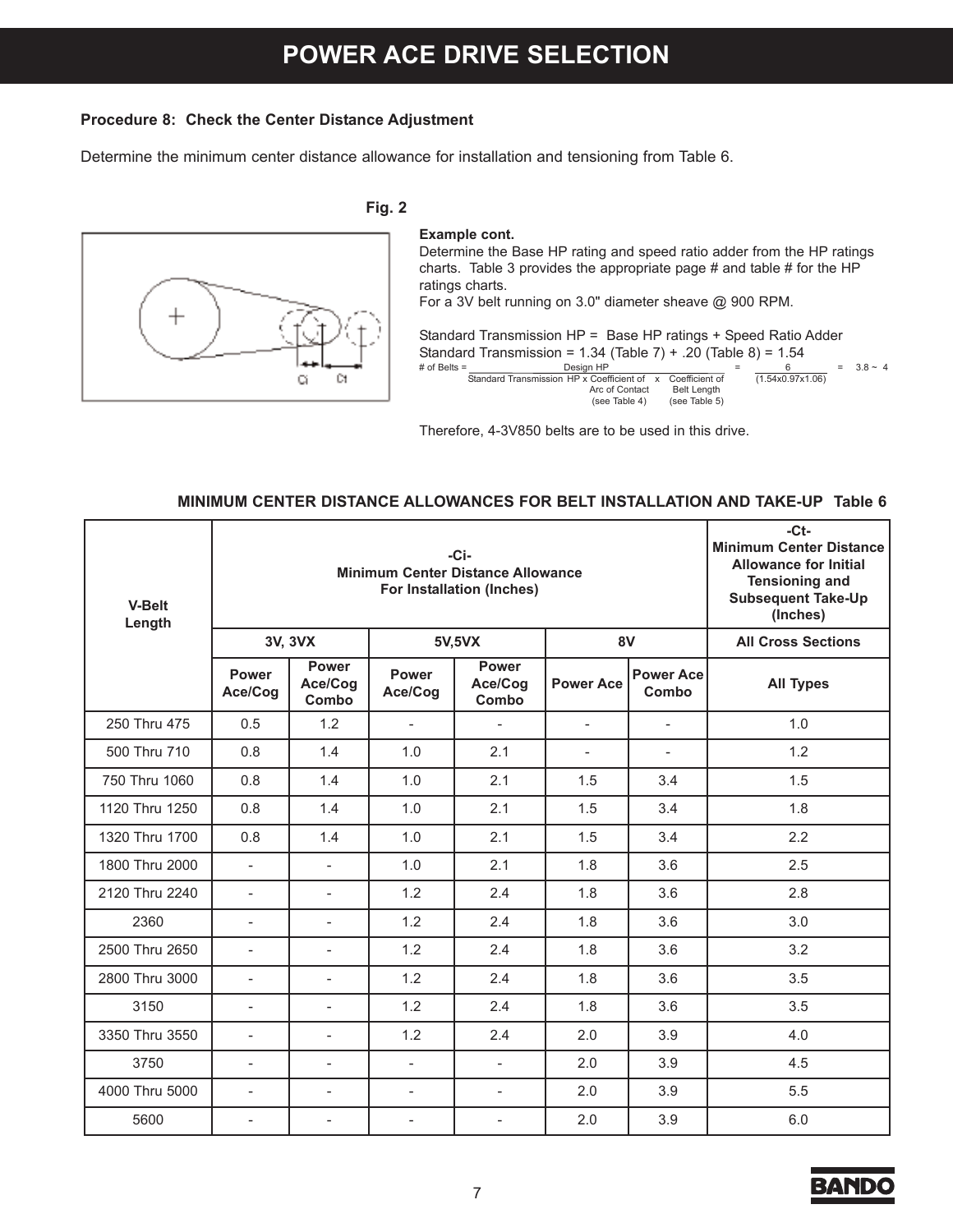# POWER ACE DRIVE SELECTION

**Procedure 8: Check the Center Distance Adjustment**

Determine the minimum center distance allowance for installation and tensioning from Table 6.

Fig. 2

Ci Ct

**Example cont.**

Determine the Base HP rating and speed ratio adder from the HP ratings charts. Table 3 provides the appropriate page # and table # for the HP ratings charts.

For a 3V belt running on 3.0" diameter sheave @ 900 RPM.

Standard Transmission HP = Base HP ratings + Speed Ratio Adder

Standard Transmission = 1.34 (Table 7) + .20 (Table 8) = 1.54

$$\# \text{ of Belts} = \frac{\text{Design HP}}{\text{Standard Transmission HP} \times \underset{\text{(see Table 4)}}{\text{Coefficient of Arc of Contact}} \times \underset{\text{(see Table 5)}}{\text{Coefficient of Belt Length}}} = \frac{6}{(1.54 \times 0.97 \times 1.06)} = 3.8 \sim 4$$

Therefore, 4-3V850 belts are to be used in this drive.

**MINIMUM CENTER DISTANCE ALLOWANCES FOR BELT INSTALLATION AND TAKE-UP Table 6**

| V-Belt Length | -Ci- Minimum Center Distance Allowance For Installation (Inches) | | | | | | -Ct- Minimum Center Distance Allowance for Initial Tensioning and Subsequent Take-Up (Inches) |
|---|---|---|---|---|---|---|---|
| | 3V, 3VX | | 5V,5VX | | 8V | | All Cross Sections |
| | Power Ace/Cog | Power Ace/Cog Combo | Power Ace/Cog | Power Ace/Cog Combo | Power Ace | Power Ace Combo | All Types |
| 250 Thru 475 | 0.5 | 1.2 | - | - | - | - | 1.0 |
| 500 Thru 710 | 0.8 | 1.4 | 1.0 | 2.1 | - | - | 1.2 |
| 750 Thru 1060 | 0.8 | 1.4 | 1.0 | 2.1 | 1.5 | 3.4 | 1.5 |
| 1120 Thru 1250 | 0.8 | 1.4 | 1.0 | 2.1 | 1.5 | 3.4 | 1.8 |
| 1320 Thru 1700 | 0.8 | 1.4 | 1.0 | 2.1 | 1.5 | 3.4 | 2.2 |
| 1800 Thru 2000 | - | - | 1.0 | 2.1 | 1.8 | 3.6 | 2.5 |
| 2120 Thru 2240 | - | - | 1.2 | 2.4 | 1.8 | 3.6 | 2.8 |
| 2360 | - | - | 1.2 | 2.4 | 1.8 | 3.6 | 3.0 |
| 2500 Thru 2650 | - | - | 1.2 | 2.4 | 1.8 | 3.6 | 3.2 |
| 2800 Thru 3000 | - | - | 1.2 | 2.4 | 1.8 | 3.6 | 3.5 |
| 3150 | - | - | 1.2 | 2.4 | 1.8 | 3.6 | 3.5 |
| 3350 Thru 3550 | - | - | 1.2 | 2.4 | 2.0 | 3.9 | 4.0 |
| 3750 | - | - | - | - | 2.0 | 3.9 | 4.5 |
| 4000 Thru 5000 | - | - | - | - | 2.0 | 3.9 | 5.5 |
| 5600 | - | - | - | - | 2.0 | 3.9 | 6.0 |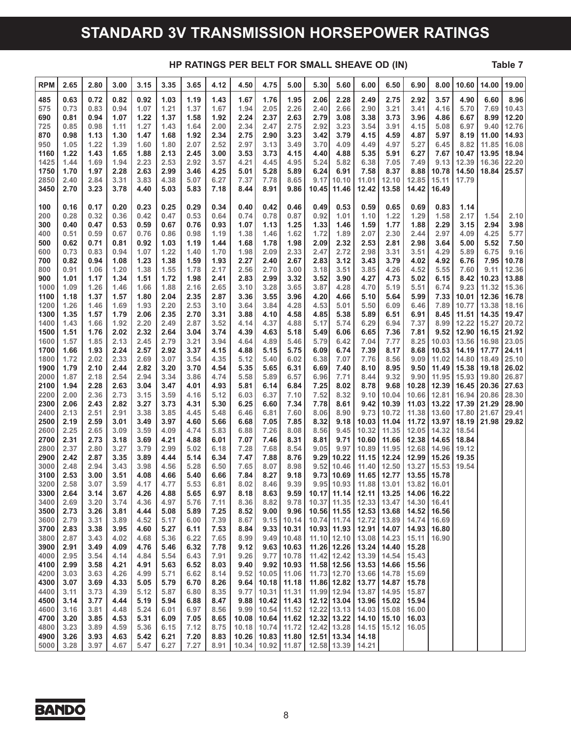# STANDARD 3V TRANSMISSION HORSEPOWER RATINGS

**HP RATINGS PER BELT FOR SMALL SHEAVE OD (IN)** **Table 7**

| RPM | 2.65 | 2.80 | 3.00 | 3.15 | 3.35 | 3.65 | 4.12 | 4.50 | 4.75 | 5.00 | 5.30 | 5.60 | 6.00 | 6.50 | 6.90 | 8.00 | 10.60 | 14.00 | 19.00 |
|---|---|---|---|---|---|---|---|---|---|---|---|---|---|---|---|---|---|---|---|
| 485 | 0.63 | 0.72 | 0.82 | 0.92 | 1.03 | 1.19 | 1.43 | 1.67 | 1.76 | 1.95 | 2.06 | 2.28 | 2.49 | 2.75 | 2.92 | 3.57 | 4.90 | 6.60 | 8.96 |
| 575 | 0.73 | 0.83 | 0.94 | 1.07 | 1.21 | 1.37 | 1.67 | 1.94 | 2.05 | 2.26 | 2.40 | 2.66 | 2.90 | 3.21 | 3.41 | 4.16 | 5.70 | 7.69 | 10.43 |
| 690 | 0.81 | 0.94 | 1.07 | 1.22 | 1.37 | 1.58 | 1.92 | 2.24 | 2.37 | 2.63 | 2.79 | 3.08 | 3.38 | 3.73 | 3.96 | 4.86 | 6.67 | 8.99 | 12.20 |
| 725 | 0.85 | 0.98 | 1.11 | 1.27 | 1.43 | 1.64 | 2.00 | 2.34 | 2.47 | 2.75 | 2.92 | 3.23 | 3.54 | 3.91 | 4.15 | 5.08 | 6.97 | 9.40 | 12.76 |
| 870 | 0.98 | 1.13 | 1.30 | 1.47 | 1.68 | 1.92 | 2.34 | 2.75 | 2.90 | 3.23 | 3.42 | 3.79 | 4.15 | 4.59 | 4.87 | 5.97 | 8.19 | 11.00 | 14.93 |
| 950 | 1.05 | 1.22 | 1.39 | 1.60 | 1.80 | 2.07 | 2.52 | 2.97 | 3.13 | 3.49 | 3.70 | 4.09 | 4.49 | 4.97 | 5.27 | 6.45 | 8.82 | 11.85 | 16.08 |
| 1160 | 1.22 | 1.43 | 1.65 | 1.88 | 2.13 | 2.45 | 3.00 | 3.53 | 3.73 | 4.15 | 4.40 | 4.88 | 5.35 | 5.91 | 6.27 | 7.67 | 10.47 | 13.95 | 18.94 |
| 1425 | 1.44 | 1.69 | 1.94 | 2.23 | 2.53 | 2.92 | 3.57 | 4.21 | 4.45 | 4.95 | 5.24 | 5.82 | 6.38 | 7.05 | 7.49 | 9.13 | 12.39 | 16.36 | 22.20 |
| 1750 | 1.70 | 1.97 | 2.28 | 2.63 | 2.99 | 3.46 | 4.25 | 5.01 | 5.28 | 5.89 | 6.24 | 6.91 | 7.58 | 8.37 | 8.88 | 10.78 | 14.50 | 18.84 | 25.57 |
| 2850 | 2.40 | 2.84 | 3.31 | 3.83 | 4.38 | 5.07 | 6.27 | 7.37 | 7.78 | 8.65 | 9.17 | 10.10 | 11.01 | 12.10 | 12.85 | 15.11 | 17.79 | | |
| 3450 | 2.70 | 3.23 | 3.78 | 4.40 | 5.03 | 5.83 | 7.18 | 8.44 | 8.91 | 9.86 | 10.45 | 11.46 | 12.42 | 13.58 | 14.42 | 16.49 | | | |
| 100 | 0.16 | 0.17 | 0.20 | 0.23 | 0.25 | 0.29 | 0.34 | 0.40 | 0.42 | 0.46 | 0.49 | 0.53 | 0.59 | 0.65 | 0.69 | 0.83 | 1.14 | | |
| 200 | 0.28 | 0.32 | 0.36 | 0.42 | 0.47 | 0.53 | 0.64 | 0.74 | 0.78 | 0.87 | 0.92 | 1.01 | 1.10 | 1.22 | 1.29 | 1.58 | 2.17 | 1.54 | 2.10 |
| 300 | 0.40 | 0.47 | 0.53 | 0.59 | 0.67 | 0.76 | 0.93 | 1.07 | 1.13 | 1.25 | 1.33 | 1.46 | 1.59 | 1.77 | 1.88 | 2.29 | 3.15 | 2.94 | 3.98 |
| 400 | 0.51 | 0.59 | 0.67 | 0.76 | 0.86 | 0.98 | 1.19 | 1.38 | 1.46 | 1.62 | 1.72 | 1.89 | 2.07 | 2.30 | 2.44 | 2.97 | 4.09 | 4.25 | 5.77 |
| 500 | 0.62 | 0.71 | 0.81 | 0.92 | 1.03 | 1.19 | 1.44 | 1.68 | 1.78 | 1.98 | 2.09 | 2.32 | 2.53 | 2.81 | 2.98 | 3.64 | 5.00 | 5.52 | 7.50 |
| 600 | 0.73 | 0.83 | 0.94 | 1.07 | 1.22 | 1.40 | 1.70 | 1.98 | 2.09 | 2.33 | 2.47 | 2.72 | 2.98 | 3.31 | 3.51 | 4.29 | 5.89 | 6.75 | 9.16 |
| 700 | 0.82 | 0.94 | 1.08 | 1.23 | 1.38 | 1.59 | 1.93 | 2.27 | 2.40 | 2.67 | 2.83 | 3.12 | 3.43 | 3.79 | 4.02 | 4.92 | 6.76 | 7.95 | 10.78 |
| 800 | 0.91 | 1.06 | 1.20 | 1.38 | 1.55 | 1.78 | 2.17 | 2.56 | 2.70 | 3.00 | 3.18 | 3.51 | 3.85 | 4.26 | 4.52 | 5.55 | 7.60 | 9.11 | 12.36 |
| 900 | 1.01 | 1.17 | 1.34 | 1.51 | 1.72 | 1.98 | 2.41 | 2.83 | 2.99 | 3.32 | 3.52 | 3.90 | 4.27 | 4.73 | 5.02 | 6.15 | 8.42 | 10.23 | 13.88 |
| 1000 | 1.09 | 1.26 | 1.46 | 1.66 | 1.88 | 2.16 | 2.65 | 3.10 | 3.28 | 3.65 | 3.87 | 4.28 | 4.70 | 5.19 | 5.51 | 6.74 | 9.23 | 11.32 | 15.36 |
| 1100 | 1.18 | 1.37 | 1.57 | 1.80 | 2.04 | 2.35 | 2.87 | 3.36 | 3.55 | 3.96 | 4.20 | 4.66 | 5.10 | 5.64 | 5.99 | 7.33 | 10.01 | 12.36 | 16.78 |
| 1200 | 1.26 | 1.46 | 1.69 | 1.93 | 2.20 | 2.53 | 3.10 | 3.64 | 3.84 | 4.28 | 4.53 | 5.01 | 5.50 | 6.09 | 6.46 | 7.89 | 10.77 | 13.38 | 18.16 |
| 1300 | 1.35 | 1.57 | 1.79 | 2.06 | 2.35 | 2.70 | 3.31 | 3.88 | 4.10 | 4.58 | 4.85 | 5.38 | 5.89 | 6.51 | 6.91 | 8.45 | 11.51 | 14.35 | 19.47 |
| 1400 | 1.43 | 1.66 | 1.92 | 2.20 | 2.49 | 2.87 | 3.52 | 4.14 | 4.37 | 4.88 | 5.17 | 5.74 | 6.29 | 6.94 | 7.37 | 8.99 | 12.22 | 15.27 | 20.72 |
| 1500 | 1.51 | 1.76 | 2.02 | 2.32 | 2.64 | 3.04 | 3.74 | 4.39 | 4.63 | 5.18 | 5.49 | 6.06 | 6.65 | 7.36 | 7.81 | 9.52 | 12.90 | 16.15 | 21.92 |
| 1600 | 1.57 | 1.85 | 2.13 | 2.45 | 2.79 | 3.21 | 3.94 | 4.64 | 4.89 | 5.46 | 5.79 | 6.42 | 7.04 | 7.77 | 8.25 | 10.03 | 13.56 | 16.98 | 23.05 |
| 1700 | 1.66 | 1.93 | 2.24 | 2.57 | 2.92 | 3.37 | 4.15 | 4.88 | 5.15 | 5.75 | 6.09 | 6.74 | 7.39 | 8.17 | 8.68 | 10.53 | 14.19 | 17.77 | 24.11 |
| 1800 | 1.72 | 2.02 | 2.33 | 2.69 | 3.07 | 3.54 | 4.35 | 5.12 | 5.40 | 6.02 | 6.38 | 7.07 | 7.76 | 8.56 | 9.09 | 11.02 | 14.80 | 18.49 | 25.10 |
| 1900 | 1.79 | 2.10 | 2.44 | 2.82 | 3.20 | 3.70 | 4.54 | 5.35 | 5.65 | 6.31 | 6.69 | 7.40 | 8.10 | 8.95 | 9.50 | 11.49 | 15.38 | 19.18 | 26.02 |
| 2000 | 1.87 | 2.18 | 2.54 | 2.94 | 3.34 | 3.86 | 4.74 | 5.58 | 5.89 | 6.57 | 6.96 | 7.71 | 8.44 | 9.32 | 9.90 | 11.95 | 15.93 | 19.80 | 26.87 |
| 2100 | 1.94 | 2.28 | 2.63 | 3.04 | 3.47 | 4.01 | 4.93 | 5.81 | 6.14 | 6.84 | 7.25 | 8.02 | 8.78 | 9.68 | 10.28 | 12.39 | 16.45 | 20.36 | 27.63 |
| 2200 | 2.00 | 2.36 | 2.73 | 3.15 | 3.59 | 4.16 | 5.12 | 6.03 | 6.37 | 7.10 | 7.52 | 8.32 | 9.10 | 10.04 | 10.66 | 12.81 | 16.94 | 20.86 | 28.30 |
| 2300 | 2.06 | 2.43 | 2.82 | 3.27 | 3.73 | 4.31 | 5.30 | 6.25 | 6.60 | 7.34 | 7.78 | 8.61 | 9.42 | 10.39 | 11.03 | 13.22 | 17.39 | 21.29 | 28.90 |
| 2400 | 2.13 | 2.51 | 2.91 | 3.38 | 3.85 | 4.45 | 5.48 | 6.46 | 6.81 | 7.60 | 8.06 | 8.90 | 9.73 | 10.72 | 11.38 | 13.60 | 17.80 | 21.67 | 29.41 |
| 2500 | 2.19 | 2.59 | 3.01 | 3.49 | 3.97 | 4.60 | 5.66 | 6.68 | 7.05 | 7.85 | 8.32 | 9.18 | 10.03 | 11.04 | 11.72 | 13.97 | 18.19 | 21.98 | 29.82 |
| 2600 | 2.25 | 2.65 | 3.09 | 3.59 | 4.09 | 4.74 | 5.83 | 6.88 | 7.26 | 8.08 | 8.56 | 9.45 | 10.32 | 11.35 | 12.05 | 14.32 | 18.54 | | |
| 2700 | 2.31 | 2.73 | 3.18 | 3.69 | 4.21 | 4.88 | 6.01 | 7.07 | 7.46 | 8.31 | 8.81 | 9.71 | 10.60 | 11.66 | 12.38 | 14.65 | 18.84 | | |
| 2800 | 2.37 | 2.80 | 3.27 | 3.79 | 2.99 | 5.02 | 6.18 | 7.28 | 7.68 | 8.54 | 9.05 | 9.97 | 10.89 | 11.95 | 12.68 | 14.96 | 19.12 | | |
| 2900 | 2.42 | 2.87 | 3.35 | 3.89 | 4.44 | 5.14 | 6.34 | 7.47 | 7.88 | 8.76 | 9.29 | 10.22 | 11.15 | 12.24 | 12.99 | 15.26 | 19.35 | | |
| 3000 | 2.48 | 2.94 | 3.43 | 3.98 | 4.56 | 5.28 | 6.50 | 7.65 | 8.07 | 8.98 | 9.52 | 10.46 | 11.40 | 12.50 | 13.27 | 15.53 | 19.54 | | |
| 3100 | 2.53 | 3.00 | 3.51 | 4.08 | 4.66 | 5.40 | 6.66 | 7.84 | 8.27 | 9.18 | 9.73 | 10.69 | 11.65 | 12.77 | 13.55 | 15.78 | | | |
| 3200 | 2.58 | 3.07 | 3.59 | 4.17 | 4.77 | 5.53 | 6.81 | 8.02 | 8.46 | 9.39 | 9.95 | 10.93 | 11.88 | 13.01 | 13.82 | 16.01 | | | |
| 3300 | 2.64 | 3.14 | 3.67 | 4.26 | 4.88 | 5.65 | 6.97 | 8.18 | 8.63 | 9.59 | 10.17 | 11.14 | 12.11 | 13.25 | 14.06 | 16.22 | | | |
| 3400 | 2.69 | 3.20 | 3.74 | 4.36 | 4.97 | 5.76 | 7.11 | 8.36 | 8.82 | 9.78 | 10.37 | 11.35 | 12.33 | 13.47 | 14.30 | 16.41 | | | |
| 3500 | 2.73 | 3.26 | 3.81 | 4.44 | 5.08 | 5.89 | 7.25 | 8.52 | 9.00 | 9.96 | 10.56 | 11.55 | 12.53 | 13.68 | 14.52 | 16.56 | | | |
| 3600 | 2.79 | 3.31 | 3.89 | 4.52 | 5.17 | 6.00 | 7.39 | 8.67 | 9.15 | 10.14 | 10.74 | 11.74 | 12.72 | 13.89 | 14.74 | 16.69 | | | |
| 3700 | 2.83 | 3.38 | 3.95 | 4.60 | 5.27 | 6.11 | 7.53 | 8.84 | 9.33 | 10.31 | 10.93 | 11.93 | 12.91 | 14.07 | 14.93 | 16.80 | | | |
| 3800 | 2.87 | 3.43 | 4.02 | 4.68 | 5.36 | 6.22 | 7.65 | 8.99 | 9.49 | 10.48 | 11.10 | 12.10 | 13.08 | 14.23 | 15.11 | 16.90 | | | |
| 3900 | 2.91 | 3.49 | 4.09 | 4.76 | 5.46 | 6.32 | 7.78 | 9.12 | 9.63 | 10.63 | 11.26 | 12.26 | 13.24 | 14.40 | 15.28 | | | | |
| 4000 | 2.95 | 3.54 | 4.14 | 4.84 | 5.54 | 6.43 | 7.91 | 9.26 | 9.77 | 10.78 | 11.42 | 12.42 | 13.39 | 14.54 | 15.43 | | | | |
| 4100 | 2.99 | 3.58 | 4.21 | 4.91 | 5.63 | 6.52 | 8.03 | 9.40 | 9.92 | 10.93 | 11.58 | 12.56 | 13.53 | 14.66 | 15.56 | | | | |
| 4200 | 3.03 | 3.63 | 4.26 | 4.99 | 5.71 | 6.62 | 8.14 | 9.52 | 10.05 | 11.06 | 11.73 | 12.70 | 13.66 | 14.78 | 15.69 | | | | |
| 4300 | 3.07 | 3.69 | 4.33 | 5.05 | 5.79 | 6.70 | 8.26 | 9.64 | 10.18 | 11.18 | 11.86 | 12.82 | 13.77 | 14.87 | 15.78 | | | | |
| 4400 | 3.11 | 3.73 | 4.39 | 5.12 | 5.87 | 6.80 | 8.35 | 9.77 | 10.31 | 11.31 | 11.99 | 12.94 | 13.87 | 14.95 | 15.87 | | | | |
| 4500 | 3.14 | 3.77 | 4.44 | 5.19 | 5.94 | 6.88 | 8.47 | 9.88 | 10.42 | 11.43 | 12.12 | 13.04 | 13.96 | 15.02 | 15.94 | | | | |
| 4600 | 3.16 | 3.81 | 4.48 | 5.24 | 6.01 | 6.97 | 8.56 | 9.99 | 10.54 | 11.52 | 12.22 | 13.13 | 14.03 | 15.08 | 16.00 | | | | |
| 4700 | 3.20 | 3.85 | 4.53 | 5.31 | 6.09 | 7.05 | 8.65 | 10.08 | 10.64 | 11.62 | 12.32 | 13.22 | 14.10 | 15.10 | 16.03 | | | | |
| 4800 | 3.23 | 3.89 | 4.59 | 5.36 | 6.15 | 7.12 | 8.75 | 10.18 | 10.74 | 11.72 | 12.42 | 13.28 | 14.15 | 15.12 | 16.05 | | | | |
| 4900 | 3.26 | 3.93 | 4.63 | 5.42 | 6.21 | 7.20 | 8.83 | 10.26 | 10.83 | 11.80 | 12.51 | 13.34 | 14.18 | | | | | | |
| 5000 | 3.28 | 3.97 | 4.67 | 5.47 | 6.27 | 7.27 | 8.91 | 10.34 | 10.92 | 11.87 | 12.58 | 13.39 | 14.21 | | | | | | |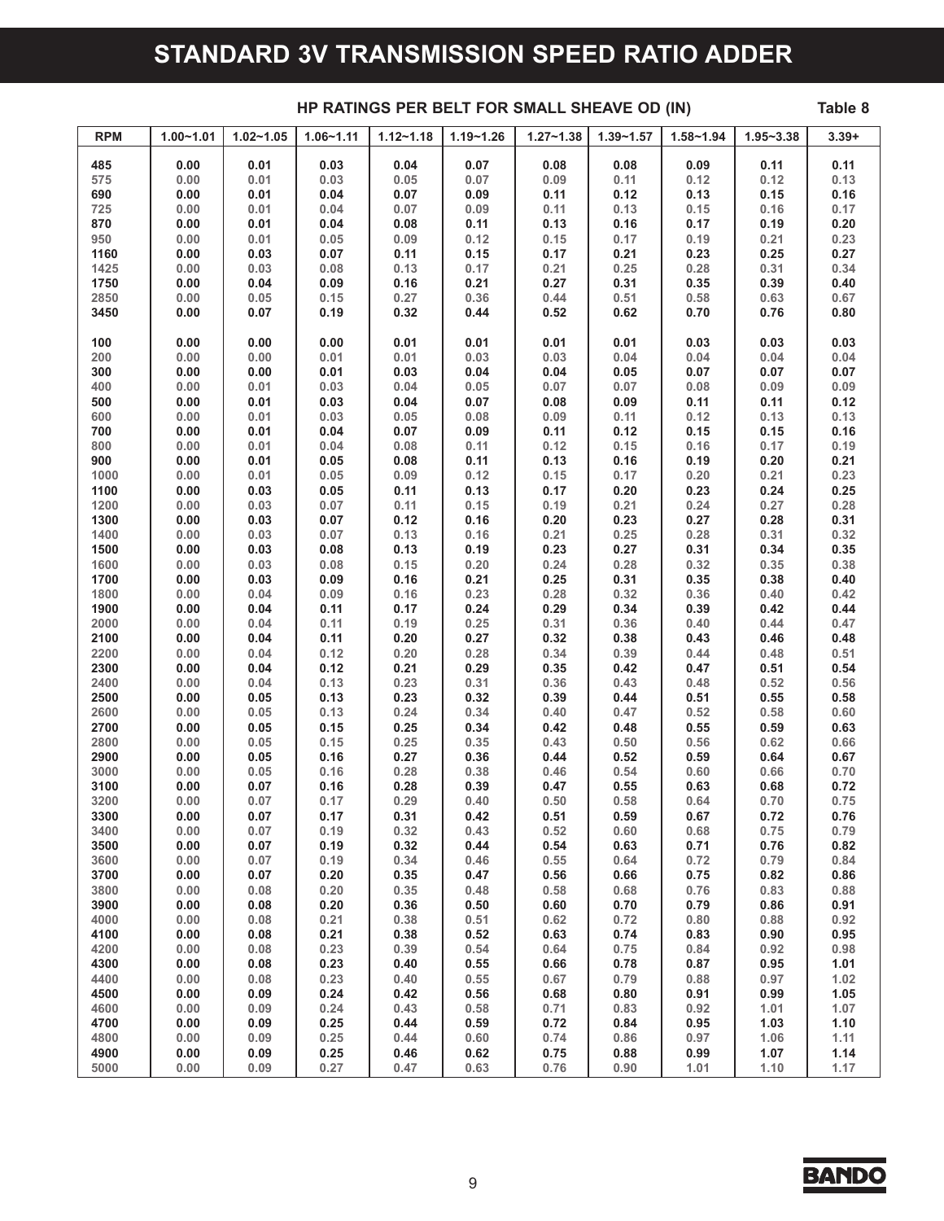# STANDARD 3V TRANSMISSION SPEED RATIO ADDER

**HP RATINGS PER BELT FOR SMALL SHEAVE OD (IN)** **Table 8**

| RPM | 1.00~1.01 | 1.02~1.05 | 1.06~1.11 | 1.12~1.18 | 1.19~1.26 | 1.27~1.38 | 1.39~1.57 | 1.58~1.94 | 1.95~3.38 | 3.39+ |
|---|---|---|---|---|---|---|---|---|---|---|
| 485 | 0.00 | 0.01 | 0.03 | 0.04 | 0.07 | 0.08 | 0.08 | 0.09 | 0.11 | 0.11 |
| 575 | 0.00 | 0.01 | 0.03 | 0.05 | 0.07 | 0.09 | 0.11 | 0.12 | 0.12 | 0.13 |
| 690 | 0.00 | 0.01 | 0.04 | 0.07 | 0.09 | 0.11 | 0.12 | 0.13 | 0.15 | 0.16 |
| 725 | 0.00 | 0.01 | 0.04 | 0.07 | 0.09 | 0.11 | 0.13 | 0.15 | 0.16 | 0.17 |
| 870 | 0.00 | 0.01 | 0.04 | 0.08 | 0.11 | 0.13 | 0.16 | 0.17 | 0.19 | 0.20 |
| 950 | 0.00 | 0.01 | 0.05 | 0.09 | 0.12 | 0.15 | 0.17 | 0.19 | 0.21 | 0.23 |
| 1160 | 0.00 | 0.03 | 0.07 | 0.11 | 0.15 | 0.17 | 0.21 | 0.23 | 0.25 | 0.27 |
| 1425 | 0.00 | 0.03 | 0.08 | 0.13 | 0.17 | 0.21 | 0.25 | 0.28 | 0.31 | 0.34 |
| 1750 | 0.00 | 0.04 | 0.09 | 0.16 | 0.21 | 0.27 | 0.31 | 0.35 | 0.39 | 0.40 |
| 2850 | 0.00 | 0.05 | 0.15 | 0.27 | 0.36 | 0.44 | 0.51 | 0.58 | 0.63 | 0.67 |
| 3450 | 0.00 | 0.07 | 0.19 | 0.32 | 0.44 | 0.52 | 0.62 | 0.70 | 0.76 | 0.80 |
| 100 | 0.00 | 0.00 | 0.00 | 0.01 | 0.01 | 0.01 | 0.01 | 0.03 | 0.03 | 0.03 |
| 200 | 0.00 | 0.00 | 0.01 | 0.01 | 0.03 | 0.03 | 0.04 | 0.04 | 0.04 | 0.04 |
| 300 | 0.00 | 0.00 | 0.01 | 0.03 | 0.04 | 0.04 | 0.05 | 0.07 | 0.07 | 0.07 |
| 400 | 0.00 | 0.01 | 0.03 | 0.04 | 0.05 | 0.07 | 0.07 | 0.08 | 0.09 | 0.09 |
| 500 | 0.00 | 0.01 | 0.03 | 0.04 | 0.07 | 0.08 | 0.09 | 0.11 | 0.11 | 0.12 |
| 600 | 0.00 | 0.01 | 0.03 | 0.05 | 0.08 | 0.09 | 0.11 | 0.12 | 0.13 | 0.13 |
| 700 | 0.00 | 0.01 | 0.04 | 0.07 | 0.09 | 0.11 | 0.12 | 0.15 | 0.15 | 0.16 |
| 800 | 0.00 | 0.01 | 0.04 | 0.08 | 0.11 | 0.12 | 0.15 | 0.16 | 0.17 | 0.19 |
| 900 | 0.00 | 0.01 | 0.05 | 0.08 | 0.11 | 0.13 | 0.16 | 0.19 | 0.20 | 0.21 |
| 1000 | 0.00 | 0.01 | 0.05 | 0.09 | 0.12 | 0.15 | 0.17 | 0.20 | 0.21 | 0.23 |
| 1100 | 0.00 | 0.03 | 0.05 | 0.11 | 0.13 | 0.17 | 0.20 | 0.23 | 0.24 | 0.25 |
| 1200 | 0.00 | 0.03 | 0.07 | 0.11 | 0.15 | 0.19 | 0.21 | 0.24 | 0.27 | 0.28 |
| 1300 | 0.00 | 0.03 | 0.07 | 0.12 | 0.16 | 0.20 | 0.23 | 0.27 | 0.28 | 0.31 |
| 1400 | 0.00 | 0.03 | 0.07 | 0.13 | 0.16 | 0.21 | 0.25 | 0.28 | 0.31 | 0.32 |
| 1500 | 0.00 | 0.03 | 0.08 | 0.13 | 0.19 | 0.23 | 0.27 | 0.31 | 0.34 | 0.35 |
| 1600 | 0.00 | 0.03 | 0.08 | 0.15 | 0.20 | 0.24 | 0.28 | 0.32 | 0.35 | 0.38 |
| 1700 | 0.00 | 0.03 | 0.09 | 0.16 | 0.21 | 0.25 | 0.31 | 0.35 | 0.38 | 0.40 |
| 1800 | 0.00 | 0.04 | 0.09 | 0.16 | 0.23 | 0.28 | 0.32 | 0.36 | 0.40 | 0.42 |
| 1900 | 0.00 | 0.04 | 0.11 | 0.17 | 0.24 | 0.29 | 0.34 | 0.39 | 0.42 | 0.44 |
| 2000 | 0.00 | 0.04 | 0.11 | 0.19 | 0.25 | 0.31 | 0.36 | 0.40 | 0.44 | 0.47 |
| 2100 | 0.00 | 0.04 | 0.11 | 0.20 | 0.27 | 0.32 | 0.38 | 0.43 | 0.46 | 0.48 |
| 2200 | 0.00 | 0.04 | 0.12 | 0.20 | 0.28 | 0.34 | 0.39 | 0.44 | 0.48 | 0.51 |
| 2300 | 0.00 | 0.04 | 0.12 | 0.21 | 0.29 | 0.35 | 0.42 | 0.47 | 0.51 | 0.54 |
| 2400 | 0.00 | 0.04 | 0.13 | 0.23 | 0.31 | 0.36 | 0.43 | 0.48 | 0.52 | 0.56 |
| 2500 | 0.00 | 0.05 | 0.13 | 0.23 | 0.32 | 0.39 | 0.44 | 0.51 | 0.55 | 0.58 |
| 2600 | 0.00 | 0.05 | 0.13 | 0.24 | 0.34 | 0.40 | 0.47 | 0.52 | 0.58 | 0.60 |
| 2700 | 0.00 | 0.05 | 0.15 | 0.25 | 0.34 | 0.42 | 0.48 | 0.55 | 0.59 | 0.63 |
| 2800 | 0.00 | 0.05 | 0.15 | 0.25 | 0.35 | 0.43 | 0.50 | 0.56 | 0.62 | 0.66 |
| 2900 | 0.00 | 0.05 | 0.16 | 0.27 | 0.36 | 0.44 | 0.52 | 0.59 | 0.64 | 0.67 |
| 3000 | 0.00 | 0.05 | 0.16 | 0.28 | 0.38 | 0.46 | 0.54 | 0.60 | 0.66 | 0.70 |
| 3100 | 0.00 | 0.07 | 0.16 | 0.28 | 0.39 | 0.47 | 0.55 | 0.63 | 0.68 | 0.72 |
| 3200 | 0.00 | 0.07 | 0.17 | 0.29 | 0.40 | 0.50 | 0.58 | 0.64 | 0.70 | 0.75 |
| 3300 | 0.00 | 0.07 | 0.17 | 0.31 | 0.42 | 0.51 | 0.59 | 0.67 | 0.72 | 0.76 |
| 3400 | 0.00 | 0.07 | 0.19 | 0.32 | 0.43 | 0.52 | 0.60 | 0.68 | 0.75 | 0.79 |
| 3500 | 0.00 | 0.07 | 0.19 | 0.32 | 0.44 | 0.54 | 0.63 | 0.71 | 0.76 | 0.82 |
| 3600 | 0.00 | 0.07 | 0.19 | 0.34 | 0.46 | 0.55 | 0.64 | 0.72 | 0.79 | 0.84 |
| 3700 | 0.00 | 0.07 | 0.20 | 0.35 | 0.47 | 0.56 | 0.66 | 0.75 | 0.82 | 0.86 |
| 3800 | 0.00 | 0.08 | 0.20 | 0.35 | 0.48 | 0.58 | 0.68 | 0.76 | 0.83 | 0.88 |
| 3900 | 0.00 | 0.08 | 0.20 | 0.36 | 0.50 | 0.60 | 0.70 | 0.79 | 0.86 | 0.91 |
| 4000 | 0.00 | 0.08 | 0.21 | 0.38 | 0.51 | 0.62 | 0.72 | 0.80 | 0.88 | 0.92 |
| 4100 | 0.00 | 0.08 | 0.21 | 0.38 | 0.52 | 0.63 | 0.74 | 0.83 | 0.90 | 0.95 |
| 4200 | 0.00 | 0.08 | 0.23 | 0.39 | 0.54 | 0.64 | 0.75 | 0.84 | 0.92 | 0.98 |
| 4300 | 0.00 | 0.08 | 0.23 | 0.40 | 0.55 | 0.66 | 0.78 | 0.87 | 0.95 | 1.01 |
| 4400 | 0.00 | 0.08 | 0.23 | 0.40 | 0.55 | 0.67 | 0.79 | 0.88 | 0.97 | 1.02 |
| 4500 | 0.00 | 0.09 | 0.24 | 0.42 | 0.56 | 0.68 | 0.80 | 0.91 | 0.99 | 1.05 |
| 4600 | 0.00 | 0.09 | 0.24 | 0.43 | 0.58 | 0.71 | 0.83 | 0.92 | 1.01 | 1.07 |
| 4700 | 0.00 | 0.09 | 0.25 | 0.44 | 0.59 | 0.72 | 0.84 | 0.95 | 1.03 | 1.10 |
| 4800 | 0.00 | 0.09 | 0.25 | 0.44 | 0.60 | 0.74 | 0.86 | 0.97 | 1.06 | 1.11 |
| 4900 | 0.00 | 0.09 | 0.25 | 0.46 | 0.62 | 0.75 | 0.88 | 0.99 | 1.07 | 1.14 |
| 5000 | 0.00 | 0.09 | 0.27 | 0.47 | 0.63 | 0.76 | 0.90 | 1.01 | 1.10 | 1.17 |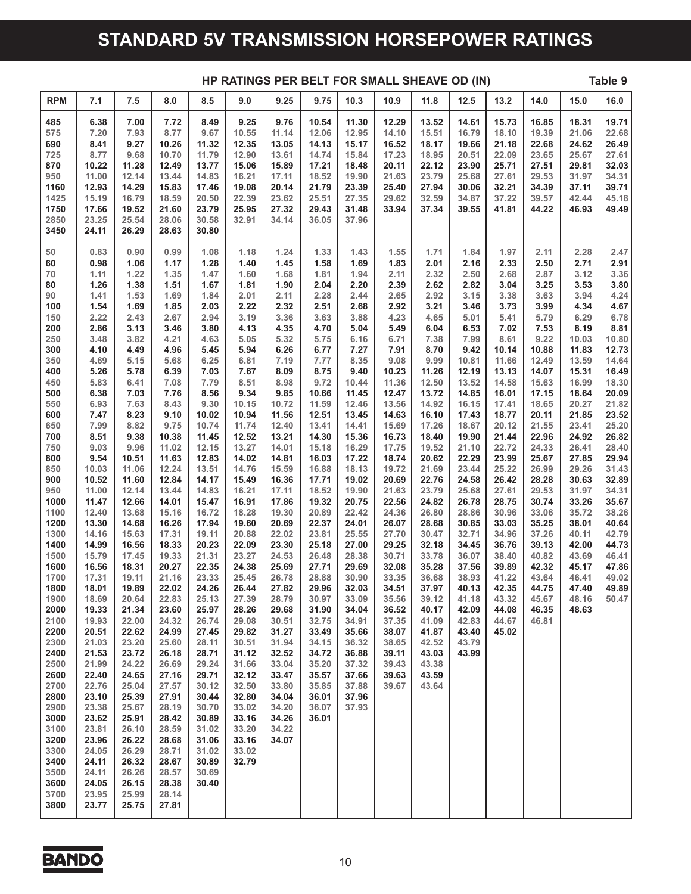# STANDARD 5V TRANSMISSION HORSEPOWER RATINGS

**HP RATINGS PER BELT FOR SMALL SHEAVE OD (IN)** Table 9

| RPM | 7.1 | 7.5 | 8.0 | 8.5 | 9.0 | 9.25 | 9.75 | 10.3 | 10.9 | 11.8 | 12.5 | 13.2 | 14.0 | 15.0 | 16.0 |
|---|---|---|---|---|---|---|---|---|---|---|---|---|---|---|---|
| 485 | 6.38 | 7.00 | 7.72 | 8.49 | 9.25 | 9.76 | 10.54 | 11.30 | 12.29 | 13.52 | 14.61 | 15.73 | 16.85 | 18.31 | 19.71 |
| 575 | 7.20 | 7.93 | 8.77 | 9.67 | 10.55 | 11.14 | 12.06 | 12.95 | 14.10 | 15.51 | 16.79 | 18.10 | 19.39 | 21.06 | 22.68 |
| 690 | 8.41 | 9.27 | 10.26 | 11.32 | 12.35 | 13.05 | 14.13 | 15.17 | 16.52 | 18.17 | 19.66 | 21.18 | 22.68 | 24.62 | 26.49 |
| 725 | 8.77 | 9.68 | 10.70 | 11.79 | 12.90 | 13.61 | 14.74 | 15.84 | 17.23 | 18.95 | 20.51 | 22.09 | 23.65 | 25.67 | 27.61 |
| 870 | 10.22 | 11.28 | 12.49 | 13.77 | 15.06 | 15.89 | 17.21 | 18.48 | 20.11 | 22.12 | 23.90 | 25.71 | 27.51 | 29.81 | 32.03 |
| 950 | 11.00 | 12.14 | 13.44 | 14.83 | 16.21 | 17.11 | 18.52 | 19.90 | 21.63 | 23.79 | 25.68 | 27.61 | 29.53 | 31.97 | 34.31 |
| 1160 | 12.93 | 14.29 | 15.83 | 17.46 | 19.08 | 20.14 | 21.79 | 23.39 | 25.40 | 27.94 | 30.06 | 32.21 | 34.39 | 37.11 | 39.71 |
| 1425 | 15.19 | 16.79 | 18.59 | 20.50 | 22.39 | 23.62 | 25.51 | 27.35 | 29.62 | 32.59 | 34.87 | 37.22 | 39.57 | 42.44 | 45.18 |
| 1750 | 17.66 | 19.52 | 21.60 | 23.79 | 25.95 | 27.32 | 29.43 | 31.48 | 33.94 | 37.34 | 39.55 | 41.81 | 44.22 | 46.93 | 49.49 |
| 2850 | 23.25 | 25.54 | 28.06 | 30.58 | 32.91 | 34.14 | 36.05 | 37.96 | | | | | | | |
| 3450 | 24.11 | 26.29 | 28.63 | 30.80 | | | | | | | | | | | |
| 50 | 0.83 | 0.90 | 0.99 | 1.08 | 1.18 | 1.24 | 1.33 | 1.43 | 1.55 | 1.71 | 1.84 | 1.97 | 2.11 | 2.28 | 2.47 |
| 60 | 0.98 | 1.06 | 1.17 | 1.28 | 1.40 | 1.45 | 1.58 | 1.69 | 1.83 | 2.01 | 2.16 | 2.33 | 2.50 | 2.71 | 2.91 |
| 70 | 1.11 | 1.22 | 1.35 | 1.47 | 1.60 | 1.68 | 1.81 | 1.94 | 2.11 | 2.32 | 2.50 | 2.68 | 2.87 | 3.12 | 3.36 |
| 80 | 1.26 | 1.38 | 1.51 | 1.67 | 1.81 | 1.90 | 2.04 | 2.20 | 2.39 | 2.62 | 2.82 | 3.04 | 3.25 | 3.53 | 3.80 |
| 90 | 1.41 | 1.53 | 1.69 | 1.84 | 2.01 | 2.11 | 2.28 | 2.44 | 2.65 | 2.92 | 3.15 | 3.38 | 3.63 | 3.94 | 4.24 |
| 100 | 1.54 | 1.69 | 1.85 | 2.03 | 2.22 | 2.32 | 2.51 | 2.68 | 2.92 | 3.21 | 3.46 | 3.73 | 3.99 | 4.34 | 4.67 |
| 150 | 2.22 | 2.43 | 2.67 | 2.94 | 3.19 | 3.36 | 3.63 | 3.88 | 4.23 | 4.65 | 5.01 | 5.41 | 5.79 | 6.29 | 6.78 |
| 200 | 2.86 | 3.13 | 3.46 | 3.80 | 4.13 | 4.35 | 4.70 | 5.04 | 5.49 | 6.04 | 6.53 | 7.02 | 7.53 | 8.19 | 8.81 |
| 250 | 3.48 | 3.82 | 4.21 | 4.63 | 5.05 | 5.32 | 5.75 | 6.16 | 6.71 | 7.38 | 7.99 | 8.61 | 9.22 | 10.03 | 10.80 |
| 300 | 4.10 | 4.49 | 4.96 | 5.45 | 5.94 | 6.26 | 6.77 | 7.27 | 7.91 | 8.70 | 9.42 | 10.14 | 10.88 | 11.83 | 12.73 |
| 350 | 4.69 | 5.15 | 5.68 | 6.25 | 6.81 | 7.19 | 7.77 | 8.35 | 9.08 | 9.99 | 10.81 | 11.66 | 12.49 | 13.59 | 14.64 |
| 400 | 5.26 | 5.78 | 6.39 | 7.03 | 7.67 | 8.09 | 8.75 | 9.40 | 10.23 | 11.26 | 12.19 | 13.13 | 14.07 | 15.31 | 16.49 |
| 450 | 5.83 | 6.41 | 7.08 | 7.79 | 8.51 | 8.98 | 9.72 | 10.44 | 11.36 | 12.50 | 13.52 | 14.58 | 15.63 | 16.99 | 18.30 |
| 500 | 6.38 | 7.03 | 7.76 | 8.56 | 9.34 | 9.85 | 10.66 | 11.45 | 12.47 | 13.72 | 14.85 | 16.01 | 17.15 | 18.64 | 20.09 |
| 550 | 6.93 | 7.63 | 8.43 | 9.30 | 10.15 | 10.72 | 11.59 | 12.46 | 13.56 | 14.92 | 16.15 | 17.41 | 18.65 | 20.27 | 21.82 |
| 600 | 7.47 | 8.23 | 9.10 | 10.02 | 10.94 | 11.56 | 12.51 | 13.45 | 14.63 | 16.10 | 17.43 | 18.77 | 20.11 | 21.85 | 23.52 |
| 650 | 7.99 | 8.82 | 9.75 | 10.74 | 11.74 | 12.40 | 13.41 | 14.41 | 15.69 | 17.26 | 18.67 | 20.12 | 21.55 | 23.41 | 25.20 |
| 700 | 8.51 | 9.38 | 10.38 | 11.45 | 12.52 | 13.21 | 14.30 | 15.36 | 16.73 | 18.40 | 19.90 | 21.44 | 22.96 | 24.92 | 26.82 |
| 750 | 9.03 | 9.96 | 11.02 | 12.15 | 13.27 | 14.01 | 15.18 | 16.29 | 17.75 | 19.52 | 21.10 | 22.72 | 24.33 | 26.41 | 28.40 |
| 800 | 9.54 | 10.51 | 11.63 | 12.83 | 14.02 | 14.81 | 16.03 | 17.22 | 18.74 | 20.62 | 22.29 | 23.99 | 25.67 | 27.85 | 29.94 |
| 850 | 10.03 | 11.06 | 12.24 | 13.51 | 14.76 | 15.59 | 16.88 | 18.13 | 19.72 | 21.69 | 23.44 | 25.22 | 26.99 | 29.26 | 31.43 |
| 900 | 10.52 | 11.60 | 12.84 | 14.17 | 15.49 | 16.36 | 17.71 | 19.02 | 20.69 | 22.76 | 24.58 | 26.42 | 28.28 | 30.63 | 32.89 |
| 950 | 11.00 | 12.14 | 13.44 | 14.83 | 16.21 | 17.11 | 18.52 | 19.90 | 21.63 | 23.79 | 25.68 | 27.61 | 29.53 | 31.97 | 34.31 |
| 1000 | 11.47 | 12.66 | 14.01 | 15.47 | 16.91 | 17.86 | 19.32 | 20.75 | 22.56 | 24.82 | 26.78 | 28.75 | 30.74 | 33.26 | 35.67 |
| 1100 | 12.40 | 13.68 | 15.16 | 16.72 | 18.28 | 19.30 | 20.89 | 22.42 | 24.36 | 26.80 | 28.86 | 30.96 | 33.06 | 35.72 | 38.26 |
| 1200 | 13.30 | 14.68 | 16.26 | 17.94 | 19.60 | 20.69 | 22.37 | 24.01 | 26.07 | 28.68 | 30.85 | 33.03 | 35.25 | 38.01 | 40.64 |
| 1300 | 14.16 | 15.63 | 17.31 | 19.11 | 20.88 | 22.02 | 23.81 | 25.55 | 27.70 | 30.47 | 32.71 | 34.96 | 37.26 | 40.11 | 42.79 |
| 1400 | 14.99 | 16.56 | 18.33 | 20.23 | 22.09 | 23.30 | 25.18 | 27.00 | 29.25 | 32.18 | 34.45 | 36.76 | 39.13 | 42.00 | 44.73 |
| 1500 | 15.79 | 17.45 | 19.33 | 21.31 | 23.27 | 24.53 | 26.48 | 28.38 | 30.71 | 33.78 | 36.07 | 38.40 | 40.82 | 43.69 | 46.41 |
| 1600 | 16.56 | 18.31 | 20.27 | 22.35 | 24.38 | 25.69 | 27.71 | 29.69 | 32.08 | 35.28 | 37.56 | 39.89 | 42.32 | 45.17 | 47.86 |
| 1700 | 17.31 | 19.11 | 21.16 | 23.33 | 25.45 | 26.78 | 28.88 | 30.90 | 33.35 | 36.68 | 38.93 | 41.22 | 43.64 | 46.41 | 49.02 |
| 1800 | 18.01 | 19.89 | 22.02 | 24.26 | 26.44 | 27.82 | 29.96 | 32.03 | 34.51 | 37.97 | 40.13 | 42.35 | 44.75 | 47.40 | 49.89 |
| 1900 | 18.69 | 20.64 | 22.83 | 25.13 | 27.39 | 28.79 | 30.97 | 33.09 | 35.56 | 39.12 | 41.18 | 43.32 | 45.67 | 48.16 | 50.47 |
| 2000 | 19.33 | 21.34 | 23.60 | 25.97 | 28.26 | 29.68 | 31.90 | 34.04 | 36.52 | 40.17 | 42.09 | 44.08 | 46.35 | 48.63 | |
| 2100 | 19.93 | 22.00 | 24.32 | 26.74 | 29.08 | 30.51 | 32.75 | 34.91 | 37.35 | 41.09 | 42.83 | 44.67 | 46.81 | | |
| 2200 | 20.51 | 22.62 | 24.99 | 27.45 | 29.82 | 31.27 | 33.49 | 35.66 | 38.07 | 41.87 | 43.40 | 45.02 | | | |
| 2300 | 21.03 | 23.20 | 25.60 | 28.11 | 30.51 | 31.94 | 34.15 | 36.32 | 38.65 | 42.52 | 43.79 | | | | |
| 2400 | 21.53 | 23.72 | 26.18 | 28.71 | 31.12 | 32.52 | 34.72 | 36.88 | 39.11 | 43.03 | 43.99 | | | | |
| 2500 | 21.99 | 24.22 | 26.69 | 29.24 | 31.66 | 33.04 | 35.20 | 37.32 | 39.43 | 43.38 | | | | | |
| 2600 | 22.40 | 24.65 | 27.16 | 29.71 | 32.12 | 33.47 | 35.57 | 37.66 | 39.63 | 43.59 | | | | | |
| 2700 | 22.76 | 25.04 | 27.57 | 30.12 | 32.50 | 33.80 | 35.85 | 37.88 | 39.67 | 43.64 | | | | | |
| 2800 | 23.10 | 25.39 | 27.91 | 30.44 | 32.80 | 34.04 | 36.01 | 37.96 | | | | | | | |
| 2900 | 23.38 | 25.67 | 28.19 | 30.70 | 33.02 | 34.20 | 36.07 | 37.93 | | | | | | | |
| 3000 | 23.62 | 25.91 | 28.42 | 30.89 | 33.16 | 34.26 | 36.01 | | | | | | | | |
| 3100 | 23.81 | 26.10 | 28.59 | 31.02 | 33.20 | 34.22 | | | | | | | | | |
| 3200 | 23.96 | 26.22 | 28.68 | 31.06 | 33.16 | 34.07 | | | | | | | | | |
| 3300 | 24.05 | 26.29 | 28.71 | 31.02 | 33.02 | | | | | | | | | | |
| 3400 | 24.11 | 26.32 | 28.67 | 30.89 | 32.79 | | | | | | | | | | |
| 3500 | 24.11 | 26.26 | 28.57 | 30.69 | | | | | | | | | | | |
| 3600 | 24.05 | 26.15 | 28.38 | 30.40 | | | | | | | | | | | |
| 3700 | 23.95 | 25.99 | 28.14 | | | | | | | | | | | | |
| 3800 | 23.77 | 25.75 | 27.81 | | | | | | | | | | | | |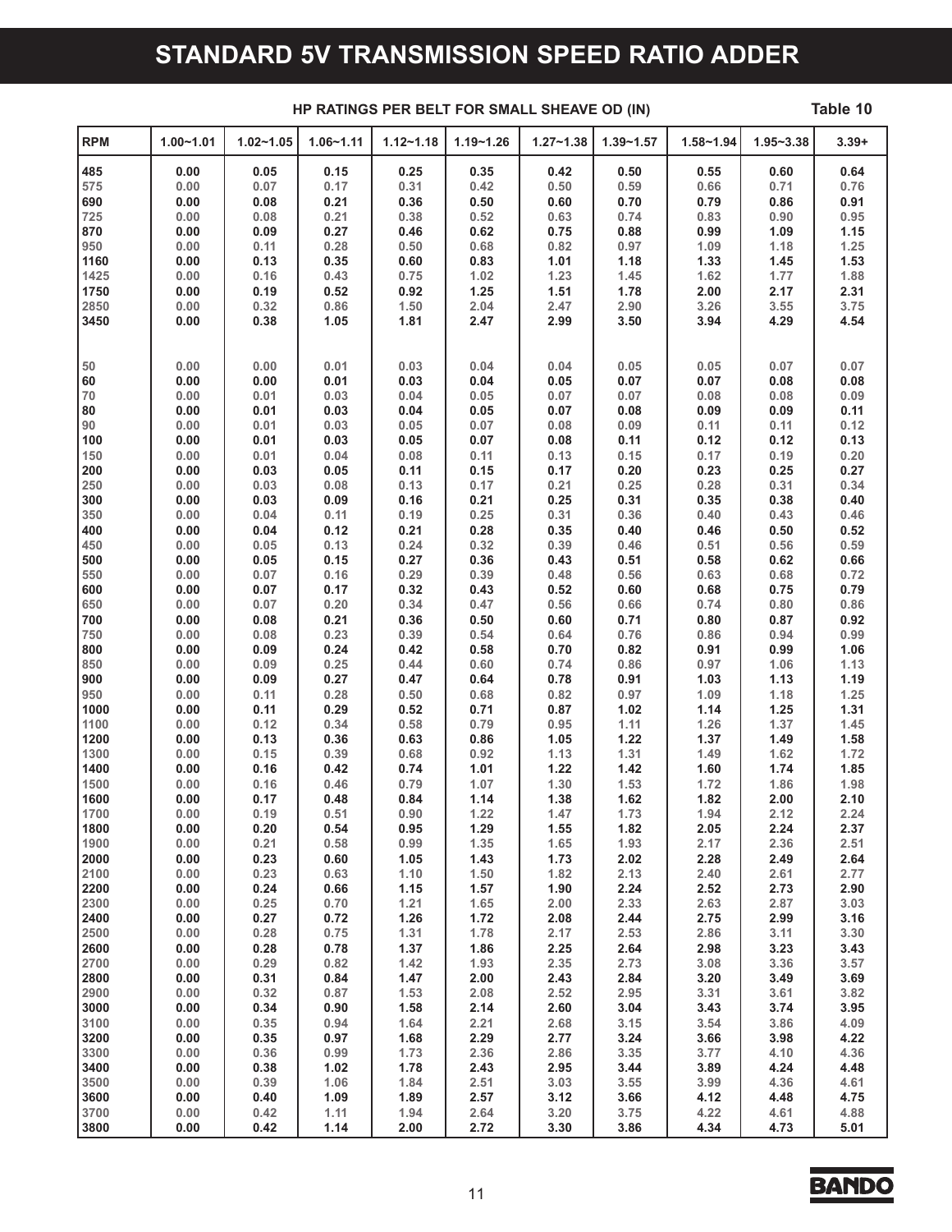# STANDARD 5V TRANSMISSION SPEED RATIO ADDER

**HP RATINGS PER BELT FOR SMALL SHEAVE OD (IN)** — Table 10

| RPM | 1.00~1.01 | 1.02~1.05 | 1.06~1.11 | 1.12~1.18 | 1.19~1.26 | 1.27~1.38 | 1.39~1.57 | 1.58~1.94 | 1.95~3.38 | 3.39+ |
|---|---|---|---|---|---|---|---|---|---|---|
| 485 | 0.00 | 0.05 | 0.15 | 0.25 | 0.35 | 0.42 | 0.50 | 0.55 | 0.60 | 0.64 |
| 575 | 0.00 | 0.07 | 0.17 | 0.31 | 0.42 | 0.50 | 0.59 | 0.66 | 0.71 | 0.76 |
| 690 | 0.00 | 0.08 | 0.21 | 0.36 | 0.50 | 0.60 | 0.70 | 0.79 | 0.86 | 0.91 |
| 725 | 0.00 | 0.08 | 0.21 | 0.38 | 0.52 | 0.63 | 0.74 | 0.83 | 0.90 | 0.95 |
| 870 | 0.00 | 0.09 | 0.27 | 0.46 | 0.62 | 0.75 | 0.88 | 0.99 | 1.09 | 1.15 |
| 950 | 0.00 | 0.11 | 0.28 | 0.50 | 0.68 | 0.82 | 0.97 | 1.09 | 1.18 | 1.25 |
| 1160 | 0.00 | 0.13 | 0.35 | 0.60 | 0.83 | 1.01 | 1.18 | 1.33 | 1.45 | 1.53 |
| 1425 | 0.00 | 0.16 | 0.43 | 0.75 | 1.02 | 1.23 | 1.45 | 1.62 | 1.77 | 1.88 |
| 1750 | 0.00 | 0.19 | 0.52 | 0.92 | 1.25 | 1.51 | 1.78 | 2.00 | 2.17 | 2.31 |
| 2850 | 0.00 | 0.32 | 0.86 | 1.50 | 2.04 | 2.47 | 2.90 | 3.26 | 3.55 | 3.75 |
| 3450 | 0.00 | 0.38 | 1.05 | 1.81 | 2.47 | 2.99 | 3.50 | 3.94 | 4.29 | 4.54 |
| | | | | | | | | | | |
| 50 | 0.00 | 0.00 | 0.01 | 0.03 | 0.04 | 0.04 | 0.05 | 0.05 | 0.07 | 0.07 |
| 60 | 0.00 | 0.00 | 0.01 | 0.03 | 0.04 | 0.05 | 0.07 | 0.07 | 0.08 | 0.08 |
| 70 | 0.00 | 0.01 | 0.03 | 0.04 | 0.05 | 0.07 | 0.07 | 0.08 | 0.08 | 0.09 |
| 80 | 0.00 | 0.01 | 0.03 | 0.04 | 0.05 | 0.07 | 0.08 | 0.09 | 0.09 | 0.11 |
| 90 | 0.00 | 0.01 | 0.03 | 0.05 | 0.07 | 0.08 | 0.09 | 0.11 | 0.11 | 0.12 |
| 100 | 0.00 | 0.01 | 0.03 | 0.05 | 0.07 | 0.08 | 0.11 | 0.12 | 0.12 | 0.13 |
| 150 | 0.00 | 0.01 | 0.04 | 0.08 | 0.11 | 0.13 | 0.15 | 0.17 | 0.19 | 0.20 |
| 200 | 0.00 | 0.03 | 0.05 | 0.11 | 0.15 | 0.17 | 0.20 | 0.23 | 0.25 | 0.27 |
| 250 | 0.00 | 0.03 | 0.08 | 0.13 | 0.17 | 0.21 | 0.25 | 0.28 | 0.31 | 0.34 |
| 300 | 0.00 | 0.03 | 0.09 | 0.16 | 0.21 | 0.25 | 0.31 | 0.35 | 0.38 | 0.40 |
| 350 | 0.00 | 0.04 | 0.11 | 0.19 | 0.25 | 0.31 | 0.36 | 0.40 | 0.43 | 0.46 |
| 400 | 0.00 | 0.04 | 0.12 | 0.21 | 0.28 | 0.35 | 0.40 | 0.46 | 0.50 | 0.52 |
| 450 | 0.00 | 0.05 | 0.13 | 0.24 | 0.32 | 0.39 | 0.46 | 0.51 | 0.56 | 0.59 |
| 500 | 0.00 | 0.05 | 0.15 | 0.27 | 0.36 | 0.43 | 0.51 | 0.58 | 0.62 | 0.66 |
| 550 | 0.00 | 0.07 | 0.16 | 0.29 | 0.39 | 0.48 | 0.56 | 0.63 | 0.68 | 0.72 |
| 600 | 0.00 | 0.07 | 0.17 | 0.32 | 0.43 | 0.52 | 0.60 | 0.68 | 0.75 | 0.79 |
| 650 | 0.00 | 0.07 | 0.20 | 0.34 | 0.47 | 0.56 | 0.66 | 0.74 | 0.80 | 0.86 |
| 700 | 0.00 | 0.08 | 0.21 | 0.36 | 0.50 | 0.60 | 0.71 | 0.80 | 0.87 | 0.92 |
| 750 | 0.00 | 0.08 | 0.23 | 0.39 | 0.54 | 0.64 | 0.76 | 0.86 | 0.94 | 0.99 |
| 800 | 0.00 | 0.09 | 0.24 | 0.42 | 0.58 | 0.70 | 0.82 | 0.91 | 0.99 | 1.06 |
| 850 | 0.00 | 0.09 | 0.25 | 0.44 | 0.60 | 0.74 | 0.86 | 0.97 | 1.06 | 1.13 |
| 900 | 0.00 | 0.09 | 0.27 | 0.47 | 0.64 | 0.78 | 0.91 | 1.03 | 1.13 | 1.19 |
| 950 | 0.00 | 0.11 | 0.28 | 0.50 | 0.68 | 0.82 | 0.97 | 1.09 | 1.18 | 1.25 |
| 1000 | 0.00 | 0.11 | 0.29 | 0.52 | 0.71 | 0.87 | 1.02 | 1.14 | 1.25 | 1.31 |
| 1100 | 0.00 | 0.12 | 0.34 | 0.58 | 0.79 | 0.95 | 1.11 | 1.26 | 1.37 | 1.45 |
| 1200 | 0.00 | 0.13 | 0.36 | 0.63 | 0.86 | 1.05 | 1.22 | 1.37 | 1.49 | 1.58 |
| 1300 | 0.00 | 0.15 | 0.39 | 0.68 | 0.92 | 1.13 | 1.31 | 1.49 | 1.62 | 1.72 |
| 1400 | 0.00 | 0.16 | 0.42 | 0.74 | 1.01 | 1.22 | 1.42 | 1.60 | 1.74 | 1.85 |
| 1500 | 0.00 | 0.16 | 0.46 | 0.79 | 1.07 | 1.30 | 1.53 | 1.72 | 1.86 | 1.98 |
| 1600 | 0.00 | 0.17 | 0.48 | 0.84 | 1.14 | 1.38 | 1.62 | 1.82 | 2.00 | 2.10 |
| 1700 | 0.00 | 0.19 | 0.51 | 0.90 | 1.22 | 1.47 | 1.73 | 1.94 | 2.12 | 2.24 |
| 1800 | 0.00 | 0.20 | 0.54 | 0.95 | 1.29 | 1.55 | 1.82 | 2.05 | 2.24 | 2.37 |
| 1900 | 0.00 | 0.21 | 0.58 | 0.99 | 1.35 | 1.65 | 1.93 | 2.17 | 2.36 | 2.51 |
| 2000 | 0.00 | 0.23 | 0.60 | 1.05 | 1.43 | 1.73 | 2.02 | 2.28 | 2.49 | 2.64 |
| 2100 | 0.00 | 0.23 | 0.63 | 1.10 | 1.50 | 1.82 | 2.13 | 2.40 | 2.61 | 2.77 |
| 2200 | 0.00 | 0.24 | 0.66 | 1.15 | 1.57 | 1.90 | 2.24 | 2.52 | 2.73 | 2.90 |
| 2300 | 0.00 | 0.25 | 0.70 | 1.21 | 1.65 | 2.00 | 2.33 | 2.63 | 2.87 | 3.03 |
| 2400 | 0.00 | 0.27 | 0.72 | 1.26 | 1.72 | 2.08 | 2.44 | 2.75 | 2.99 | 3.16 |
| 2500 | 0.00 | 0.28 | 0.75 | 1.31 | 1.78 | 2.17 | 2.53 | 2.86 | 3.11 | 3.30 |
| 2600 | 0.00 | 0.28 | 0.78 | 1.37 | 1.86 | 2.25 | 2.64 | 2.98 | 3.23 | 3.43 |
| 2700 | 0.00 | 0.29 | 0.82 | 1.42 | 1.93 | 2.35 | 2.73 | 3.08 | 3.36 | 3.57 |
| 2800 | 0.00 | 0.31 | 0.84 | 1.47 | 2.00 | 2.43 | 2.84 | 3.20 | 3.49 | 3.69 |
| 2900 | 0.00 | 0.32 | 0.87 | 1.53 | 2.08 | 2.52 | 2.95 | 3.31 | 3.61 | 3.82 |
| 3000 | 0.00 | 0.34 | 0.90 | 1.58 | 2.14 | 2.60 | 3.04 | 3.43 | 3.74 | 3.95 |
| 3100 | 0.00 | 0.35 | 0.94 | 1.64 | 2.21 | 2.68 | 3.15 | 3.54 | 3.86 | 4.09 |
| 3200 | 0.00 | 0.35 | 0.97 | 1.68 | 2.29 | 2.77 | 3.24 | 3.66 | 3.98 | 4.22 |
| 3300 | 0.00 | 0.36 | 0.99 | 1.73 | 2.36 | 2.86 | 3.35 | 3.77 | 4.10 | 4.36 |
| 3400 | 0.00 | 0.38 | 1.02 | 1.78 | 2.43 | 2.95 | 3.44 | 3.89 | 4.24 | 4.48 |
| 3500 | 0.00 | 0.39 | 1.06 | 1.84 | 2.51 | 3.03 | 3.55 | 3.99 | 4.36 | 4.61 |
| 3600 | 0.00 | 0.40 | 1.09 | 1.89 | 2.57 | 3.12 | 3.66 | 4.12 | 4.48 | 4.75 |
| 3700 | 0.00 | 0.42 | 1.11 | 1.94 | 2.64 | 3.20 | 3.75 | 4.22 | 4.61 | 4.88 |
| 3800 | 0.00 | 0.42 | 1.14 | 2.00 | 2.72 | 3.30 | 3.86 | 4.34 | 4.73 | 5.01 |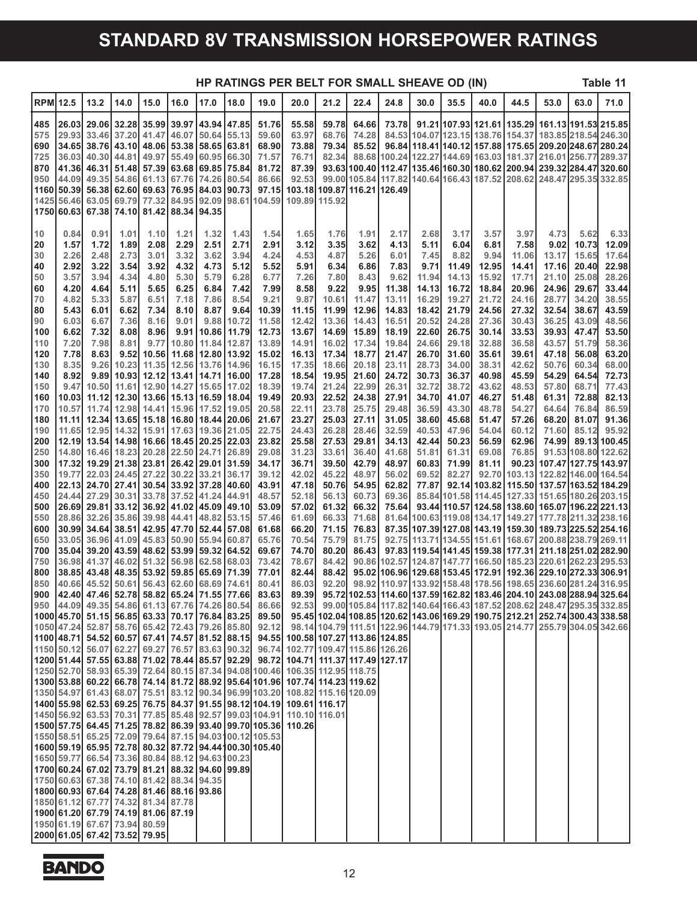# STANDARD 8V TRANSMISSION HORSEPOWER RATINGS

**HP RATINGS PER BELT FOR SMALL SHEAVE OD (IN)** **Table 11**

| RPM | 12.5 | 13.2 | 14.0 | 15.0 | 16.0 | 17.0 | 18.0 | 19.0 | 20.0 | 21.2 | 22.4 | 24.8 | 30.0 | 35.5 | 40.0 | 44.5 | 53.0 | 63.0 | 71.0 |
|---|---|---|---|---|---|---|---|---|---|---|---|---|---|---|---|---|---|---|---|
| 485 | 26.03 | 29.06 | 32.28 | 35.99 | 39.97 | 43.94 | 47.85 | 51.76 | 55.58 | 59.78 | 64.66 | 73.78 | 91.21 | 107.93 | 121.61 | 135.29 | 161.13 | 191.53 | 215.85 |
| 575 | 29.93 | 33.46 | 37.20 | 41.47 | 46.07 | 50.64 | 55.13 | 59.60 | 63.97 | 68.76 | 74.28 | 84.53 | 104.07 | 123.15 | 138.76 | 154.37 | 183.85 | 218.54 | 246.30 |
| 690 | 34.65 | 38.76 | 43.10 | 48.06 | 53.38 | 58.65 | 63.81 | 68.90 | 73.88 | 79.34 | 85.52 | 96.84 | 118.41 | 140.12 | 157.88 | 175.65 | 209.20 | 248.67 | 280.24 |
| 725 | 36.03 | 40.30 | 44.81 | 49.97 | 55.49 | 60.95 | 66.30 | 71.57 | 76.71 | 82.34 | 88.68 | 100.24 | 122.27 | 144.69 | 163.03 | 181.37 | 216.01 | 256.77 | 289.37 |
| 870 | 41.36 | 46.31 | 51.48 | 57.39 | 63.68 | 69.85 | 75.84 | 81.72 | 87.39 | 93.63 | 100.40 | 112.47 | 135.46 | 160.30 | 180.62 | 200.94 | 239.32 | 284.47 | 320.60 |
| 950 | 44.09 | 49.35 | 54.86 | 61.13 | 67.76 | 74.26 | 80.54 | 86.66 | 92.53 | 99.00 | 105.84 | 117.82 | 140.64 | 166.43 | 187.52 | 208.62 | 248.47 | 295.35 | 332.85 |
| 1160 | 50.39 | 56.38 | 62.60 | 69.63 | 76.95 | 84.03 | 90.73 | 97.15 | 103.18 | 109.87 | 116.21 | 126.49 | | | | | | | |
| 1425 | 56.46 | 63.05 | 69.79 | 77.32 | 84.95 | 92.09 | 98.61 | 104.59 | 109.89 | 115.92 | | | | | | | | | |
| 1750 | 60.63 | 67.38 | 74.10 | 81.42 | 88.34 | 94.35 | | | | | | | | | | | | | |
| 10 | 0.84 | 0.91 | 1.01 | 1.10 | 1.21 | 1.32 | 1.43 | 1.54 | 1.65 | 1.76 | 1.91 | 2.17 | 2.68 | 3.17 | 3.57 | 3.97 | 4.73 | 5.62 | 6.33 |
| 20 | 1.57 | 1.72 | 1.89 | 2.08 | 2.29 | 2.51 | 2.71 | 2.91 | 3.12 | 3.35 | 3.62 | 4.13 | 5.11 | 6.04 | 6.81 | 7.58 | 9.02 | 10.73 | 12.09 |
| 30 | 2.26 | 2.48 | 2.73 | 3.01 | 3.32 | 3.62 | 3.94 | 4.24 | 4.53 | 4.87 | 5.26 | 6.01 | 7.45 | 8.82 | 9.94 | 11.06 | 13.17 | 15.65 | 17.64 |
| 40 | 2.92 | 3.22 | 3.54 | 3.92 | 4.32 | 4.73 | 5.12 | 5.52 | 5.91 | 6.34 | 6.86 | 7.83 | 9.71 | 11.49 | 12.95 | 14.41 | 17.16 | 20.40 | 22.98 |
| 50 | 3.57 | 3.94 | 4.34 | 4.80 | 5.30 | 5.79 | 6.28 | 6.77 | 7.26 | 7.80 | 8.43 | 9.62 | 11.94 | 14.13 | 15.92 | 17.71 | 21.10 | 25.08 | 28.26 |
| 60 | 4.20 | 4.64 | 5.11 | 5.65 | 6.25 | 6.84 | 7.42 | 7.99 | 8.58 | 9.22 | 9.95 | 11.38 | 14.13 | 16.72 | 18.84 | 20.96 | 24.96 | 29.67 | 33.44 |
| 70 | 4.82 | 5.33 | 5.87 | 6.51 | 7.18 | 7.86 | 8.54 | 9.21 | 9.87 | 10.61 | 11.47 | 13.11 | 16.29 | 19.27 | 21.72 | 24.16 | 28.77 | 34.20 | 38.55 |
| 80 | 5.43 | 6.01 | 6.62 | 7.34 | 8.10 | 8.87 | 9.64 | 10.39 | 11.15 | 11.99 | 12.96 | 14.83 | 18.42 | 21.79 | 24.56 | 27.32 | 32.54 | 38.67 | 43.59 |
| 90 | 6.03 | 6.67 | 7.36 | 8.16 | 9.01 | 9.88 | 10.72 | 11.58 | 12.42 | 13.36 | 14.43 | 16.51 | 20.52 | 24.28 | 27.36 | 30.43 | 36.25 | 43.09 | 48.56 |
| 100 | 6.62 | 7.32 | 8.08 | 8.96 | 9.91 | 10.86 | 11.79 | 12.73 | 13.67 | 14.69 | 15.89 | 18.19 | 22.60 | 26.75 | 30.14 | 33.53 | 39.93 | 47.47 | 53.50 |
| 110 | 7.20 | 7.98 | 8.81 | 9.77 | 10.80 | 11.84 | 12.87 | 13.89 | 14.91 | 16.02 | 17.34 | 19.84 | 24.66 | 29.18 | 32.88 | 36.58 | 43.57 | 51.79 | 58.36 |
| 120 | 7.78 | 8.63 | 9.52 | 10.56 | 11.68 | 12.80 | 13.92 | 15.02 | 16.13 | 17.34 | 18.77 | 21.47 | 26.70 | 31.60 | 35.61 | 39.61 | 47.18 | 56.08 | 63.20 |
| 130 | 8.35 | 9.26 | 10.23 | 11.35 | 12.56 | 13.76 | 14.96 | 16.15 | 17.35 | 18.66 | 20.18 | 23.11 | 28.73 | 34.00 | 38.31 | 42.62 | 50.76 | 60.34 | 68.00 |
| 140 | 8.92 | 9.89 | 10.93 | 12.12 | 13.41 | 14.71 | 16.00 | 17.28 | 18.54 | 19.95 | 21.60 | 24.72 | 30.73 | 36.37 | 40.98 | 45.59 | 54.29 | 64.54 | 72.73 |
| 150 | 9.47 | 10.50 | 11.61 | 12.90 | 14.27 | 15.65 | 17.02 | 18.39 | 19.74 | 21.24 | 22.99 | 26.31 | 32.72 | 38.72 | 43.62 | 48.53 | 57.80 | 68.71 | 77.43 |
| 160 | 10.03 | 11.12 | 12.30 | 13.66 | 15.13 | 16.59 | 18.04 | 19.49 | 20.93 | 22.52 | 24.38 | 27.91 | 34.70 | 41.07 | 46.27 | 51.48 | 61.31 | 72.88 | 82.13 |
| 170 | 10.57 | 11.74 | 12.98 | 14.41 | 15.96 | 17.52 | 19.05 | 20.58 | 22.11 | 23.78 | 25.75 | 29.48 | 36.59 | 43.30 | 48.78 | 54.27 | 64.64 | 76.84 | 86.59 |
| 180 | 11.11 | 12.34 | 13.65 | 15.18 | 16.80 | 18.44 | 20.06 | 21.67 | 23.27 | 25.03 | 27.11 | 31.05 | 38.60 | 45.68 | 51.47 | 57.26 | 68.20 | 81.07 | 91.36 |
| 190 | 11.65 | 12.95 | 14.32 | 15.91 | 17.63 | 19.36 | 21.05 | 22.75 | 24.43 | 26.28 | 28.46 | 32.59 | 40.53 | 47.96 | 54.04 | 60.12 | 71.60 | 85.12 | 95.92 |
| 200 | 12.19 | 13.54 | 14.98 | 16.66 | 18.45 | 20.25 | 22.03 | 23.82 | 25.58 | 27.53 | 29.81 | 34.13 | 42.44 | 50.23 | 56.59 | 62.96 | 74.99 | 89.13 | 100.45 |
| 250 | 14.80 | 16.46 | 18.23 | 20.28 | 22.50 | 24.71 | 26.89 | 29.08 | 31.23 | 33.61 | 36.40 | 41.68 | 51.81 | 61.31 | 69.08 | 76.85 | 91.53 | 108.80 | 122.62 |
| 300 | 17.32 | 19.29 | 21.38 | 23.81 | 26.42 | 29.01 | 31.59 | 34.17 | 36.71 | 39.50 | 42.79 | 48.97 | 60.83 | 71.99 | 81.11 | 90.23 | 107.47 | 127.75 | 143.97 |
| 350 | 19.77 | 22.03 | 24.45 | 27.22 | 30.22 | 33.21 | 36.17 | 39.12 | 42.02 | 45.22 | 48.97 | 56.02 | 69.52 | 82.27 | 92.70 | 103.13 | 122.82 | 146.00 | 164.54 |
| 400 | 22.13 | 24.70 | 27.41 | 30.54 | 33.92 | 37.28 | 40.60 | 43.91 | 47.18 | 50.76 | 54.95 | 62.82 | 77.87 | 92.14 | 103.82 | 115.50 | 137.57 | 163.52 | 184.29 |
| 450 | 24.44 | 27.29 | 30.31 | 33.78 | 37.52 | 41.24 | 44.91 | 48.57 | 52.18 | 56.13 | 60.73 | 69.36 | 85.84 | 101.58 | 114.45 | 127.33 | 151.65 | 180.26 | 203.15 |
| 500 | 26.69 | 29.81 | 33.12 | 36.92 | 41.02 | 45.09 | 49.10 | 53.09 | 57.02 | 61.32 | 66.32 | 75.64 | 93.44 | 110.57 | 124.58 | 138.60 | 165.07 | 196.22 | 221.13 |
| 550 | 28.86 | 32.26 | 35.86 | 39.98 | 44.41 | 48.82 | 53.15 | 57.46 | 61.69 | 66.33 | 71.68 | 81.64 | 100.63 | 119.08 | 134.17 | 149.27 | 177.78 | 211.32 | 238.16 |
| 600 | 30.99 | 34.64 | 38.51 | 42.95 | 47.70 | 52.44 | 57.08 | 61.68 | 66.20 | 71.15 | 76.83 | 87.35 | 107.39 | 127.08 | 143.19 | 159.30 | 189.73 | 225.52 | 254.16 |
| 650 | 33.05 | 36.96 | 41.09 | 45.83 | 50.90 | 55.94 | 60.87 | 65.76 | 70.54 | 75.79 | 81.75 | 92.75 | 113.71 | 134.55 | 151.61 | 168.67 | 200.88 | 238.79 | 269.11 |
| 700 | 35.04 | 39.20 | 43.59 | 48.62 | 53.99 | 59.32 | 64.52 | 69.67 | 74.70 | 80.20 | 86.43 | 97.83 | 119.54 | 141.45 | 159.38 | 177.31 | 211.18 | 251.02 | 282.90 |
| 750 | 36.98 | 41.37 | 46.02 | 51.32 | 56.98 | 62.58 | 68.03 | 73.42 | 78.67 | 84.42 | 90.86 | 102.57 | 124.87 | 147.77 | 166.50 | 185.23 | 220.61 | 262.23 | 295.53 |
| 800 | 38.85 | 43.48 | 48.35 | 53.92 | 59.85 | 65.69 | 71.39 | 77.01 | 82.44 | 88.42 | 95.02 | 106.96 | 129.68 | 153.45 | 172.91 | 192.36 | 229.10 | 272.33 | 306.91 |
| 850 | 40.66 | 45.52 | 50.61 | 56.43 | 62.60 | 68.69 | 74.61 | 80.41 | 86.03 | 92.20 | 98.92 | 110.97 | 133.92 | 158.48 | 178.56 | 198.65 | 236.60 | 281.24 | 316.95 |
| 900 | 42.40 | 47.46 | 52.78 | 58.82 | 65.24 | 71.55 | 77.66 | 83.63 | 89.39 | 95.72 | 102.53 | 114.60 | 137.59 | 162.82 | 183.46 | 204.10 | 243.08 | 288.94 | 325.64 |
| 950 | 44.09 | 49.35 | 54.86 | 61.13 | 67.76 | 74.26 | 80.54 | 86.66 | 92.53 | 99.00 | 105.84 | 117.82 | 140.64 | 166.43 | 187.52 | 208.62 | 248.47 | 295.35 | 332.85 |
| 1000 | 45.70 | 51.15 | 56.85 | 63.33 | 70.17 | 76.84 | 83.25 | 89.50 | 95.45 | 102.04 | 108.85 | 120.62 | 143.06 | 169.29 | 190.75 | 212.21 | 252.74 | 300.43 | 338.58 |
| 1050 | 47.24 | 52.87 | 58.76 | 65.42 | 72.43 | 79.26 | 85.80 | 92.12 | 98.14 | 104.79 | 111.51 | 122.96 | 144.79 | 171.33 | 193.05 | 214.77 | 255.79 | 304.05 | 342.66 |
| 1100 | 48.71 | 54.52 | 60.57 | 67.41 | 74.57 | 81.52 | 88.15 | 94.55 | 100.58 | 107.27 | 113.86 | 124.85 | | | | | | | |
| 1150 | 50.12 | 56.07 | 62.27 | 69.27 | 76.57 | 83.63 | 90.32 | 96.74 | 102.77 | 109.47 | 115.86 | 126.26 | | | | | | | |
| 1200 | 51.44 | 57.55 | 63.88 | 71.02 | 78.44 | 85.57 | 92.29 | 98.72 | 104.71 | 111.37 | 117.49 | 127.17 | | | | | | | |
| 1250 | 52.70 | 58.93 | 65.39 | 72.64 | 80.15 | 87.34 | 94.08 | 100.46 | 106.35 | 112.95 | 118.75 | | | | | | | | |
| 1300 | 53.88 | 60.22 | 66.78 | 74.14 | 81.72 | 88.92 | 95.64 | 101.96 | 107.74 | 114.23 | 119.62 | | | | | | | | |
| 1350 | 54.97 | 61.43 | 68.07 | 75.51 | 83.12 | 90.34 | 96.99 | 103.20 | 108.82 | 115.16 | 120.09 | | | | | | | | |
| 1400 | 55.98 | 62.53 | 69.25 | 76.75 | 84.37 | 91.55 | 98.12 | 104.19 | 109.61 | 116.17 | | | | | | | | | |
| 1450 | 56.92 | 63.53 | 70.31 | 77.85 | 85.48 | 92.57 | 99.03 | 104.91 | 110.10 | 116.01 | | | | | | | | | |
| 1500 | 57.75 | 64.45 | 71.25 | 78.82 | 86.39 | 93.40 | 99.70 | 105.36 | 110.26 | | | | | | | | | | |
| 1550 | 58.51 | 65.25 | 72.09 | 79.64 | 87.15 | 94.03 | 100.12 | 105.53 | | | | | | | | | | | |
| 1600 | 59.19 | 65.95 | 72.78 | 80.32 | 87.72 | 94.44 | 100.30 | 105.40 | | | | | | | | | | | |
| 1650 | 59.77 | 66.54 | 73.36 | 80.84 | 88.12 | 94.63 | 100.23 | | | | | | | | | | | | |
| 1700 | 60.24 | 67.02 | 73.79 | 81.21 | 88.32 | 94.60 | 99.89 | | | | | | | | | | | | |
| 1750 | 60.63 | 67.38 | 74.10 | 81.42 | 88.34 | 94.35 | | | | | | | | | | | | | |
| 1800 | 60.93 | 67.64 | 74.28 | 81.46 | 88.16 | 93.86 | | | | | | | | | | | | | |
| 1850 | 61.12 | 67.77 | 74.32 | 81.34 | 87.78 | | | | | | | | | | | | | | |
| 1900 | 61.20 | 67.79 | 74.19 | 81.06 | 87.19 | | | | | | | | | | | | | | |
| 1950 | 61.19 | 67.67 | 73.94 | 80.59 | | | | | | | | | | | | | | | |
| 2000 | 61.05 | 67.42 | 73.52 | 79.95 | | | | | | | | | | | | | | | |

BANDO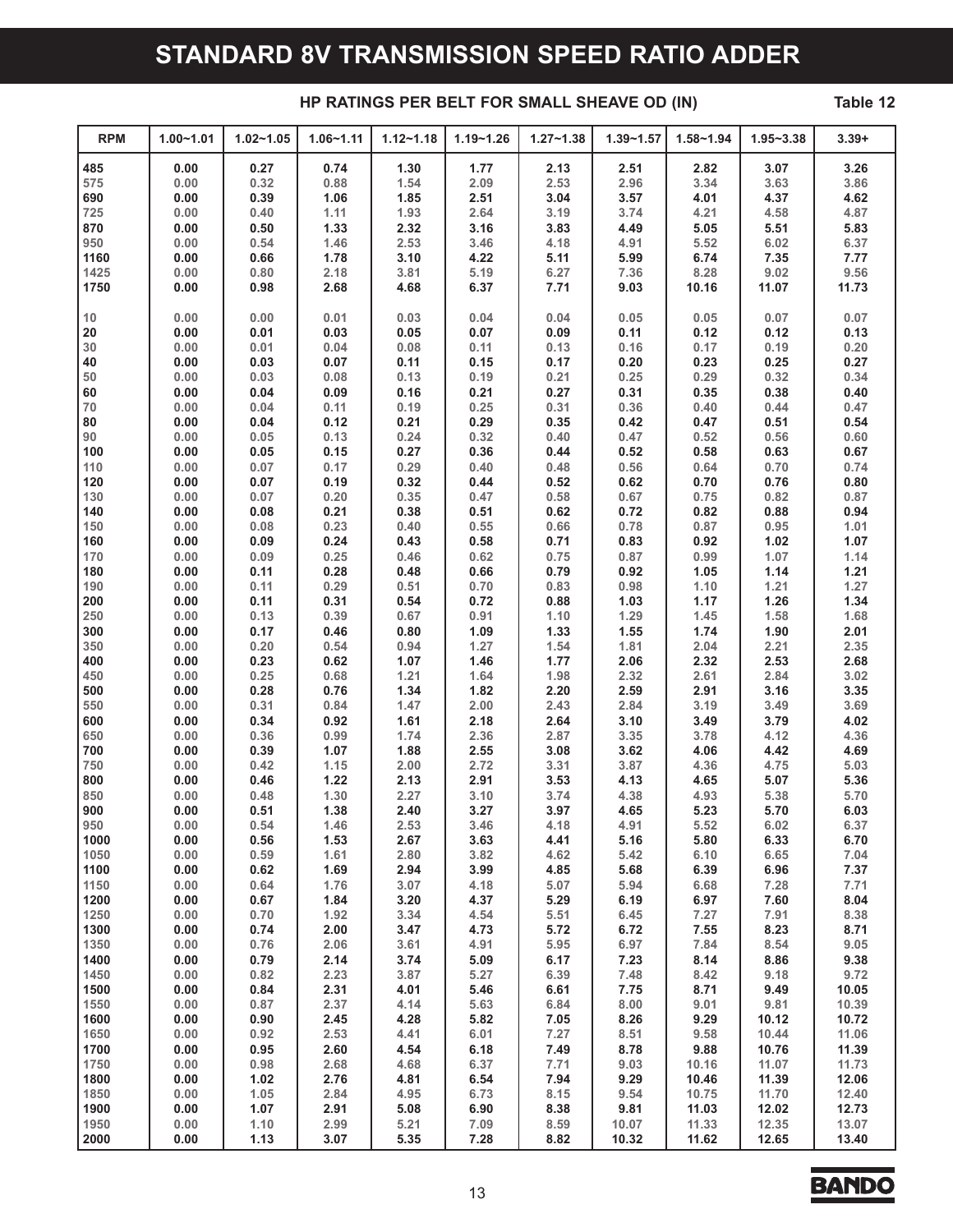# STANDARD 8V TRANSMISSION SPEED RATIO ADDER

**HP RATINGS PER BELT FOR SMALL SHEAVE OD (IN)** **Table 12**

| RPM | 1.00~1.01 | 1.02~1.05 | 1.06~1.11 | 1.12~1.18 | 1.19~1.26 | 1.27~1.38 | 1.39~1.57 | 1.58~1.94 | 1.95~3.38 | 3.39+ |
|---|---|---|---|---|---|---|---|---|---|---|
| 485 | 0.00 | 0.27 | 0.74 | 1.30 | 1.77 | 2.13 | 2.51 | 2.82 | 3.07 | 3.26 |
| 575 | 0.00 | 0.32 | 0.88 | 1.54 | 2.09 | 2.53 | 2.96 | 3.34 | 3.63 | 3.86 |
| 690 | 0.00 | 0.39 | 1.06 | 1.85 | 2.51 | 3.04 | 3.57 | 4.01 | 4.37 | 4.62 |
| 725 | 0.00 | 0.40 | 1.11 | 1.93 | 2.64 | 3.19 | 3.74 | 4.21 | 4.58 | 4.87 |
| 870 | 0.00 | 0.50 | 1.33 | 2.32 | 3.16 | 3.83 | 4.49 | 5.05 | 5.51 | 5.83 |
| 950 | 0.00 | 0.54 | 1.46 | 2.53 | 3.46 | 4.18 | 4.91 | 5.52 | 6.02 | 6.37 |
| 1160 | 0.00 | 0.66 | 1.78 | 3.10 | 4.22 | 5.11 | 5.99 | 6.74 | 7.35 | 7.77 |
| 1425 | 0.00 | 0.80 | 2.18 | 3.81 | 5.19 | 6.27 | 7.36 | 8.28 | 9.02 | 9.56 |
| 1750 | 0.00 | 0.98 | 2.68 | 4.68 | 6.37 | 7.71 | 9.03 | 10.16 | 11.07 | 11.73 |
| 10 | 0.00 | 0.00 | 0.01 | 0.03 | 0.04 | 0.04 | 0.05 | 0.05 | 0.07 | 0.07 |
| 20 | 0.00 | 0.01 | 0.03 | 0.05 | 0.07 | 0.09 | 0.11 | 0.12 | 0.12 | 0.13 |
| 30 | 0.00 | 0.01 | 0.04 | 0.08 | 0.11 | 0.13 | 0.16 | 0.17 | 0.19 | 0.20 |
| 40 | 0.00 | 0.03 | 0.07 | 0.11 | 0.15 | 0.17 | 0.20 | 0.23 | 0.25 | 0.27 |
| 50 | 0.00 | 0.03 | 0.08 | 0.13 | 0.19 | 0.21 | 0.25 | 0.29 | 0.32 | 0.34 |
| 60 | 0.00 | 0.04 | 0.09 | 0.16 | 0.21 | 0.27 | 0.31 | 0.35 | 0.38 | 0.40 |
| 70 | 0.00 | 0.04 | 0.11 | 0.19 | 0.25 | 0.31 | 0.36 | 0.40 | 0.44 | 0.47 |
| 80 | 0.00 | 0.04 | 0.12 | 0.21 | 0.29 | 0.35 | 0.42 | 0.47 | 0.51 | 0.54 |
| 90 | 0.00 | 0.05 | 0.13 | 0.24 | 0.32 | 0.40 | 0.47 | 0.52 | 0.56 | 0.60 |
| 100 | 0.00 | 0.05 | 0.15 | 0.27 | 0.36 | 0.44 | 0.52 | 0.58 | 0.63 | 0.67 |
| 110 | 0.00 | 0.07 | 0.17 | 0.29 | 0.40 | 0.48 | 0.56 | 0.64 | 0.70 | 0.74 |
| 120 | 0.00 | 0.07 | 0.19 | 0.32 | 0.44 | 0.52 | 0.62 | 0.70 | 0.76 | 0.80 |
| 130 | 0.00 | 0.07 | 0.20 | 0.35 | 0.47 | 0.58 | 0.67 | 0.75 | 0.82 | 0.87 |
| 140 | 0.00 | 0.08 | 0.21 | 0.38 | 0.51 | 0.62 | 0.72 | 0.82 | 0.88 | 0.94 |
| 150 | 0.00 | 0.08 | 0.23 | 0.40 | 0.55 | 0.66 | 0.78 | 0.87 | 0.95 | 1.01 |
| 160 | 0.00 | 0.09 | 0.24 | 0.43 | 0.58 | 0.71 | 0.83 | 0.92 | 1.02 | 1.07 |
| 170 | 0.00 | 0.09 | 0.25 | 0.46 | 0.62 | 0.75 | 0.87 | 0.99 | 1.07 | 1.14 |
| 180 | 0.00 | 0.11 | 0.28 | 0.48 | 0.66 | 0.79 | 0.92 | 1.05 | 1.14 | 1.21 |
| 190 | 0.00 | 0.11 | 0.29 | 0.51 | 0.70 | 0.83 | 0.98 | 1.10 | 1.21 | 1.27 |
| 200 | 0.00 | 0.11 | 0.31 | 0.54 | 0.72 | 0.88 | 1.03 | 1.17 | 1.26 | 1.34 |
| 250 | 0.00 | 0.13 | 0.39 | 0.67 | 0.91 | 1.10 | 1.29 | 1.45 | 1.58 | 1.68 |
| 300 | 0.00 | 0.17 | 0.46 | 0.80 | 1.09 | 1.33 | 1.55 | 1.74 | 1.90 | 2.01 |
| 350 | 0.00 | 0.20 | 0.54 | 0.94 | 1.27 | 1.54 | 1.81 | 2.04 | 2.21 | 2.35 |
| 400 | 0.00 | 0.23 | 0.62 | 1.07 | 1.46 | 1.77 | 2.06 | 2.32 | 2.53 | 2.68 |
| 450 | 0.00 | 0.25 | 0.68 | 1.21 | 1.64 | 1.98 | 2.32 | 2.61 | 2.84 | 3.02 |
| 500 | 0.00 | 0.28 | 0.76 | 1.34 | 1.82 | 2.20 | 2.59 | 2.91 | 3.16 | 3.35 |
| 550 | 0.00 | 0.31 | 0.84 | 1.47 | 2.00 | 2.43 | 2.84 | 3.19 | 3.49 | 3.69 |
| 600 | 0.00 | 0.34 | 0.92 | 1.61 | 2.18 | 2.64 | 3.10 | 3.49 | 3.79 | 4.02 |
| 650 | 0.00 | 0.36 | 0.99 | 1.74 | 2.36 | 2.87 | 3.35 | 3.78 | 4.12 | 4.36 |
| 700 | 0.00 | 0.39 | 1.07 | 1.88 | 2.55 | 3.08 | 3.62 | 4.06 | 4.42 | 4.69 |
| 750 | 0.00 | 0.42 | 1.15 | 2.00 | 2.72 | 3.31 | 3.87 | 4.36 | 4.75 | 5.03 |
| 800 | 0.00 | 0.46 | 1.22 | 2.13 | 2.91 | 3.53 | 4.13 | 4.65 | 5.07 | 5.36 |
| 850 | 0.00 | 0.48 | 1.30 | 2.27 | 3.10 | 3.74 | 4.38 | 4.93 | 5.38 | 5.70 |
| 900 | 0.00 | 0.51 | 1.38 | 2.40 | 3.27 | 3.97 | 4.65 | 5.23 | 5.70 | 6.03 |
| 950 | 0.00 | 0.54 | 1.46 | 2.53 | 3.46 | 4.18 | 4.91 | 5.52 | 6.02 | 6.37 |
| 1000 | 0.00 | 0.56 | 1.53 | 2.67 | 3.63 | 4.41 | 5.16 | 5.80 | 6.33 | 6.70 |
| 1050 | 0.00 | 0.59 | 1.61 | 2.80 | 3.82 | 4.62 | 5.42 | 6.10 | 6.65 | 7.04 |
| 1100 | 0.00 | 0.62 | 1.69 | 2.94 | 3.99 | 4.85 | 5.68 | 6.39 | 6.96 | 7.37 |
| 1150 | 0.00 | 0.64 | 1.76 | 3.07 | 4.18 | 5.07 | 5.94 | 6.68 | 7.28 | 7.71 |
| 1200 | 0.00 | 0.67 | 1.84 | 3.20 | 4.37 | 5.29 | 6.19 | 6.97 | 7.60 | 8.04 |
| 1250 | 0.00 | 0.70 | 1.92 | 3.34 | 4.54 | 5.51 | 6.45 | 7.27 | 7.91 | 8.38 |
| 1300 | 0.00 | 0.74 | 2.00 | 3.47 | 4.73 | 5.72 | 6.72 | 7.55 | 8.23 | 8.71 |
| 1350 | 0.00 | 0.76 | 2.06 | 3.61 | 4.91 | 5.95 | 6.97 | 7.84 | 8.54 | 9.05 |
| 1400 | 0.00 | 0.79 | 2.14 | 3.74 | 5.09 | 6.17 | 7.23 | 8.14 | 8.86 | 9.38 |
| 1450 | 0.00 | 0.82 | 2.23 | 3.87 | 5.27 | 6.39 | 7.48 | 8.42 | 9.18 | 9.72 |
| 1500 | 0.00 | 0.84 | 2.31 | 4.01 | 5.46 | 6.61 | 7.75 | 8.71 | 9.49 | 10.05 |
| 1550 | 0.00 | 0.87 | 2.37 | 4.14 | 5.63 | 6.84 | 8.00 | 9.01 | 9.81 | 10.39 |
| 1600 | 0.00 | 0.90 | 2.45 | 4.28 | 5.82 | 7.05 | 8.26 | 9.29 | 10.12 | 10.72 |
| 1650 | 0.00 | 0.92 | 2.53 | 4.41 | 6.01 | 7.27 | 8.51 | 9.58 | 10.44 | 11.06 |
| 1700 | 0.00 | 0.95 | 2.60 | 4.54 | 6.18 | 7.49 | 8.78 | 9.88 | 10.76 | 11.39 |
| 1750 | 0.00 | 0.98 | 2.68 | 4.68 | 6.37 | 7.71 | 9.03 | 10.16 | 11.07 | 11.73 |
| 1800 | 0.00 | 1.02 | 2.76 | 4.81 | 6.54 | 7.94 | 9.29 | 10.46 | 11.39 | 12.06 |
| 1850 | 0.00 | 1.05 | 2.84 | 4.95 | 6.73 | 8.15 | 9.54 | 10.75 | 11.70 | 12.40 |
| 1900 | 0.00 | 1.07 | 2.91 | 5.08 | 6.90 | 8.38 | 9.81 | 11.03 | 12.02 | 12.73 |
| 1950 | 0.00 | 1.10 | 2.99 | 5.21 | 7.09 | 8.59 | 10.07 | 11.33 | 12.35 | 13.07 |
| 2000 | 0.00 | 1.13 | 3.07 | 5.35 | 7.28 | 8.82 | 10.32 | 11.62 | 12.65 | 13.40 |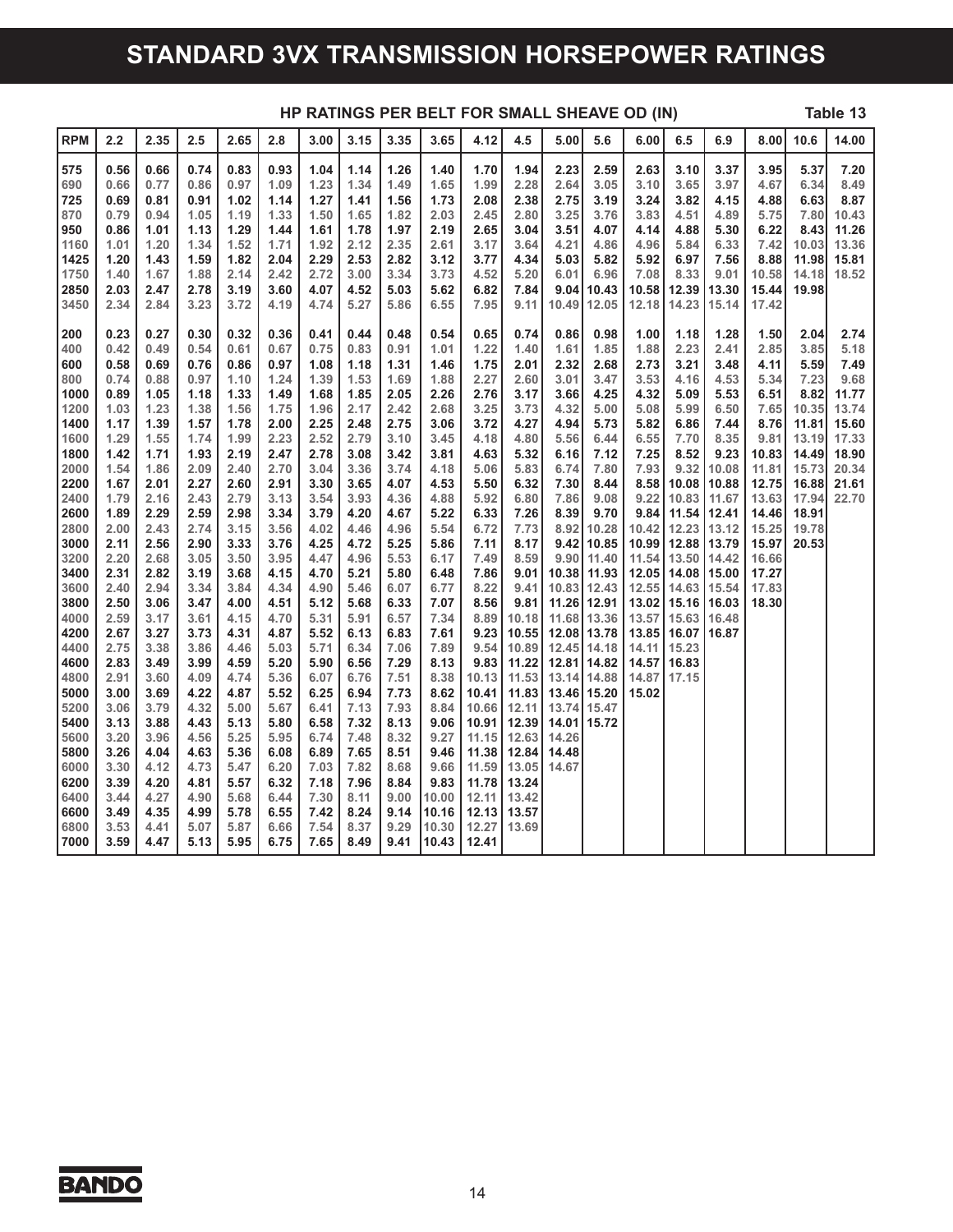# STANDARD 3VX TRANSMISSION HORSEPOWER RATINGS

HP RATINGS PER BELT FOR SMALL SHEAVE OD (IN) — Table 13

| RPM | 2.2 | 2.35 | 2.5 | 2.65 | 2.8 | 3.00 | 3.15 | 3.35 | 3.65 | 4.12 | 4.5 | 5.00 | 5.6 | 6.00 | 6.5 | 6.9 | 8.00 | 10.6 | 14.00 |
|---|---|---|---|---|---|---|---|---|---|---|---|---|---|---|---|---|---|---|---|
| 575 | 0.56 | 0.66 | 0.74 | 0.83 | 0.93 | 1.04 | 1.14 | 1.26 | 1.40 | 1.70 | 1.94 | 2.23 | 2.59 | 2.63 | 3.10 | 3.37 | 3.95 | 5.37 | 7.20 |
| 690 | 0.66 | 0.77 | 0.86 | 0.97 | 1.09 | 1.23 | 1.34 | 1.49 | 1.65 | 1.99 | 2.28 | 2.64 | 3.05 | 3.10 | 3.65 | 3.97 | 4.67 | 6.34 | 8.49 |
| 725 | 0.69 | 0.81 | 0.91 | 1.02 | 1.14 | 1.27 | 1.41 | 1.56 | 1.73 | 2.08 | 2.38 | 2.75 | 3.19 | 3.24 | 3.82 | 4.15 | 4.88 | 6.63 | 8.87 |
| 870 | 0.79 | 0.94 | 1.05 | 1.19 | 1.33 | 1.50 | 1.65 | 1.82 | 2.03 | 2.45 | 2.80 | 3.25 | 3.76 | 3.83 | 4.51 | 4.89 | 5.75 | 7.80 | 10.43 |
| 950 | 0.86 | 1.01 | 1.13 | 1.29 | 1.44 | 1.61 | 1.78 | 1.97 | 2.19 | 2.65 | 3.04 | 3.51 | 4.07 | 4.14 | 4.88 | 5.30 | 6.22 | 8.43 | 11.26 |
| 1160 | 1.01 | 1.20 | 1.34 | 1.52 | 1.71 | 1.92 | 2.12 | 2.35 | 2.61 | 3.17 | 3.64 | 4.21 | 4.86 | 4.96 | 5.84 | 6.33 | 7.42 | 10.03 | 13.36 |
| 1425 | 1.20 | 1.43 | 1.59 | 1.82 | 2.04 | 2.29 | 2.53 | 2.82 | 3.12 | 3.77 | 4.34 | 5.03 | 5.82 | 5.92 | 6.97 | 7.56 | 8.88 | 11.98 | 15.81 |
| 1750 | 1.40 | 1.67 | 1.88 | 2.14 | 2.42 | 2.72 | 3.00 | 3.34 | 3.73 | 4.52 | 5.20 | 6.01 | 6.96 | 7.08 | 8.33 | 9.01 | 10.58 | 14.18 | 18.52 |
| 2850 | 2.03 | 2.47 | 2.78 | 3.19 | 3.60 | 4.07 | 4.52 | 5.03 | 5.62 | 6.82 | 7.84 | 9.04 | 10.43 | 10.58 | 12.39 | 13.30 | 15.44 | 19.98 | |
| 3450 | 2.34 | 2.84 | 3.23 | 3.72 | 4.19 | 4.74 | 5.27 | 5.86 | 6.55 | 7.95 | 9.11 | 10.49 | 12.05 | 12.18 | 14.23 | 15.14 | 17.42 | | |
| 200 | 0.23 | 0.27 | 0.30 | 0.32 | 0.36 | 0.41 | 0.44 | 0.48 | 0.54 | 0.65 | 0.74 | 0.86 | 0.98 | 1.00 | 1.18 | 1.28 | 1.50 | 2.04 | 2.74 |
| 400 | 0.42 | 0.49 | 0.54 | 0.61 | 0.67 | 0.75 | 0.83 | 0.91 | 1.01 | 1.22 | 1.40 | 1.61 | 1.85 | 1.88 | 2.23 | 2.41 | 2.85 | 3.85 | 5.18 |
| 600 | 0.58 | 0.69 | 0.76 | 0.86 | 0.97 | 1.08 | 1.18 | 1.31 | 1.46 | 1.75 | 2.01 | 2.32 | 2.68 | 2.73 | 3.21 | 3.48 | 4.11 | 5.59 | 7.49 |
| 800 | 0.74 | 0.88 | 0.97 | 1.10 | 1.24 | 1.39 | 1.53 | 1.69 | 1.88 | 2.27 | 2.60 | 3.01 | 3.47 | 3.53 | 4.16 | 4.53 | 5.34 | 7.23 | 9.68 |
| 1000 | 0.89 | 1.05 | 1.18 | 1.33 | 1.49 | 1.68 | 1.85 | 2.05 | 2.26 | 2.76 | 3.17 | 3.66 | 4.25 | 4.32 | 5.09 | 5.53 | 6.51 | 8.82 | 11.77 |
| 1200 | 1.03 | 1.23 | 1.38 | 1.56 | 1.75 | 1.96 | 2.17 | 2.42 | 2.68 | 3.25 | 3.73 | 4.32 | 5.00 | 5.08 | 5.99 | 6.50 | 7.65 | 10.35 | 13.74 |
| 1400 | 1.17 | 1.39 | 1.57 | 1.78 | 2.00 | 2.25 | 2.48 | 2.75 | 3.06 | 3.72 | 4.27 | 4.94 | 5.73 | 5.82 | 6.86 | 7.44 | 8.76 | 11.81 | 15.60 |
| 1600 | 1.29 | 1.55 | 1.74 | 1.99 | 2.23 | 2.52 | 2.79 | 3.10 | 3.45 | 4.18 | 4.80 | 5.56 | 6.44 | 6.55 | 7.70 | 8.35 | 9.81 | 13.19 | 17.33 |
| 1800 | 1.42 | 1.71 | 1.93 | 2.19 | 2.47 | 2.78 | 3.08 | 3.42 | 3.81 | 4.63 | 5.32 | 6.16 | 7.12 | 7.25 | 8.52 | 9.23 | 10.83 | 14.49 | 18.90 |
| 2000 | 1.54 | 1.86 | 2.09 | 2.40 | 2.70 | 3.04 | 3.36 | 3.74 | 4.18 | 5.06 | 5.83 | 6.74 | 7.80 | 7.93 | 9.32 | 10.08 | 11.81 | 15.73 | 20.34 |
| 2200 | 1.67 | 2.01 | 2.27 | 2.60 | 2.91 | 3.30 | 3.65 | 4.07 | 4.53 | 5.50 | 6.32 | 7.30 | 8.44 | 8.58 | 10.08 | 10.88 | 12.75 | 16.88 | 21.61 |
| 2400 | 1.79 | 2.16 | 2.43 | 2.79 | 3.13 | 3.54 | 3.93 | 4.36 | 4.88 | 5.92 | 6.80 | 7.86 | 9.08 | 9.22 | 10.83 | 11.67 | 13.63 | 17.94 | 22.70 |
| 2600 | 1.89 | 2.29 | 2.59 | 2.98 | 3.34 | 3.79 | 4.20 | 4.67 | 5.22 | 6.33 | 7.26 | 8.39 | 9.70 | 9.84 | 11.54 | 12.41 | 14.46 | 18.91 | |
| 2800 | 2.00 | 2.43 | 2.74 | 3.15 | 3.56 | 4.02 | 4.46 | 4.96 | 5.54 | 6.72 | 7.73 | 8.92 | 10.28 | 10.42 | 12.23 | 13.12 | 15.25 | 19.78 | |
| 3000 | 2.11 | 2.56 | 2.90 | 3.33 | 3.76 | 4.25 | 4.72 | 5.25 | 5.86 | 7.11 | 8.17 | 9.42 | 10.85 | 10.99 | 12.88 | 13.79 | 15.97 | 20.53 | |
| 3200 | 2.20 | 2.68 | 3.05 | 3.50 | 3.95 | 4.47 | 4.96 | 5.53 | 6.17 | 7.49 | 8.59 | 9.90 | 11.40 | 11.54 | 13.50 | 14.42 | 16.66 | | |
| 3400 | 2.31 | 2.82 | 3.19 | 3.68 | 4.15 | 4.70 | 5.21 | 5.80 | 6.48 | 7.86 | 9.01 | 10.38 | 11.93 | 12.05 | 14.08 | 15.00 | 17.27 | | |
| 3600 | 2.40 | 2.94 | 3.34 | 3.84 | 4.34 | 4.90 | 5.46 | 6.07 | 6.77 | 8.22 | 9.41 | 10.83 | 12.43 | 12.55 | 14.63 | 15.54 | 17.83 | | |
| 3800 | 2.50 | 3.06 | 3.47 | 4.00 | 4.51 | 5.12 | 5.68 | 6.33 | 7.07 | 8.56 | 9.81 | 11.26 | 12.91 | 13.02 | 15.16 | 16.03 | 18.30 | | |
| 4000 | 2.59 | 3.17 | 3.61 | 4.15 | 4.70 | 5.31 | 5.91 | 6.57 | 7.34 | 8.89 | 10.18 | 11.68 | 13.36 | 13.57 | 15.63 | 16.48 | | | |
| 4200 | 2.67 | 3.27 | 3.73 | 4.31 | 4.87 | 5.52 | 6.13 | 6.83 | 7.61 | 9.23 | 10.55 | 12.08 | 13.78 | 13.85 | 16.07 | 16.87 | | | |
| 4400 | 2.75 | 3.38 | 3.86 | 4.46 | 5.03 | 5.71 | 6.34 | 7.06 | 7.89 | 9.54 | 10.89 | 12.45 | 14.18 | 14.11 | 15.23 | | | | |
| 4600 | 2.83 | 3.49 | 3.99 | 4.59 | 5.20 | 5.90 | 6.56 | 7.29 | 8.13 | 9.83 | 11.22 | 12.81 | 14.82 | 14.57 | 16.83 | | | | |
| 4800 | 2.91 | 3.60 | 4.09 | 4.74 | 5.36 | 6.07 | 6.76 | 7.51 | 8.38 | 10.13 | 11.53 | 13.14 | 14.88 | 14.87 | 17.15 | | | | |
| 5000 | 3.00 | 3.69 | 4.22 | 4.87 | 5.52 | 6.25 | 6.94 | 7.73 | 8.62 | 10.41 | 11.83 | 13.46 | 15.20 | 15.02 | | | | | |
| 5200 | 3.06 | 3.79 | 4.32 | 5.00 | 5.67 | 6.41 | 7.13 | 7.93 | 8.84 | 10.66 | 12.11 | 13.74 | 15.47 | | | | | | |
| 5400 | 3.13 | 3.88 | 4.43 | 5.13 | 5.80 | 6.58 | 7.32 | 8.13 | 9.06 | 10.91 | 12.39 | 14.01 | 15.72 | | | | | | |
| 5600 | 3.20 | 3.96 | 4.56 | 5.25 | 5.95 | 6.74 | 7.48 | 8.32 | 9.27 | 11.15 | 12.63 | 14.26 | | | | | | | |
| 5800 | 3.26 | 4.04 | 4.63 | 5.36 | 6.08 | 6.89 | 7.65 | 8.51 | 9.46 | 11.38 | 12.84 | 14.48 | | | | | | | |
| 6000 | 3.30 | 4.12 | 4.73 | 5.47 | 6.20 | 7.03 | 7.82 | 8.68 | 9.66 | 11.59 | 13.05 | 14.67 | | | | | | | |
| 6200 | 3.39 | 4.20 | 4.81 | 5.57 | 6.32 | 7.18 | 7.96 | 8.84 | 9.83 | 11.78 | 13.24 | | | | | | | | |
| 6400 | 3.44 | 4.27 | 4.90 | 5.68 | 6.44 | 7.30 | 8.11 | 9.00 | 10.00 | 12.11 | 13.42 | | | | | | | | |
| 6600 | 3.49 | 4.35 | 4.99 | 5.78 | 6.55 | 7.42 | 8.24 | 9.14 | 10.16 | 12.13 | 13.57 | | | | | | | | |
| 6800 | 3.53 | 4.41 | 5.07 | 5.87 | 6.66 | 7.54 | 8.37 | 9.29 | 10.30 | 12.27 | 13.69 | | | | | | | | |
| 7000 | 3.59 | 4.47 | 5.13 | 5.95 | 6.75 | 7.65 | 8.49 | 9.41 | 10.43 | 12.41 | | | | | | | | | |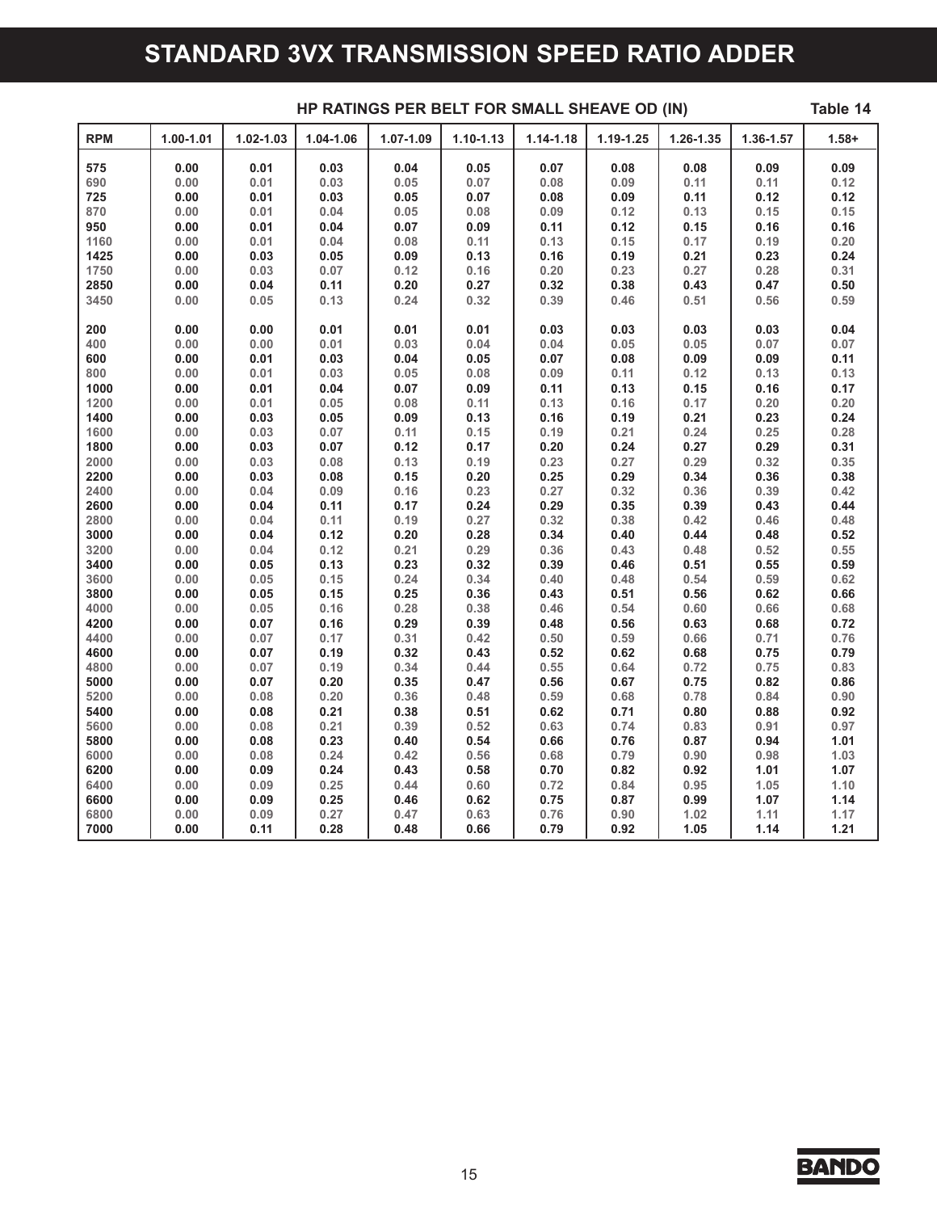# STANDARD 3VX TRANSMISSION SPEED RATIO ADDER

**HP RATINGS PER BELT FOR SMALL SHEAVE OD (IN)** **Table 14**

| RPM | 1.00-1.01 | 1.02-1.03 | 1.04-1.06 | 1.07-1.09 | 1.10-1.13 | 1.14-1.18 | 1.19-1.25 | 1.26-1.35 | 1.36-1.57 | 1.58+ |
|---|---|---|---|---|---|---|---|---|---|---|
| 575 | 0.00 | 0.01 | 0.03 | 0.04 | 0.05 | 0.07 | 0.08 | 0.08 | 0.09 | 0.09 |
| 690 | 0.00 | 0.01 | 0.03 | 0.05 | 0.07 | 0.08 | 0.09 | 0.11 | 0.11 | 0.12 |
| 725 | 0.00 | 0.01 | 0.03 | 0.05 | 0.07 | 0.08 | 0.09 | 0.11 | 0.12 | 0.12 |
| 870 | 0.00 | 0.01 | 0.04 | 0.05 | 0.08 | 0.09 | 0.12 | 0.13 | 0.15 | 0.15 |
| 950 | 0.00 | 0.01 | 0.04 | 0.07 | 0.09 | 0.11 | 0.12 | 0.15 | 0.16 | 0.16 |
| 1160 | 0.00 | 0.01 | 0.04 | 0.08 | 0.11 | 0.13 | 0.15 | 0.17 | 0.19 | 0.20 |
| 1425 | 0.00 | 0.03 | 0.05 | 0.09 | 0.13 | 0.16 | 0.19 | 0.21 | 0.23 | 0.24 |
| 1750 | 0.00 | 0.03 | 0.07 | 0.12 | 0.16 | 0.20 | 0.23 | 0.27 | 0.28 | 0.31 |
| 2850 | 0.00 | 0.04 | 0.11 | 0.20 | 0.27 | 0.32 | 0.38 | 0.43 | 0.47 | 0.50 |
| 3450 | 0.00 | 0.05 | 0.13 | 0.24 | 0.32 | 0.39 | 0.46 | 0.51 | 0.56 | 0.59 |
| 200 | 0.00 | 0.00 | 0.01 | 0.01 | 0.01 | 0.03 | 0.03 | 0.03 | 0.03 | 0.04 |
| 400 | 0.00 | 0.00 | 0.01 | 0.03 | 0.04 | 0.04 | 0.05 | 0.05 | 0.07 | 0.07 |
| 600 | 0.00 | 0.01 | 0.03 | 0.04 | 0.05 | 0.07 | 0.08 | 0.09 | 0.09 | 0.11 |
| 800 | 0.00 | 0.01 | 0.03 | 0.05 | 0.08 | 0.09 | 0.11 | 0.12 | 0.13 | 0.13 |
| 1000 | 0.00 | 0.01 | 0.04 | 0.07 | 0.09 | 0.11 | 0.13 | 0.15 | 0.16 | 0.17 |
| 1200 | 0.00 | 0.01 | 0.05 | 0.08 | 0.11 | 0.13 | 0.16 | 0.17 | 0.20 | 0.20 |
| 1400 | 0.00 | 0.03 | 0.05 | 0.09 | 0.13 | 0.16 | 0.19 | 0.21 | 0.23 | 0.24 |
| 1600 | 0.00 | 0.03 | 0.07 | 0.11 | 0.15 | 0.19 | 0.21 | 0.24 | 0.25 | 0.28 |
| 1800 | 0.00 | 0.03 | 0.07 | 0.12 | 0.17 | 0.20 | 0.24 | 0.27 | 0.29 | 0.31 |
| 2000 | 0.00 | 0.03 | 0.08 | 0.13 | 0.19 | 0.23 | 0.27 | 0.29 | 0.32 | 0.35 |
| 2200 | 0.00 | 0.03 | 0.08 | 0.15 | 0.20 | 0.25 | 0.29 | 0.34 | 0.36 | 0.38 |
| 2400 | 0.00 | 0.04 | 0.09 | 0.16 | 0.23 | 0.27 | 0.32 | 0.36 | 0.39 | 0.42 |
| 2600 | 0.00 | 0.04 | 0.11 | 0.17 | 0.24 | 0.29 | 0.35 | 0.39 | 0.43 | 0.44 |
| 2800 | 0.00 | 0.04 | 0.11 | 0.19 | 0.27 | 0.32 | 0.38 | 0.42 | 0.46 | 0.48 |
| 3000 | 0.00 | 0.04 | 0.12 | 0.20 | 0.28 | 0.34 | 0.40 | 0.44 | 0.48 | 0.52 |
| 3200 | 0.00 | 0.04 | 0.12 | 0.21 | 0.29 | 0.36 | 0.43 | 0.48 | 0.52 | 0.55 |
| 3400 | 0.00 | 0.05 | 0.13 | 0.23 | 0.32 | 0.39 | 0.46 | 0.51 | 0.55 | 0.59 |
| 3600 | 0.00 | 0.05 | 0.15 | 0.24 | 0.34 | 0.40 | 0.48 | 0.54 | 0.59 | 0.62 |
| 3800 | 0.00 | 0.05 | 0.15 | 0.25 | 0.36 | 0.43 | 0.51 | 0.56 | 0.62 | 0.66 |
| 4000 | 0.00 | 0.05 | 0.16 | 0.28 | 0.38 | 0.46 | 0.54 | 0.60 | 0.66 | 0.68 |
| 4200 | 0.00 | 0.07 | 0.16 | 0.29 | 0.39 | 0.48 | 0.56 | 0.63 | 0.68 | 0.72 |
| 4400 | 0.00 | 0.07 | 0.17 | 0.31 | 0.42 | 0.50 | 0.59 | 0.66 | 0.71 | 0.76 |
| 4600 | 0.00 | 0.07 | 0.19 | 0.32 | 0.43 | 0.52 | 0.62 | 0.68 | 0.75 | 0.79 |
| 4800 | 0.00 | 0.07 | 0.19 | 0.34 | 0.44 | 0.55 | 0.64 | 0.72 | 0.75 | 0.83 |
| 5000 | 0.00 | 0.07 | 0.20 | 0.35 | 0.47 | 0.56 | 0.67 | 0.75 | 0.82 | 0.86 |
| 5200 | 0.00 | 0.08 | 0.20 | 0.36 | 0.48 | 0.59 | 0.68 | 0.78 | 0.84 | 0.90 |
| 5400 | 0.00 | 0.08 | 0.21 | 0.38 | 0.51 | 0.62 | 0.71 | 0.80 | 0.88 | 0.92 |
| 5600 | 0.00 | 0.08 | 0.21 | 0.39 | 0.52 | 0.63 | 0.74 | 0.83 | 0.91 | 0.97 |
| 5800 | 0.00 | 0.08 | 0.23 | 0.40 | 0.54 | 0.66 | 0.76 | 0.87 | 0.94 | 1.01 |
| 6000 | 0.00 | 0.08 | 0.24 | 0.42 | 0.56 | 0.68 | 0.79 | 0.90 | 0.98 | 1.03 |
| 6200 | 0.00 | 0.09 | 0.24 | 0.43 | 0.58 | 0.70 | 0.82 | 0.92 | 1.01 | 1.07 |
| 6400 | 0.00 | 0.09 | 0.25 | 0.44 | 0.60 | 0.72 | 0.84 | 0.95 | 1.05 | 1.10 |
| 6600 | 0.00 | 0.09 | 0.25 | 0.46 | 0.62 | 0.75 | 0.87 | 0.99 | 1.07 | 1.14 |
| 6800 | 0.00 | 0.09 | 0.27 | 0.47 | 0.63 | 0.76 | 0.90 | 1.02 | 1.11 | 1.17 |
| 7000 | 0.00 | 0.11 | 0.28 | 0.48 | 0.66 | 0.79 | 0.92 | 1.05 | 1.14 | 1.21 |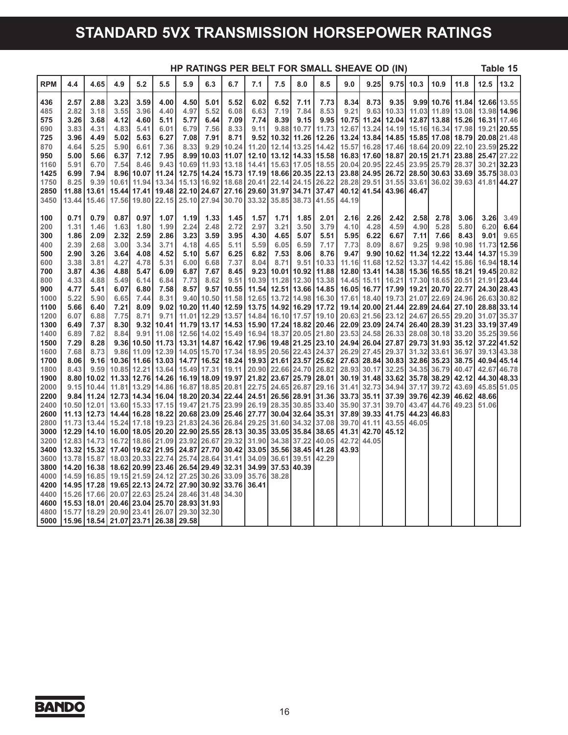# STANDARD 5VX TRANSMISSION HORSEPOWER RATINGS

**HP RATINGS PER BELT FOR SMALL SHEAVE OD (IN)** — Table 15

| RPM | 4.4 | 4.65 | 4.9 | 5.2 | 5.5 | 5.9 | 6.3 | 6.7 | 7.1 | 7.5 | 8.0 | 8.5 | 9.0 | 9.25 | 9.75 | 10.3 | 10.9 | 11.8 | 12.5 | 13.2 |
|---|---|---|---|---|---|---|---|---|---|---|---|---|---|---|---|---|---|---|---|---|
| 436 | 2.57 | 2.88 | 3.23 | 3.59 | 4.00 | 4.50 | 5.01 | 5.52 | 6.02 | 6.52 | 7.11 | 7.73 | 8.34 | 8.73 | 9.35 | 9.99 | 10.76 | 11.84 | 12.66 | 13.55 |
| 485 | 2.82 | 3.18 | 3.55 | 3.96 | 4.40 | 4.97 | 5.52 | 6.08 | 6.63 | 7.19 | 7.84 | 8.53 | 9.21 | 9.63 | 10.33 | 11.03 | 11.89 | 13.08 | 13.98 | 14.96 |
| 575 | 3.26 | 3.68 | 4.12 | 4.60 | 5.11 | 5.77 | 6.44 | 7.09 | 7.74 | 8.39 | 9.15 | 9.95 | 10.75 | 11.24 | 12.04 | 12.87 | 13.88 | 15.26 | 16.31 | 17.46 |
| 690 | 3.83 | 4.31 | 4.83 | 5.41 | 6.01 | 6.79 | 7.56 | 8.33 | 9.11 | 9.88 | 10.77 | 11.73 | 12.67 | 13.24 | 14.19 | 15.16 | 16.34 | 17.98 | 19.21 | 20.55 |
| 725 | 3.96 | 4.49 | 5.02 | 5.63 | 6.27 | 7.08 | 7.91 | 8.71 | 9.52 | 10.32 | 11.26 | 12.26 | 13.24 | 13.84 | 14.85 | 15.85 | 17.08 | 18.79 | 20.08 | 21.48 |
| 870 | 4.64 | 5.25 | 5.90 | 6.61 | 7.36 | 8.33 | 9.29 | 10.24 | 11.20 | 12.14 | 13.25 | 14.42 | 15.57 | 16.28 | 17.46 | 18.64 | 20.09 | 22.10 | 23.59 | 25.22 |
| 950 | 5.00 | 5.66 | 6.37 | 7.12 | 7.95 | 8.99 | 10.03 | 11.07 | 12.10 | 13.12 | 14.33 | 15.58 | 16.83 | 17.60 | 18.87 | 20.15 | 21.71 | 23.88 | 25.47 | 27.22 |
| 1160 | 5.91 | 6.70 | 7.54 | 8.46 | 9.43 | 10.69 | 11.93 | 13.18 | 14.41 | 15.63 | 17.05 | 18.55 | 20.04 | 20.95 | 22.45 | 23.95 | 25.79 | 28.37 | 30.21 | 32.23 |
| 1425 | 6.99 | 7.94 | 8.96 | 10.07 | 11.24 | 12.75 | 14.24 | 15.73 | 17.19 | 18.66 | 20.35 | 22.13 | 23.88 | 24.95 | 26.72 | 28.50 | 30.63 | 33.69 | 35.75 | 38.03 |
| 1750 | 8.25 | 9.39 | 10.61 | 11.94 | 13.34 | 15.13 | 16.92 | 18.68 | 20.41 | 22.14 | 24.15 | 26.22 | 28.28 | 29.51 | 31.55 | 33.61 | 36.02 | 39.63 | 41.81 | 44.27 |
| 2850 | 11.88 | 13.61 | 15.44 | 17.41 | 19.48 | 22.10 | 24.67 | 27.16 | 29.60 | 31.97 | 34.71 | 37.47 | 40.12 | 41.54 | 43.96 | 46.47 | | | | |
| 3450 | 13.44 | 15.46 | 17.56 | 19.80 | 22.15 | 25.10 | 27.94 | 30.70 | 33.32 | 35.85 | 38.73 | 41.55 | 44.19 | | | | | | | |
| 100 | 0.71 | 0.79 | 0.87 | 0.97 | 1.07 | 1.19 | 1.33 | 1.45 | 1.57 | 1.71 | 1.85 | 2.01 | 2.16 | 2.26 | 2.42 | 2.58 | 2.78 | 3.06 | 3.26 | 3.49 |
| 200 | 1.31 | 1.46 | 1.63 | 1.80 | 1.99 | 2.24 | 2.48 | 2.72 | 2.97 | 3.21 | 3.50 | 3.79 | 4.10 | 4.28 | 4.59 | 4.90 | 5.28 | 5.80 | 6.20 | 6.64 |
| 300 | 1.86 | 2.09 | 2.32 | 2.59 | 2.86 | 3.23 | 3.59 | 3.95 | 4.30 | 4.65 | 5.07 | 5.51 | 5.95 | 6.22 | 6.67 | 7.11 | 7.66 | 8.43 | 9.01 | 9.65 |
| 400 | 2.39 | 2.68 | 3.00 | 3.34 | 3.71 | 4.18 | 4.65 | 5.11 | 5.59 | 6.05 | 6.59 | 7.17 | 7.73 | 8.09 | 8.67 | 9.25 | 9.98 | 10.98 | 11.73 | 12.56 |
| 500 | 2.90 | 3.26 | 3.64 | 4.08 | 4.52 | 5.10 | 5.67 | 6.25 | 6.82 | 7.53 | 8.06 | 8.76 | 9.47 | 9.90 | 10.62 | 11.34 | 12.22 | 13.44 | 14.37 | 15.39 |
| 600 | 3.38 | 3.81 | 4.27 | 4.78 | 5.31 | 6.00 | 6.68 | 7.37 | 8.04 | 8.71 | 9.51 | 10.33 | 11.16 | 11.68 | 12.52 | 13.37 | 14.42 | 15.86 | 16.94 | 18.14 |
| 700 | 3.87 | 4.36 | 4.88 | 5.47 | 6.09 | 6.87 | 7.67 | 8.45 | 9.23 | 10.01 | 10.92 | 11.88 | 12.80 | 13.41 | 14.38 | 15.36 | 16.55 | 18.21 | 19.45 | 20.82 |
| 800 | 4.33 | 4.88 | 5.49 | 6.14 | 6.84 | 7.73 | 8.62 | 9.51 | 10.39 | 11.28 | 12.30 | 13.38 | 14.45 | 15.11 | 16.21 | 17.30 | 18.65 | 20.51 | 21.91 | 23.44 |
| 900 | 4.77 | 5.41 | 6.07 | 6.80 | 7.58 | 8.57 | 9.57 | 10.55 | 11.54 | 12.51 | 13.66 | 14.85 | 16.05 | 16.77 | 17.99 | 19.21 | 20.70 | 22.77 | 24.30 | 28.43 |
| 1000 | 5.22 | 5.90 | 6.65 | 7.44 | 8.31 | 9.40 | 10.50 | 11.58 | 12.65 | 13.72 | 14.98 | 16.30 | 17.61 | 18.40 | 19.73 | 21.07 | 22.69 | 24.96 | 26.63 | 30.82 |
| 1100 | 5.66 | 6.40 | 7.21 | 8.09 | 9.02 | 10.20 | 11.40 | 12.59 | 13.75 | 14.92 | 16.29 | 17.72 | 19.14 | 20.00 | 21.44 | 22.89 | 24.64 | 27.10 | 28.88 | 33.14 |
| 1200 | 6.07 | 6.88 | 7.75 | 8.71 | 9.71 | 11.01 | 12.29 | 13.57 | 14.84 | 16.10 | 17.57 | 19.10 | 20.63 | 21.56 | 23.12 | 24.67 | 26.55 | 29.20 | 31.07 | 35.37 |
| 1300 | 6.49 | 7.37 | 8.30 | 9.32 | 10.41 | 11.79 | 13.17 | 14.53 | 15.90 | 17.24 | 18.82 | 20.46 | 22.09 | 23.09 | 24.74 | 26.40 | 28.39 | 31.23 | 33.19 | 37.49 |
| 1400 | 6.89 | 7.82 | 8.84 | 9.91 | 11.08 | 12.56 | 14.02 | 15.49 | 16.94 | 18.37 | 20.05 | 21.80 | 23.53 | 24.58 | 26.33 | 28.08 | 30.18 | 33.20 | 35.25 | 39.56 |
| 1500 | 7.29 | 8.28 | 9.36 | 10.50 | 11.73 | 13.31 | 14.87 | 16.42 | 17.96 | 19.48 | 21.25 | 23.10 | 24.94 | 26.04 | 27.87 | 29.73 | 31.93 | 35.12 | 37.22 | 41.52 |
| 1600 | 7.68 | 8.73 | 9.86 | 11.09 | 12.39 | 14.05 | 15.70 | 17.34 | 18.95 | 20.56 | 22.43 | 24.37 | 26.29 | 27.45 | 29.37 | 31.32 | 33.61 | 36.97 | 39.13 | 43.38 |
| 1700 | 8.06 | 9.16 | 10.36 | 11.66 | 13.03 | 14.77 | 16.52 | 18.24 | 19.93 | 21.61 | 23.57 | 25.62 | 27.63 | 28.84 | 30.83 | 32.86 | 35.23 | 38.75 | 40.94 | 45.14 |
| 1800 | 8.43 | 9.59 | 10.85 | 12.21 | 13.64 | 15.49 | 17.31 | 19.11 | 20.90 | 22.66 | 24.70 | 26.82 | 28.93 | 30.17 | 32.25 | 34.35 | 36.79 | 40.47 | 42.67 | 46.78 |
| 1900 | 8.80 | 10.02 | 11.33 | 12.76 | 14.26 | 16.19 | 18.09 | 19.97 | 21.82 | 23.67 | 25.79 | 28.01 | 30.19 | 31.48 | 33.62 | 35.78 | 38.29 | 42.12 | 44.30 | 48.33 |
| 2000 | 9.15 | 10.44 | 11.81 | 13.29 | 14.86 | 16.87 | 18.85 | 20.81 | 22.75 | 24.65 | 26.87 | 29.16 | 31.41 | 32.73 | 34.94 | 37.17 | 39.72 | 43.69 | 45.85 | 51.05 |
| 2200 | 9.84 | 11.24 | 12.73 | 14.34 | 16.04 | 18.20 | 20.34 | 22.44 | 24.51 | 26.56 | 28.91 | 31.36 | 33.73 | 35.11 | 37.39 | 39.76 | 42.39 | 46.62 | 48.66 | |
| 2400 | 10.50 | 12.01 | 13.60 | 15.33 | 17.15 | 19.47 | 21.75 | 23.99 | 26.19 | 28.35 | 30.85 | 33.40 | 35.90 | 37.31 | 39.70 | 43.47 | 44.76 | 49.23 | 51.06 | |
| 2600 | 11.13 | 12.73 | 14.44 | 16.28 | 18.22 | 20.68 | 23.09 | 25.46 | 27.77 | 30.04 | 32.64 | 35.31 | 37.89 | 39.33 | 41.75 | 44.23 | 46.83 | | | |
| 2800 | 11.73 | 13.44 | 15.24 | 17.18 | 19.23 | 21.83 | 24.36 | 26.84 | 29.25 | 31.60 | 34.32 | 37.08 | 39.70 | 41.11 | 43.55 | 46.05 | | | | |
| 3000 | 12.29 | 14.10 | 16.00 | 18.05 | 20.20 | 22.90 | 25.55 | 28.13 | 30.35 | 33.05 | 35.84 | 38.65 | 41.31 | 42.70 | 45.12 | | | | | |
| 3200 | 12.83 | 14.73 | 16.72 | 18.86 | 21.09 | 23.92 | 26.67 | 29.32 | 31.90 | 34.38 | 37.22 | 40.05 | 42.72 | 44.05 | | | | | | |
| 3400 | 13.32 | 15.32 | 17.40 | 19.62 | 21.95 | 24.87 | 27.70 | 30.42 | 33.05 | 35.56 | 38.45 | 41.28 | 43.93 | | | | | | | |
| 3600 | 13.78 | 15.87 | 18.03 | 20.33 | 22.74 | 25.74 | 28.64 | 31.41 | 34.09 | 36.61 | 39.51 | 42.29 | | | | | | | | |
| 3800 | 14.20 | 16.38 | 18.62 | 20.99 | 23.46 | 26.54 | 29.49 | 32.31 | 34.99 | 37.53 | 40.39 | | | | | | | | | |
| 4000 | 14.59 | 16.85 | 19.15 | 21.59 | 24.12 | 27.25 | 30.26 | 33.09 | 35.76 | 38.28 | | | | | | | | | | |
| 4200 | 14.95 | 17.28 | 19.65 | 22.13 | 24.72 | 27.90 | 30.92 | 33.76 | 36.41 | | | | | | | | | | | |
| 4400 | 15.26 | 17.66 | 20.07 | 22.63 | 25.24 | 28.46 | 31.48 | 34.30 | | | | | | | | | | | | |
| 4600 | 15.53 | 18.01 | 20.46 | 23.04 | 25.70 | 28.93 | 31.93 | | | | | | | | | | | | | |
| 4800 | 15.77 | 18.29 | 20.90 | 23.41 | 26.07 | 29.30 | 32.30 | | | | | | | | | | | | | |
| 5000 | 15.96 | 18.54 | 21.07 | 23.71 | 26.38 | 29.58 | | | | | | | | | | | | | | |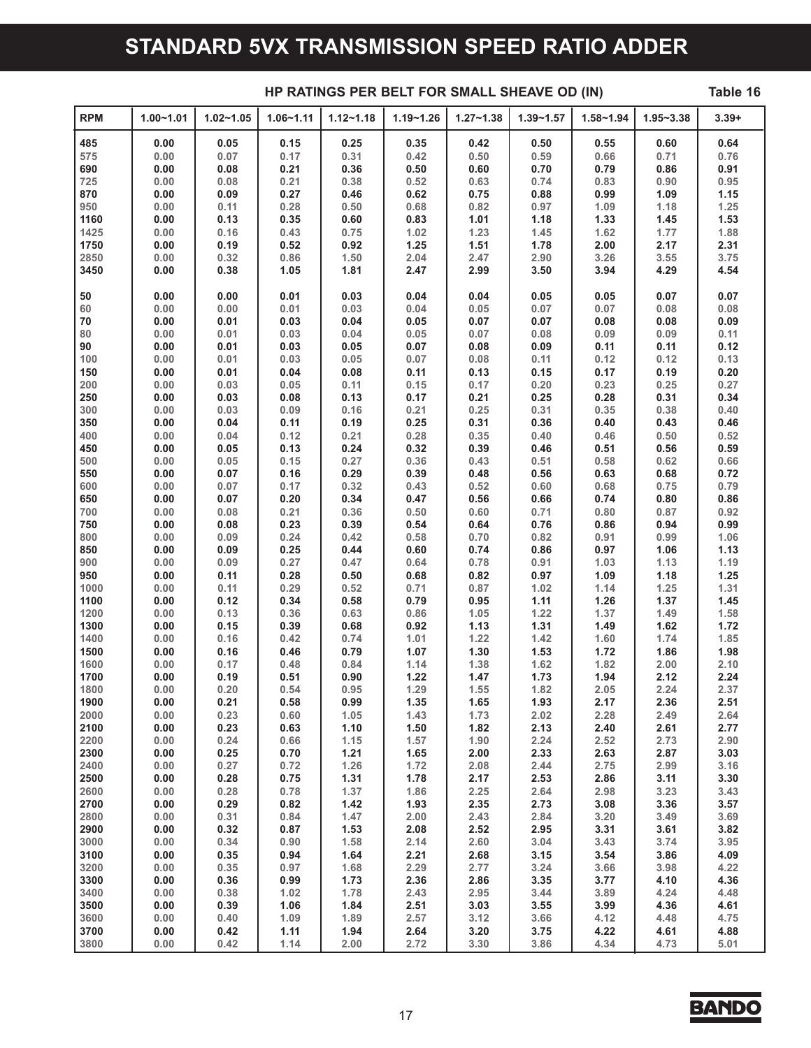# STANDARD 5VX TRANSMISSION SPEED RATIO ADDER

**HP RATINGS PER BELT FOR SMALL SHEAVE OD (IN)** **Table 16**

| RPM | 1.00~1.01 | 1.02~1.05 | 1.06~1.11 | 1.12~1.18 | 1.19~1.26 | 1.27~1.38 | 1.39~1.57 | 1.58~1.94 | 1.95~3.38 | 3.39+ |
|---|---|---|---|---|---|---|---|---|---|---|
| 485 | 0.00 | 0.05 | 0.15 | 0.25 | 0.35 | 0.42 | 0.50 | 0.55 | 0.60 | 0.64 |
| 575 | 0.00 | 0.07 | 0.17 | 0.31 | 0.42 | 0.50 | 0.59 | 0.66 | 0.71 | 0.76 |
| 690 | 0.00 | 0.08 | 0.21 | 0.36 | 0.50 | 0.60 | 0.70 | 0.79 | 0.86 | 0.91 |
| 725 | 0.00 | 0.08 | 0.21 | 0.38 | 0.52 | 0.63 | 0.74 | 0.83 | 0.90 | 0.95 |
| 870 | 0.00 | 0.09 | 0.27 | 0.46 | 0.62 | 0.75 | 0.88 | 0.99 | 1.09 | 1.15 |
| 950 | 0.00 | 0.11 | 0.28 | 0.50 | 0.68 | 0.82 | 0.97 | 1.09 | 1.18 | 1.25 |
| 1160 | 0.00 | 0.13 | 0.35 | 0.60 | 0.83 | 1.01 | 1.18 | 1.33 | 1.45 | 1.53 |
| 1425 | 0.00 | 0.16 | 0.43 | 0.75 | 1.02 | 1.23 | 1.45 | 1.62 | 1.77 | 1.88 |
| 1750 | 0.00 | 0.19 | 0.52 | 0.92 | 1.25 | 1.51 | 1.78 | 2.00 | 2.17 | 2.31 |
| 2850 | 0.00 | 0.32 | 0.86 | 1.50 | 2.04 | 2.47 | 2.90 | 3.26 | 3.55 | 3.75 |
| 3450 | 0.00 | 0.38 | 1.05 | 1.81 | 2.47 | 2.99 | 3.50 | 3.94 | 4.29 | 4.54 |
| 50 | 0.00 | 0.00 | 0.01 | 0.03 | 0.04 | 0.04 | 0.05 | 0.05 | 0.07 | 0.07 |
| 60 | 0.00 | 0.00 | 0.01 | 0.03 | 0.04 | 0.05 | 0.07 | 0.07 | 0.08 | 0.08 |
| 70 | 0.00 | 0.01 | 0.03 | 0.04 | 0.05 | 0.07 | 0.07 | 0.08 | 0.08 | 0.09 |
| 80 | 0.00 | 0.01 | 0.03 | 0.04 | 0.05 | 0.07 | 0.08 | 0.09 | 0.09 | 0.11 |
| 90 | 0.00 | 0.01 | 0.03 | 0.05 | 0.07 | 0.08 | 0.09 | 0.11 | 0.11 | 0.12 |
| 100 | 0.00 | 0.01 | 0.03 | 0.05 | 0.07 | 0.08 | 0.11 | 0.12 | 0.12 | 0.13 |
| 150 | 0.00 | 0.01 | 0.04 | 0.08 | 0.11 | 0.13 | 0.15 | 0.17 | 0.19 | 0.20 |
| 200 | 0.00 | 0.03 | 0.05 | 0.11 | 0.15 | 0.17 | 0.20 | 0.23 | 0.25 | 0.27 |
| 250 | 0.00 | 0.03 | 0.08 | 0.13 | 0.17 | 0.21 | 0.25 | 0.28 | 0.31 | 0.34 |
| 300 | 0.00 | 0.03 | 0.09 | 0.16 | 0.21 | 0.25 | 0.31 | 0.35 | 0.38 | 0.40 |
| 350 | 0.00 | 0.04 | 0.11 | 0.19 | 0.25 | 0.31 | 0.36 | 0.40 | 0.43 | 0.46 |
| 400 | 0.00 | 0.04 | 0.12 | 0.21 | 0.28 | 0.35 | 0.40 | 0.46 | 0.50 | 0.52 |
| 450 | 0.00 | 0.05 | 0.13 | 0.24 | 0.32 | 0.39 | 0.46 | 0.51 | 0.56 | 0.59 |
| 500 | 0.00 | 0.05 | 0.15 | 0.27 | 0.36 | 0.43 | 0.51 | 0.58 | 0.62 | 0.66 |
| 550 | 0.00 | 0.07 | 0.16 | 0.29 | 0.39 | 0.48 | 0.56 | 0.63 | 0.68 | 0.72 |
| 600 | 0.00 | 0.07 | 0.17 | 0.32 | 0.43 | 0.52 | 0.60 | 0.68 | 0.75 | 0.79 |
| 650 | 0.00 | 0.07 | 0.20 | 0.34 | 0.47 | 0.56 | 0.66 | 0.74 | 0.80 | 0.86 |
| 700 | 0.00 | 0.08 | 0.21 | 0.36 | 0.50 | 0.60 | 0.71 | 0.80 | 0.87 | 0.92 |
| 750 | 0.00 | 0.08 | 0.23 | 0.39 | 0.54 | 0.64 | 0.76 | 0.86 | 0.94 | 0.99 |
| 800 | 0.00 | 0.09 | 0.24 | 0.42 | 0.58 | 0.70 | 0.82 | 0.91 | 0.99 | 1.06 |
| 850 | 0.00 | 0.09 | 0.25 | 0.44 | 0.60 | 0.74 | 0.86 | 0.97 | 1.06 | 1.13 |
| 900 | 0.00 | 0.09 | 0.27 | 0.47 | 0.64 | 0.78 | 0.91 | 1.03 | 1.13 | 1.19 |
| 950 | 0.00 | 0.11 | 0.28 | 0.50 | 0.68 | 0.82 | 0.97 | 1.09 | 1.18 | 1.25 |
| 1000 | 0.00 | 0.11 | 0.29 | 0.52 | 0.71 | 0.87 | 1.02 | 1.14 | 1.25 | 1.31 |
| 1100 | 0.00 | 0.12 | 0.34 | 0.58 | 0.79 | 0.95 | 1.11 | 1.26 | 1.37 | 1.45 |
| 1200 | 0.00 | 0.13 | 0.36 | 0.63 | 0.86 | 1.05 | 1.22 | 1.37 | 1.49 | 1.58 |
| 1300 | 0.00 | 0.15 | 0.39 | 0.68 | 0.92 | 1.13 | 1.31 | 1.49 | 1.62 | 1.72 |
| 1400 | 0.00 | 0.16 | 0.42 | 0.74 | 1.01 | 1.22 | 1.42 | 1.60 | 1.74 | 1.85 |
| 1500 | 0.00 | 0.16 | 0.46 | 0.79 | 1.07 | 1.30 | 1.53 | 1.72 | 1.86 | 1.98 |
| 1600 | 0.00 | 0.17 | 0.48 | 0.84 | 1.14 | 1.38 | 1.62 | 1.82 | 2.00 | 2.10 |
| 1700 | 0.00 | 0.19 | 0.51 | 0.90 | 1.22 | 1.47 | 1.73 | 1.94 | 2.12 | 2.24 |
| 1800 | 0.00 | 0.20 | 0.54 | 0.95 | 1.29 | 1.55 | 1.82 | 2.05 | 2.24 | 2.37 |
| 1900 | 0.00 | 0.21 | 0.58 | 0.99 | 1.35 | 1.65 | 1.93 | 2.17 | 2.36 | 2.51 |
| 2000 | 0.00 | 0.23 | 0.60 | 1.05 | 1.43 | 1.73 | 2.02 | 2.28 | 2.49 | 2.64 |
| 2100 | 0.00 | 0.23 | 0.63 | 1.10 | 1.50 | 1.82 | 2.13 | 2.40 | 2.61 | 2.77 |
| 2200 | 0.00 | 0.24 | 0.66 | 1.15 | 1.57 | 1.90 | 2.24 | 2.52 | 2.73 | 2.90 |
| 2300 | 0.00 | 0.25 | 0.70 | 1.21 | 1.65 | 2.00 | 2.33 | 2.63 | 2.87 | 3.03 |
| 2400 | 0.00 | 0.27 | 0.72 | 1.26 | 1.72 | 2.08 | 2.44 | 2.75 | 2.99 | 3.16 |
| 2500 | 0.00 | 0.28 | 0.75 | 1.31 | 1.78 | 2.17 | 2.53 | 2.86 | 3.11 | 3.30 |
| 2600 | 0.00 | 0.28 | 0.78 | 1.37 | 1.86 | 2.25 | 2.64 | 2.98 | 3.23 | 3.43 |
| 2700 | 0.00 | 0.29 | 0.82 | 1.42 | 1.93 | 2.35 | 2.73 | 3.08 | 3.36 | 3.57 |
| 2800 | 0.00 | 0.31 | 0.84 | 1.47 | 2.00 | 2.43 | 2.84 | 3.20 | 3.49 | 3.69 |
| 2900 | 0.00 | 0.32 | 0.87 | 1.53 | 2.08 | 2.52 | 2.95 | 3.31 | 3.61 | 3.82 |
| 3000 | 0.00 | 0.34 | 0.90 | 1.58 | 2.14 | 2.60 | 3.04 | 3.43 | 3.74 | 3.95 |
| 3100 | 0.00 | 0.35 | 0.94 | 1.64 | 2.21 | 2.68 | 3.15 | 3.54 | 3.86 | 4.09 |
| 3200 | 0.00 | 0.35 | 0.97 | 1.68 | 2.29 | 2.77 | 3.24 | 3.66 | 3.98 | 4.22 |
| 3300 | 0.00 | 0.36 | 0.99 | 1.73 | 2.36 | 2.86 | 3.35 | 3.77 | 4.10 | 4.36 |
| 3400 | 0.00 | 0.38 | 1.02 | 1.78 | 2.43 | 2.95 | 3.44 | 3.89 | 4.24 | 4.48 |
| 3500 | 0.00 | 0.39 | 1.06 | 1.84 | 2.51 | 3.03 | 3.55 | 3.99 | 4.36 | 4.61 |
| 3600 | 0.00 | 0.40 | 1.09 | 1.89 | 2.57 | 3.12 | 3.66 | 4.12 | 4.48 | 4.75 |
| 3700 | 0.00 | 0.42 | 1.11 | 1.94 | 2.64 | 3.20 | 3.75 | 4.22 | 4.61 | 4.88 |
| 3800 | 0.00 | 0.42 | 1.14 | 2.00 | 2.72 | 3.30 | 3.86 | 4.34 | 4.73 | 5.01 |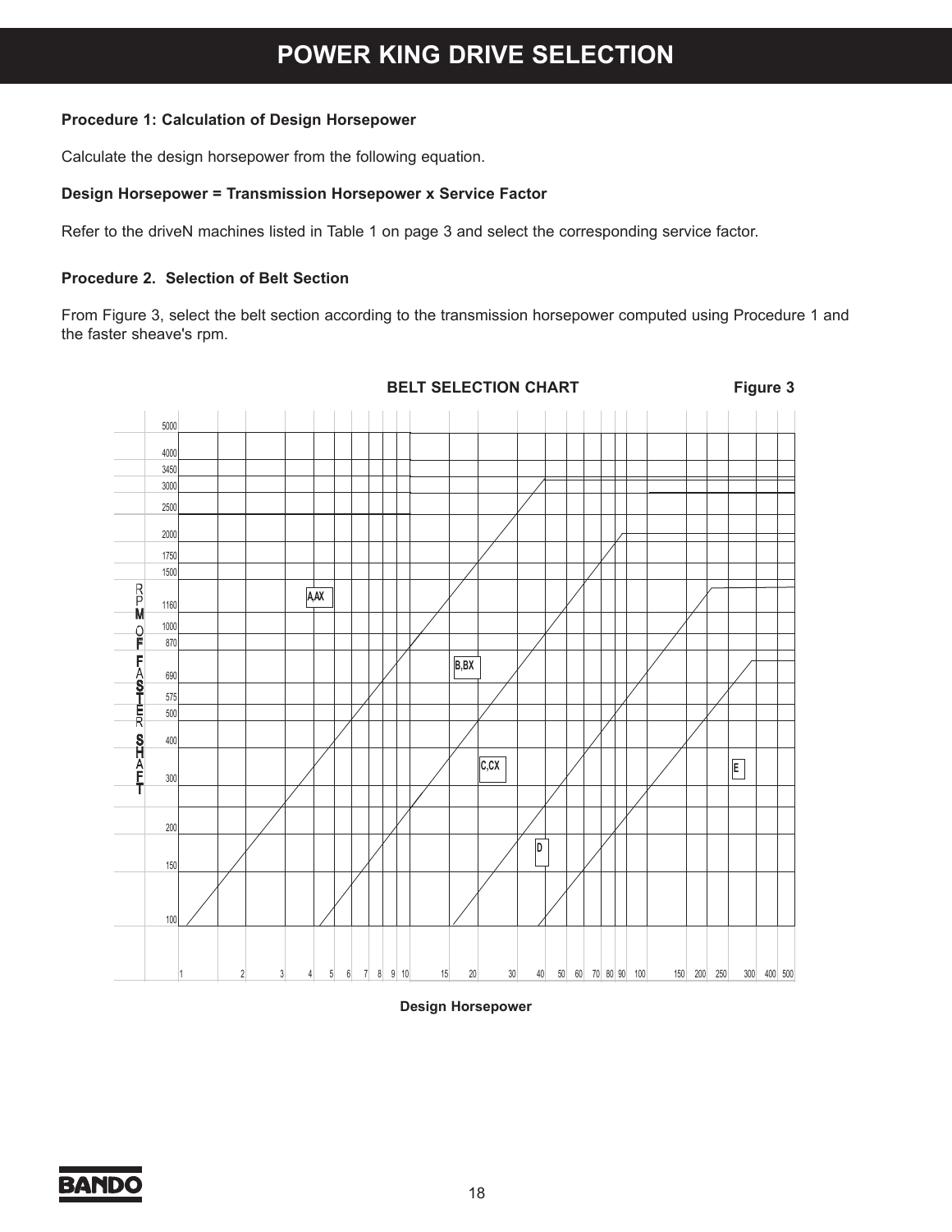# POWER KING DRIVE SELECTION

**Procedure 1: Calculation of Design Horsepower**

Calculate the design horsepower from the following equation.

**Design Horsepower = Transmission Horsepower x Service Factor**

Refer to the driveN machines listed in Table 1 on page 3 and select the corresponding service factor.

**Procedure 2. Selection of Belt Section**

From Figure 3, select the belt section according to the transmission horsepower computed using Procedure 1 and the faster sheave's rpm.

**BELT SELECTION CHART** **Figure 3**

RPM OF FASTER SHAFT: 5000, 4000, 3450, 3000, 2500, 2000, 1750, 1500, 1160, 1000, 870, 690, 575, 500, 400, 300, 200, 150, 100

Belt sections: A,AX; B,BX; C,CX; D; E

Design Horsepower: 1, 2, 3, 4, 5, 6, 7, 8, 9, 10, 15, 20, 30, 40, 50, 60, 70, 80, 90, 100, 150, 200, 250, 300, 400, 500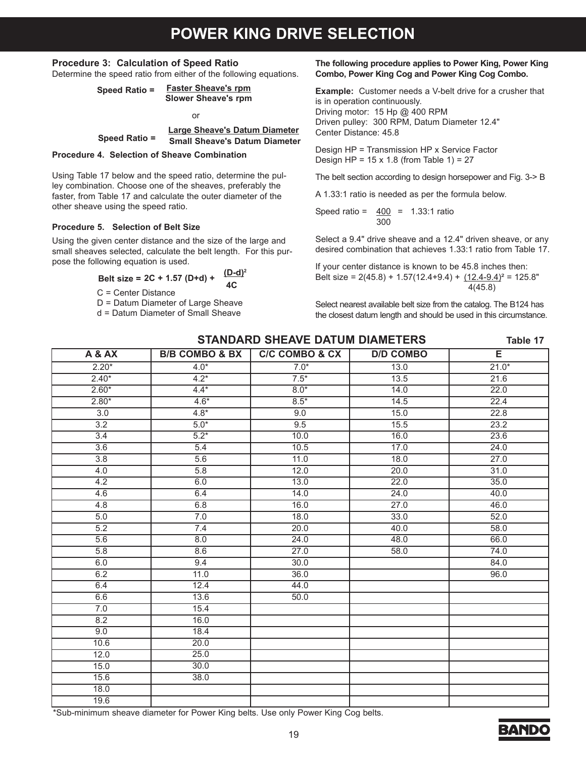# POWER KING DRIVE SELECTION

### Procedure 3: Calculation of Speed Ratio

Determine the speed ratio from either of the following equations.

$$\text{Speed Ratio} = \frac{\text{Faster Sheave's rpm}}{\text{Slower Sheave's rpm}}$$

or

$$\text{Speed Ratio} = \frac{\text{Large Sheave's Datum Diameter}}{\text{Small Sheave's Datum Diameter}}$$

### Procedure 4. Selection of Sheave Combination

Using Table 17 below and the speed ratio, determine the pulley combination. Choose one of the sheaves, preferably the faster, from Table 17 and calculate the outer diameter of the other sheave using the speed ratio.

### Procedure 5. Selection of Belt Size

Using the given center distance and the size of the large and small sheaves selected, calculate the belt length. For this purpose the following equation is used.

$$\text{Belt size} = 2C + 1.57\,(D+d) + \frac{(D-d)^2}{4C}$$

C = Center Distance
D = Datum Diameter of Large Sheave
d = Datum Diameter of Small Sheave

**The following procedure applies to Power King, Power King Combo, Power King Cog and Power King Cog Combo.**

**Example:** Customer needs a V-belt drive for a crusher that is in operation continuously.
Driving motor: 15 Hp @ 400 RPM
Driven pulley: 300 RPM, Datum Diameter 12.4"
Center Distance: 45.8

Design HP = Transmission HP x Service Factor
Design HP = 15 x 1.8 (from Table 1) = 27

The belt section according to design horsepower and Fig. 3-> B

A 1.33:1 ratio is needed as per the formula below.

$$\text{Speed ratio} = \frac{400}{300} = 1.33\text{:1 ratio}$$

Select a 9.4" drive sheave and a 12.4" driven sheave, or any desired combination that achieves 1.33:1 ratio from Table 17.

If your center distance is known to be 45.8 inches then:

$$\text{Belt size} = 2(45.8) + 1.57(12.4+9.4) + \frac{(12.4-9.4)^2}{4(45.8)} = 125.8"$$

Select nearest available belt size from the catalog. The B124 has the closest datum length and should be used in this circumstance.

## STANDARD SHEAVE DATUM DIAMETERS — Table 17

| A & AX | B/B COMBO & BX | C/C COMBO & CX | D/D COMBO | E |
|---|---|---|---|---|
| 2.20* | 4.0* | 7.0* | 13.0 | 21.0* |
| 2.40* | 4.2* | 7.5* | 13.5 | 21.6 |
| 2.60* | 4.4* | 8.0* | 14.0 | 22.0 |
| 2.80* | 4.6* | 8.5* | 14.5 | 22.4 |
| 3.0 | 4.8* | 9.0 | 15.0 | 22.8 |
| 3.2 | 5.0* | 9.5 | 15.5 | 23.2 |
| 3.4 | 5.2* | 10.0 | 16.0 | 23.6 |
| 3.6 | 5.4 | 10.5 | 17.0 | 24.0 |
| 3.8 | 5.6 | 11.0 | 18.0 | 27.0 |
| 4.0 | 5.8 | 12.0 | 20.0 | 31.0 |
| 4.2 | 6.0 | 13.0 | 22.0 | 35.0 |
| 4.6 | 6.4 | 14.0 | 24.0 | 40.0 |
| 4.8 | 6.8 | 16.0 | 27.0 | 46.0 |
| 5.0 | 7.0 | 18.0 | 33.0 | 52.0 |
| 5.2 | 7.4 | 20.0 | 40.0 | 58.0 |
| 5.6 | 8.0 | 24.0 | 48.0 | 66.0 |
| 5.8 | 8.6 | 27.0 | 58.0 | 74.0 |
| 6.0 | 9.4 | 30.0 | | 84.0 |
| 6.2 | 11.0 | 36.0 | | 96.0 |
| 6.4 | 12.4 | 44.0 | | |
| 6.6 | 13.6 | 50.0 | | |
| 7.0 | 15.4 | | | |
| 8.2 | 16.0 | | | |
| 9.0 | 18.4 | | | |
| 10.6 | 20.0 | | | |
| 12.0 | 25.0 | | | |
| 15.0 | 30.0 | | | |
| 15.6 | 38.0 | | | |
| 18.0 | | | | |
| 19.6 | | | | |

*Sub-minimum sheave diameter for Power King belts. Use only Power King Cog belts.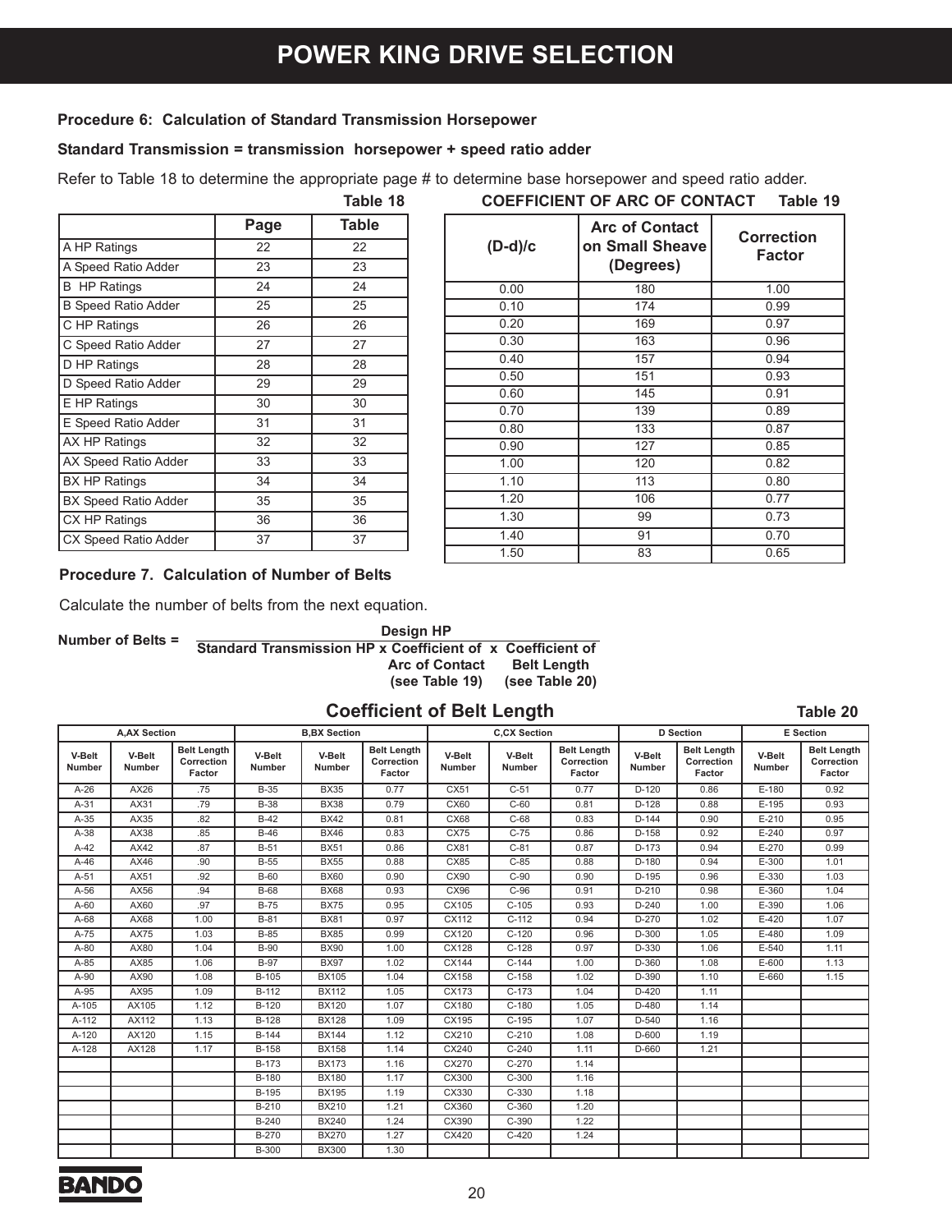# POWER KING DRIVE SELECTION

**Procedure 6: Calculation of Standard Transmission Horsepower**

**Standard Transmission = transmission horsepower + speed ratio adder**

Refer to Table 18 to determine the appropriate page # to determine base horsepower and speed ratio adder.

**Table 18**

| | Page | Table |
|---|---|---|
| A HP Ratings | 22 | 22 |
| A Speed Ratio Adder | 23 | 23 |
| B HP Ratings | 24 | 24 |
| B Speed Ratio Adder | 25 | 25 |
| C HP Ratings | 26 | 26 |
| C Speed Ratio Adder | 27 | 27 |
| D HP Ratings | 28 | 28 |
| D Speed Ratio Adder | 29 | 29 |
| E HP Ratings | 30 | 30 |
| E Speed Ratio Adder | 31 | 31 |
| AX HP Ratings | 32 | 32 |
| AX Speed Ratio Adder | 33 | 33 |
| BX HP Ratings | 34 | 34 |
| BX Speed Ratio Adder | 35 | 35 |
| CX HP Ratings | 36 | 36 |
| CX Speed Ratio Adder | 37 | 37 |

**COEFFICIENT OF ARC OF CONTACT Table 19**

| (D-d)/c | Arc of Contact on Small Sheave (Degrees) | Correction Factor |
|---|---|---|
| 0.00 | 180 | 1.00 |
| 0.10 | 174 | 0.99 |
| 0.20 | 169 | 0.97 |
| 0.30 | 163 | 0.96 |
| 0.40 | 157 | 0.94 |
| 0.50 | 151 | 0.93 |
| 0.60 | 145 | 0.91 |
| 0.70 | 139 | 0.89 |
| 0.80 | 133 | 0.87 |
| 0.90 | 127 | 0.85 |
| 1.00 | 120 | 0.82 |
| 1.10 | 113 | 0.80 |
| 1.20 | 106 | 0.77 |
| 1.30 | 99 | 0.73 |
| 1.40 | 91 | 0.70 |
| 1.50 | 83 | 0.65 |

**Procedure 7. Calculation of Number of Belts**

Calculate the number of belts from the next equation.

$$\textbf{Number of Belts} = \frac{\textbf{Design HP}}{\textbf{Standard Transmission HP} \times \textbf{Coefficient of Arc of Contact (see Table 19)} \times \textbf{Coefficient of Belt Length (see Table 20)}}$$

## Coefficient of Belt Length

**Table 20**

| A,AX Section | | | B,BX Section | | | C,CX Section | | | D Section | | E Section | |
|---|---|---|---|---|---|---|---|---|---|---|---|---|
| V-Belt Number | V-Belt Number | Belt Length Correction Factor | V-Belt Number | V-Belt Number | Belt Length Correction Factor | V-Belt Number | V-Belt Number | Belt Length Correction Factor | V-Belt Number | Belt Length Correction Factor | V-Belt Number | Belt Length Correction Factor |
| A-26 | AX26 | .75 | B-35 | BX35 | 0.77 | CX51 | C-51 | 0.77 | D-120 | 0.86 | E-180 | 0.92 |
| A-31 | AX31 | .79 | B-38 | BX38 | 0.79 | CX60 | C-60 | 0.81 | D-128 | 0.88 | E-195 | 0.93 |
| A-35 | AX35 | .82 | B-42 | BX42 | 0.81 | CX68 | C-68 | 0.83 | D-144 | 0.90 | E-210 | 0.95 |
| A-38 | AX38 | .85 | B-46 | BX46 | 0.83 | CX75 | C-75 | 0.86 | D-158 | 0.92 | E-240 | 0.97 |
| A-42 | AX42 | .87 | B-51 | BX51 | 0.86 | CX81 | C-81 | 0.87 | D-173 | 0.94 | E-270 | 0.99 |
| A-46 | AX46 | .90 | B-55 | BX55 | 0.88 | CX85 | C-85 | 0.88 | D-180 | 0.94 | E-300 | 1.01 |
| A-51 | AX51 | .92 | B-60 | BX60 | 0.90 | CX90 | C-90 | 0.90 | D-195 | 0.96 | E-330 | 1.03 |
| A-56 | AX56 | .94 | B-68 | BX68 | 0.93 | CX96 | C-96 | 0.91 | D-210 | 0.98 | E-360 | 1.04 |
| A-60 | AX60 | .97 | B-75 | BX75 | 0.95 | CX105 | C-105 | 0.93 | D-240 | 1.00 | E-390 | 1.06 |
| A-68 | AX68 | 1.00 | B-81 | BX81 | 0.97 | CX112 | C-112 | 0.94 | D-270 | 1.02 | E-420 | 1.07 |
| A-75 | AX75 | 1.03 | B-85 | BX85 | 0.99 | CX120 | C-120 | 0.96 | D-300 | 1.05 | E-480 | 1.09 |
| A-80 | AX80 | 1.04 | B-90 | BX90 | 1.00 | CX128 | C-128 | 0.97 | D-330 | 1.06 | E-540 | 1.11 |
| A-85 | AX85 | 1.06 | B-97 | BX97 | 1.02 | CX144 | C-144 | 1.00 | D-360 | 1.08 | E-600 | 1.13 |
| A-90 | AX90 | 1.08 | B-105 | BX105 | 1.04 | CX158 | C-158 | 1.02 | D-390 | 1.10 | E-660 | 1.15 |
| A-95 | AX95 | 1.09 | B-112 | BX112 | 1.05 | CX173 | C-173 | 1.04 | D-420 | 1.11 | | |
| A-105 | AX105 | 1.12 | B-120 | BX120 | 1.07 | CX180 | C-180 | 1.05 | D-480 | 1.14 | | |
| A-112 | AX112 | 1.13 | B-128 | BX128 | 1.09 | CX195 | C-195 | 1.07 | D-540 | 1.16 | | |
| A-120 | AX120 | 1.15 | B-144 | BX144 | 1.12 | CX210 | C-210 | 1.08 | D-600 | 1.19 | | |
| A-128 | AX128 | 1.17 | B-158 | BX158 | 1.14 | CX240 | C-240 | 1.11 | D-660 | 1.21 | | |
| | | | B-173 | BX173 | 1.16 | CX270 | C-270 | 1.14 | | | | |
| | | | B-180 | BX180 | 1.17 | CX300 | C-300 | 1.16 | | | | |
| | | | B-195 | BX195 | 1.19 | CX330 | C-330 | 1.18 | | | | |
| | | | B-210 | BX210 | 1.21 | CX360 | C-360 | 1.20 | | | | |
| | | | B-240 | BX240 | 1.24 | CX390 | C-390 | 1.22 | | | | |
| | | | B-270 | BX270 | 1.27 | CX420 | C-420 | 1.24 | | | | |
| | | | B-300 | BX300 | 1.30 | | | | | | | |

BANDO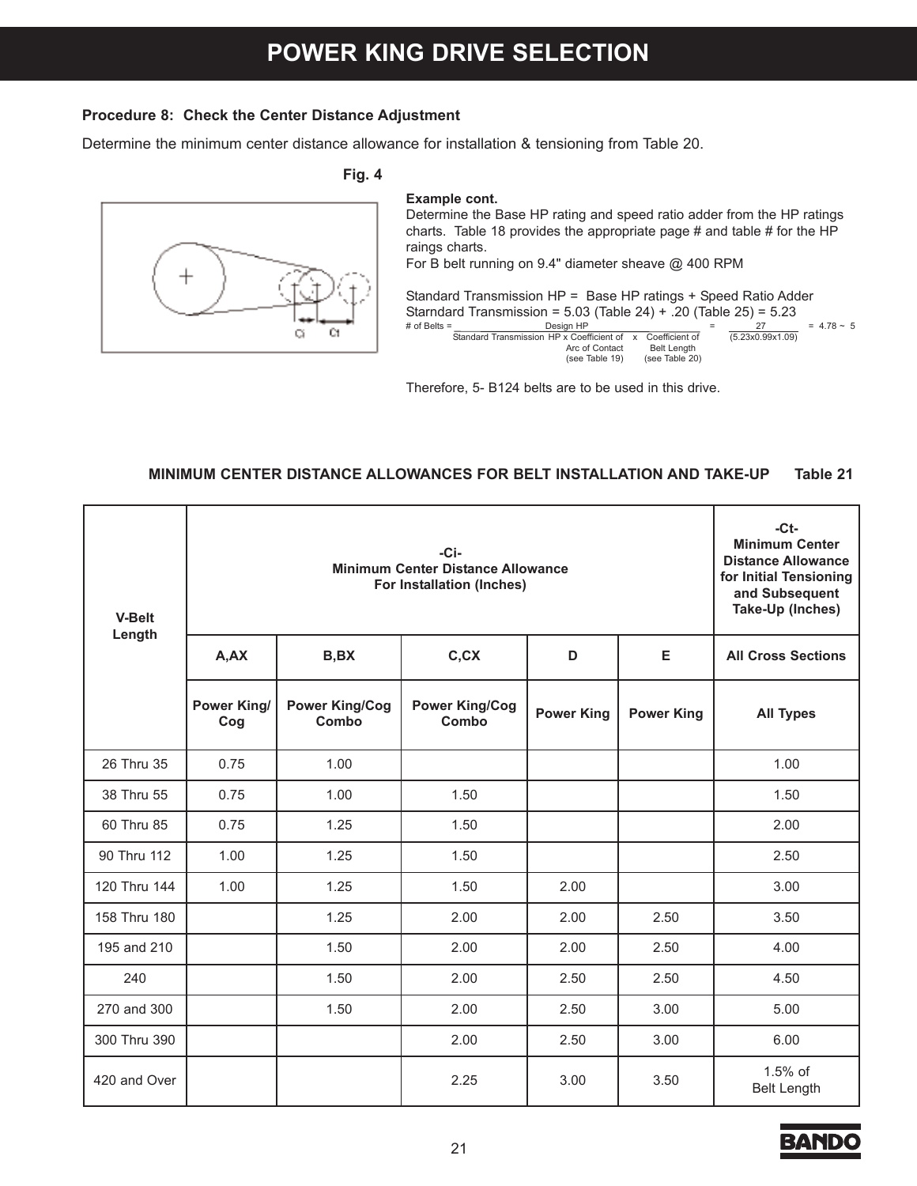# POWER KING DRIVE SELECTION

**Procedure 8: Check the Center Distance Adjustment**

Determine the minimum center distance allowance for installation & tensioning from Table 20.

**Fig. 4**

Ci Ct

**Example cont.**

Determine the Base HP rating and speed ratio adder from the HP ratings charts. Table 18 provides the appropriate page # and table # for the HP raings charts.

For B belt running on 9.4" diameter sheave @ 400 RPM

Standard Transmission HP = Base HP ratings + Speed Ratio Adder

Starndard Transmission = 5.03 (Table 24) + .20 (Table 25) = 5.23

$$\text{\# of Belts} = \frac{\text{Design HP}}{\text{Standard Transmission HP} \times \text{Coefficient of Arc of Contact (see Table 19)} \times \text{Coefficient of Belt Length (see Table 20)}} = \frac{27}{(5.23 \times 0.99 \times 1.09)} = 4.78 \sim 5$$

Therefore, 5- B124 belts are to be used in this drive.

**MINIMUM CENTER DISTANCE ALLOWANCES FOR BELT INSTALLATION AND TAKE-UP Table 21**

| V-Belt Length | -Ci- Minimum Center Distance Allowance For Installation (Inches) | | | | | -Ct- Minimum Center Distance Allowance for Initial Tensioning and Subsequent Take-Up (Inches) |
|---|---|---|---|---|---|---|
| | A,AX | B,BX | C,CX | D | E | All Cross Sections |
| | Power King/ Cog | Power King/Cog Combo | Power King/Cog Combo | Power King | Power King | All Types |
| 26 Thru 35 | 0.75 | 1.00 | | | | 1.00 |
| 38 Thru 55 | 0.75 | 1.00 | 1.50 | | | 1.50 |
| 60 Thru 85 | 0.75 | 1.25 | 1.50 | | | 2.00 |
| 90 Thru 112 | 1.00 | 1.25 | 1.50 | | | 2.50 |
| 120 Thru 144 | 1.00 | 1.25 | 1.50 | 2.00 | | 3.00 |
| 158 Thru 180 | | 1.25 | 2.00 | 2.00 | 2.50 | 3.50 |
| 195 and 210 | | 1.50 | 2.00 | 2.00 | 2.50 | 4.00 |
| 240 | | 1.50 | 2.00 | 2.50 | 2.50 | 4.50 |
| 270 and 300 | | 1.50 | 2.00 | 2.50 | 3.00 | 5.00 |
| 300 Thru 390 | | | 2.00 | 2.50 | 3.00 | 6.00 |
| 420 and Over | | | 2.25 | 3.00 | 3.50 | 1.5% of Belt Length |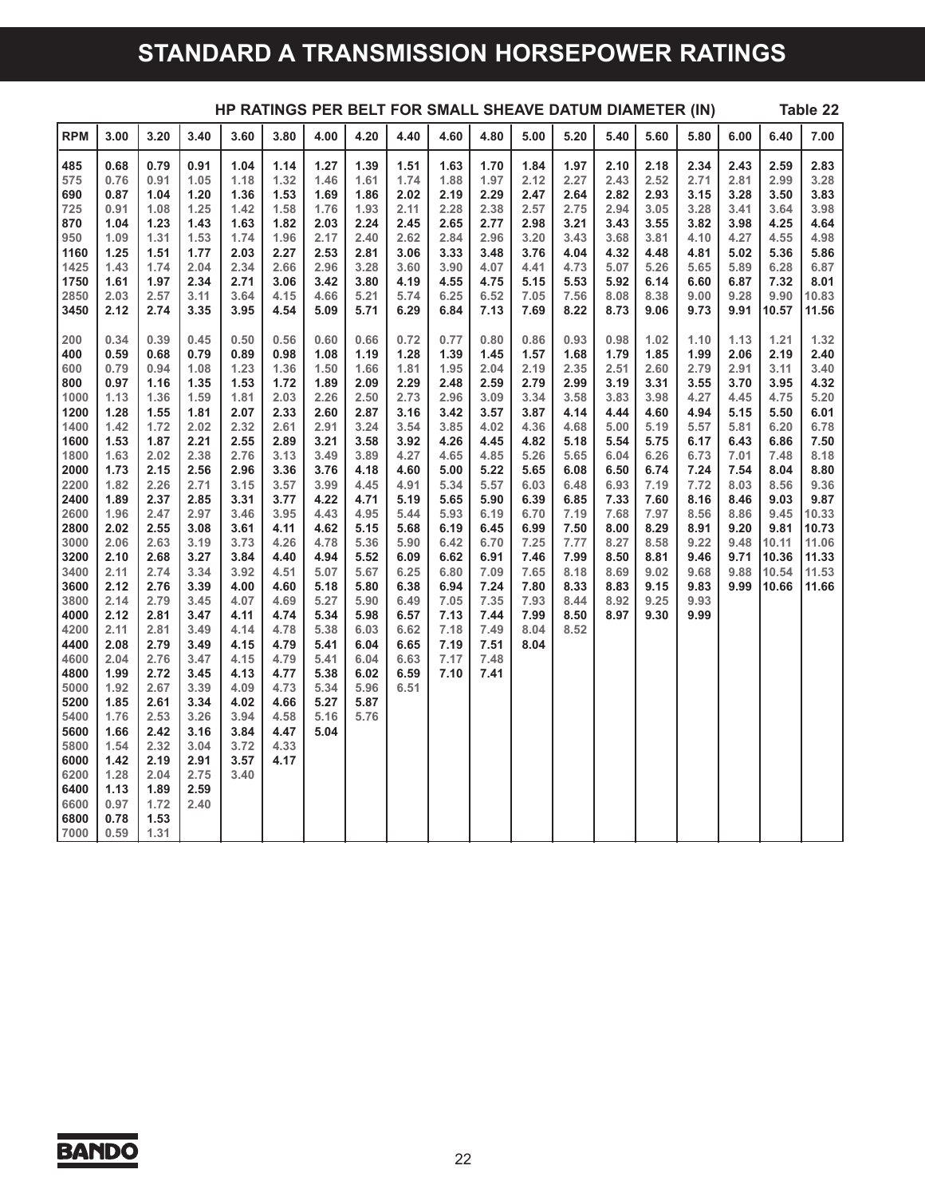# STANDARD A TRANSMISSION HORSEPOWER RATINGS

**HP RATINGS PER BELT FOR SMALL SHEAVE DATUM DIAMETER (IN)** — **Table 22**

| RPM | 3.00 | 3.20 | 3.40 | 3.60 | 3.80 | 4.00 | 4.20 | 4.40 | 4.60 | 4.80 | 5.00 | 5.20 | 5.40 | 5.60 | 5.80 | 6.00 | 6.40 | 7.00 |
|---|---|---|---|---|---|---|---|---|---|---|---|---|---|---|---|---|---|---|
| 485 | 0.68 | 0.79 | 0.91 | 1.04 | 1.14 | 1.27 | 1.39 | 1.51 | 1.63 | 1.70 | 1.84 | 1.97 | 2.10 | 2.18 | 2.34 | 2.43 | 2.59 | 2.83 |
| 575 | 0.76 | 0.91 | 1.05 | 1.18 | 1.32 | 1.46 | 1.61 | 1.74 | 1.88 | 1.97 | 2.12 | 2.27 | 2.43 | 2.52 | 2.71 | 2.81 | 2.99 | 3.28 |
| 690 | 0.87 | 1.04 | 1.20 | 1.36 | 1.53 | 1.69 | 1.86 | 2.02 | 2.19 | 2.29 | 2.47 | 2.64 | 2.82 | 2.93 | 3.15 | 3.28 | 3.50 | 3.83 |
| 725 | 0.91 | 1.08 | 1.25 | 1.42 | 1.58 | 1.76 | 1.93 | 2.11 | 2.28 | 2.38 | 2.57 | 2.75 | 2.94 | 3.05 | 3.28 | 3.41 | 3.64 | 3.98 |
| 870 | 1.04 | 1.23 | 1.43 | 1.63 | 1.82 | 2.03 | 2.24 | 2.45 | 2.65 | 2.77 | 2.98 | 3.21 | 3.43 | 3.55 | 3.82 | 3.98 | 4.25 | 4.64 |
| 950 | 1.09 | 1.31 | 1.53 | 1.74 | 1.96 | 2.17 | 2.40 | 2.62 | 2.84 | 2.96 | 3.20 | 3.43 | 3.68 | 3.81 | 4.10 | 4.27 | 4.55 | 4.98 |
| 1160 | 1.25 | 1.51 | 1.77 | 2.03 | 2.27 | 2.53 | 2.81 | 3.06 | 3.33 | 3.48 | 3.76 | 4.04 | 4.32 | 4.48 | 4.81 | 5.02 | 5.36 | 5.86 |
| 1425 | 1.43 | 1.74 | 2.04 | 2.34 | 2.66 | 2.96 | 3.28 | 3.60 | 3.90 | 4.07 | 4.41 | 4.73 | 5.07 | 5.26 | 5.65 | 5.89 | 6.28 | 6.87 |
| 1750 | 1.61 | 1.97 | 2.34 | 2.71 | 3.06 | 3.42 | 3.80 | 4.19 | 4.55 | 4.75 | 5.15 | 5.53 | 5.92 | 6.14 | 6.60 | 6.87 | 7.32 | 8.01 |
| 2850 | 2.03 | 2.57 | 3.11 | 3.64 | 4.15 | 4.66 | 5.21 | 5.74 | 6.25 | 6.52 | 7.05 | 7.56 | 8.08 | 8.38 | 9.00 | 9.28 | 9.90 | 10.83 |
| 3450 | 2.12 | 2.74 | 3.35 | 3.95 | 4.54 | 5.09 | 5.71 | 6.29 | 6.84 | 7.13 | 7.69 | 8.22 | 8.73 | 9.06 | 9.73 | 9.91 | 10.57 | 11.56 |
| 200 | 0.34 | 0.39 | 0.45 | 0.50 | 0.56 | 0.60 | 0.66 | 0.72 | 0.77 | 0.80 | 0.86 | 0.93 | 0.98 | 1.02 | 1.10 | 1.13 | 1.21 | 1.32 |
| 400 | 0.59 | 0.68 | 0.79 | 0.89 | 0.98 | 1.08 | 1.19 | 1.28 | 1.39 | 1.45 | 1.57 | 1.68 | 1.79 | 1.85 | 1.99 | 2.06 | 2.19 | 2.40 |
| 600 | 0.79 | 0.94 | 1.08 | 1.23 | 1.36 | 1.50 | 1.66 | 1.81 | 1.95 | 2.04 | 2.19 | 2.35 | 2.51 | 2.60 | 2.79 | 2.91 | 3.11 | 3.40 |
| 800 | 0.97 | 1.16 | 1.35 | 1.53 | 1.72 | 1.89 | 2.09 | 2.29 | 2.48 | 2.59 | 2.79 | 2.99 | 3.19 | 3.31 | 3.55 | 3.70 | 3.95 | 4.32 |
| 1000 | 1.13 | 1.36 | 1.59 | 1.81 | 2.03 | 2.26 | 2.50 | 2.73 | 2.96 | 3.09 | 3.34 | 3.58 | 3.83 | 3.98 | 4.27 | 4.45 | 4.75 | 5.20 |
| 1200 | 1.28 | 1.55 | 1.81 | 2.07 | 2.33 | 2.60 | 2.87 | 3.16 | 3.42 | 3.57 | 3.87 | 4.14 | 4.44 | 4.60 | 4.94 | 5.15 | 5.50 | 6.01 |
| 1400 | 1.42 | 1.72 | 2.02 | 2.32 | 2.61 | 2.91 | 3.24 | 3.54 | 3.85 | 4.02 | 4.36 | 4.68 | 5.00 | 5.19 | 5.57 | 5.81 | 6.20 | 6.78 |
| 1600 | 1.53 | 1.87 | 2.21 | 2.55 | 2.89 | 3.21 | 3.58 | 3.92 | 4.26 | 4.45 | 4.82 | 5.18 | 5.54 | 5.75 | 6.17 | 6.43 | 6.86 | 7.50 |
| 1800 | 1.63 | 2.02 | 2.38 | 2.76 | 3.13 | 3.49 | 3.89 | 4.27 | 4.65 | 4.85 | 5.26 | 5.65 | 6.04 | 6.26 | 6.73 | 7.01 | 7.48 | 8.18 |
| 2000 | 1.73 | 2.15 | 2.56 | 2.96 | 3.36 | 3.76 | 4.18 | 4.60 | 5.00 | 5.22 | 5.65 | 6.08 | 6.50 | 6.74 | 7.24 | 7.54 | 8.04 | 8.80 |
| 2200 | 1.82 | 2.26 | 2.71 | 3.15 | 3.57 | 3.99 | 4.45 | 4.91 | 5.34 | 5.57 | 6.03 | 6.48 | 6.93 | 7.19 | 7.72 | 8.03 | 8.56 | 9.36 |
| 2400 | 1.89 | 2.37 | 2.85 | 3.31 | 3.77 | 4.22 | 4.71 | 5.19 | 5.65 | 5.90 | 6.39 | 6.85 | 7.33 | 7.60 | 8.16 | 8.46 | 9.03 | 9.87 |
| 2600 | 1.96 | 2.47 | 2.97 | 3.46 | 3.95 | 4.43 | 4.95 | 5.44 | 5.93 | 6.19 | 6.70 | 7.19 | 7.68 | 7.97 | 8.56 | 8.86 | 9.45 | 10.33 |
| 2800 | 2.02 | 2.55 | 3.08 | 3.61 | 4.11 | 4.62 | 5.15 | 5.68 | 6.19 | 6.45 | 6.99 | 7.50 | 8.00 | 8.29 | 8.91 | 9.20 | 9.81 | 10.73 |
| 3000 | 2.06 | 2.63 | 3.19 | 3.73 | 4.26 | 4.78 | 5.36 | 5.90 | 6.42 | 6.70 | 7.25 | 7.77 | 8.27 | 8.58 | 9.22 | 9.48 | 10.11 | 11.06 |
| 3200 | 2.10 | 2.68 | 3.27 | 3.84 | 4.40 | 4.94 | 5.52 | 6.09 | 6.62 | 6.91 | 7.46 | 7.99 | 8.50 | 8.81 | 9.46 | 9.71 | 10.36 | 11.33 |
| 3400 | 2.11 | 2.74 | 3.34 | 3.92 | 4.51 | 5.07 | 5.67 | 6.25 | 6.80 | 7.09 | 7.65 | 8.18 | 8.69 | 9.02 | 9.68 | 9.88 | 10.54 | 11.53 |
| 3600 | 2.12 | 2.76 | 3.39 | 4.00 | 4.60 | 5.18 | 5.80 | 6.38 | 6.94 | 7.24 | 7.80 | 8.33 | 8.83 | 9.15 | 9.83 | 9.99 | 10.66 | 11.66 |
| 3800 | 2.14 | 2.79 | 3.45 | 4.07 | 4.69 | 5.27 | 5.90 | 6.49 | 7.05 | 7.35 | 7.93 | 8.44 | 8.92 | 9.25 | 9.93 | | | |
| 4000 | 2.12 | 2.81 | 3.47 | 4.11 | 4.74 | 5.34 | 5.98 | 6.57 | 7.13 | 7.44 | 7.99 | 8.50 | 8.97 | 9.30 | 9.99 | | | |
| 4200 | 2.11 | 2.81 | 3.49 | 4.14 | 4.78 | 5.38 | 6.03 | 6.62 | 7.18 | 7.49 | 8.04 | 8.52 | | | | | | |
| 4400 | 2.08 | 2.79 | 3.49 | 4.15 | 4.79 | 5.41 | 6.04 | 6.65 | 7.19 | 7.51 | 8.04 | | | | | | | |
| 4600 | 2.04 | 2.76 | 3.47 | 4.15 | 4.79 | 5.41 | 6.04 | 6.63 | 7.17 | 7.48 | | | | | | | | |
| 4800 | 1.99 | 2.72 | 3.45 | 4.13 | 4.77 | 5.38 | 6.02 | 6.59 | 7.10 | 7.41 | | | | | | | | |
| 5000 | 1.92 | 2.67 | 3.39 | 4.09 | 4.73 | 5.34 | 5.96 | 6.51 | | | | | | | | | | |
| 5200 | 1.85 | 2.61 | 3.34 | 4.02 | 4.66 | 5.27 | 5.87 | | | | | | | | | | | |
| 5400 | 1.76 | 2.53 | 3.26 | 3.94 | 4.58 | 5.16 | 5.76 | | | | | | | | | | | |
| 5600 | 1.66 | 2.42 | 3.16 | 3.84 | 4.47 | 5.04 | | | | | | | | | | | | |
| 5800 | 1.54 | 2.32 | 3.04 | 3.72 | 4.33 | | | | | | | | | | | | | |
| 6000 | 1.42 | 2.19 | 2.91 | 3.57 | 4.17 | | | | | | | | | | | | | |
| 6200 | 1.28 | 2.04 | 2.75 | 3.40 | | | | | | | | | | | | | | |
| 6400 | 1.13 | 1.89 | 2.59 | | | | | | | | | | | | | | | |
| 6600 | 0.97 | 1.72 | 2.40 | | | | | | | | | | | | | | | |
| 6800 | 0.78 | 1.53 | | | | | | | | | | | | | | | | |
| 7000 | 0.59 | 1.31 | | | | | | | | | | | | | | | | |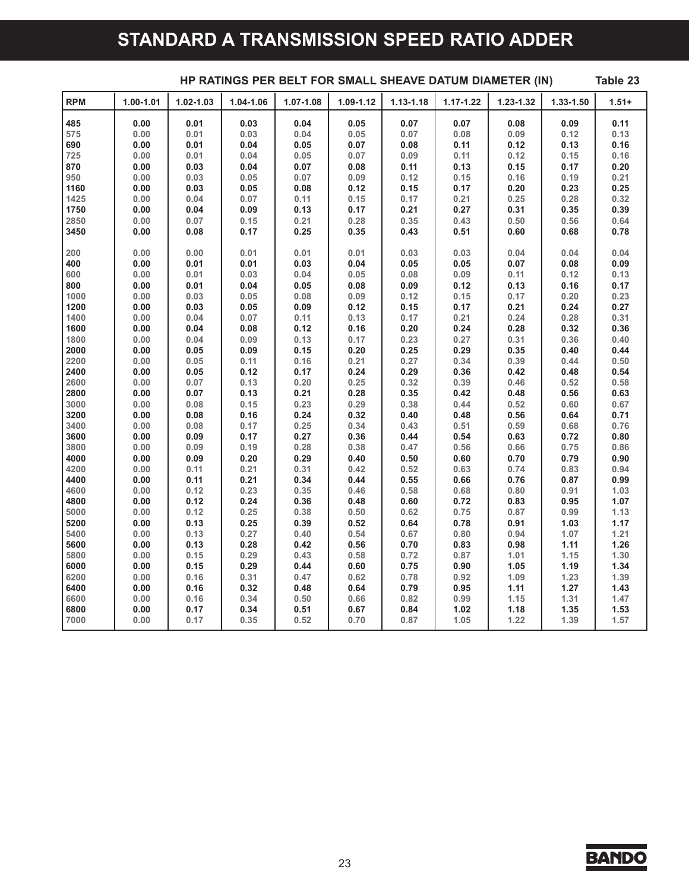# STANDARD A TRANSMISSION SPEED RATIO ADDER

**HP RATINGS PER BELT FOR SMALL SHEAVE DATUM DIAMETER (IN)** **Table 23**

| RPM | 1.00-1.01 | 1.02-1.03 | 1.04-1.06 | 1.07-1.08 | 1.09-1.12 | 1.13-1.18 | 1.17-1.22 | 1.23-1.32 | 1.33-1.50 | 1.51+ |
|---|---|---|---|---|---|---|---|---|---|---|
| 485 | 0.00 | 0.01 | 0.03 | 0.04 | 0.05 | 0.07 | 0.07 | 0.08 | 0.09 | 0.11 |
| 575 | 0.00 | 0.01 | 0.03 | 0.04 | 0.05 | 0.07 | 0.08 | 0.09 | 0.12 | 0.13 |
| 690 | 0.00 | 0.01 | 0.04 | 0.05 | 0.07 | 0.08 | 0.11 | 0.12 | 0.13 | 0.16 |
| 725 | 0.00 | 0.01 | 0.04 | 0.05 | 0.07 | 0.09 | 0.11 | 0.12 | 0.15 | 0.16 |
| 870 | 0.00 | 0.03 | 0.04 | 0.07 | 0.08 | 0.11 | 0.13 | 0.15 | 0.17 | 0.20 |
| 950 | 0.00 | 0.03 | 0.05 | 0.07 | 0.09 | 0.12 | 0.15 | 0.16 | 0.19 | 0.21 |
| 1160 | 0.00 | 0.03 | 0.05 | 0.08 | 0.12 | 0.15 | 0.17 | 0.20 | 0.23 | 0.25 |
| 1425 | 0.00 | 0.04 | 0.07 | 0.11 | 0.15 | 0.17 | 0.21 | 0.25 | 0.28 | 0.32 |
| 1750 | 0.00 | 0.04 | 0.09 | 0.13 | 0.17 | 0.21 | 0.27 | 0.31 | 0.35 | 0.39 |
| 2850 | 0.00 | 0.07 | 0.15 | 0.21 | 0.28 | 0.35 | 0.43 | 0.50 | 0.56 | 0.64 |
| 3450 | 0.00 | 0.08 | 0.17 | 0.25 | 0.35 | 0.43 | 0.51 | 0.60 | 0.68 | 0.78 |
| 200 | 0.00 | 0.00 | 0.01 | 0.01 | 0.01 | 0.03 | 0.03 | 0.04 | 0.04 | 0.04 |
| 400 | 0.00 | 0.01 | 0.01 | 0.03 | 0.04 | 0.05 | 0.05 | 0.07 | 0.08 | 0.09 |
| 600 | 0.00 | 0.01 | 0.03 | 0.04 | 0.05 | 0.08 | 0.09 | 0.11 | 0.12 | 0.13 |
| 800 | 0.00 | 0.01 | 0.04 | 0.05 | 0.08 | 0.09 | 0.12 | 0.13 | 0.16 | 0.17 |
| 1000 | 0.00 | 0.03 | 0.05 | 0.08 | 0.09 | 0.12 | 0.15 | 0.17 | 0.20 | 0.23 |
| 1200 | 0.00 | 0.03 | 0.05 | 0.09 | 0.12 | 0.15 | 0.17 | 0.21 | 0.24 | 0.27 |
| 1400 | 0.00 | 0.04 | 0.07 | 0.11 | 0.13 | 0.17 | 0.21 | 0.24 | 0.28 | 0.31 |
| 1600 | 0.00 | 0.04 | 0.08 | 0.12 | 0.16 | 0.20 | 0.24 | 0.28 | 0.32 | 0.36 |
| 1800 | 0.00 | 0.04 | 0.09 | 0.13 | 0.17 | 0.23 | 0.27 | 0.31 | 0.36 | 0.40 |
| 2000 | 0.00 | 0.05 | 0.09 | 0.15 | 0.20 | 0.25 | 0.29 | 0.35 | 0.40 | 0.44 |
| 2200 | 0.00 | 0.05 | 0.11 | 0.16 | 0.21 | 0.27 | 0.34 | 0.39 | 0.44 | 0.50 |
| 2400 | 0.00 | 0.05 | 0.12 | 0.17 | 0.24 | 0.29 | 0.36 | 0.42 | 0.48 | 0.54 |
| 2600 | 0.00 | 0.07 | 0.13 | 0.20 | 0.25 | 0.32 | 0.39 | 0.46 | 0.52 | 0.58 |
| 2800 | 0.00 | 0.07 | 0.13 | 0.21 | 0.28 | 0.35 | 0.42 | 0.48 | 0.56 | 0.63 |
| 3000 | 0.00 | 0.08 | 0.15 | 0.23 | 0.29 | 0.38 | 0.44 | 0.52 | 0.60 | 0.67 |
| 3200 | 0.00 | 0.08 | 0.16 | 0.24 | 0.32 | 0.40 | 0.48 | 0.56 | 0.64 | 0.71 |
| 3400 | 0.00 | 0.08 | 0.17 | 0.25 | 0.34 | 0.43 | 0.51 | 0.59 | 0.68 | 0.76 |
| 3600 | 0.00 | 0.09 | 0.17 | 0.27 | 0.36 | 0.44 | 0.54 | 0.63 | 0.72 | 0.80 |
| 3800 | 0.00 | 0.09 | 0.19 | 0.28 | 0.38 | 0.47 | 0.56 | 0.66 | 0.75 | 0.86 |
| 4000 | 0.00 | 0.09 | 0.20 | 0.29 | 0.40 | 0.50 | 0.60 | 0.70 | 0.79 | 0.90 |
| 4200 | 0.00 | 0.11 | 0.21 | 0.31 | 0.42 | 0.52 | 0.63 | 0.74 | 0.83 | 0.94 |
| 4400 | 0.00 | 0.11 | 0.21 | 0.34 | 0.44 | 0.55 | 0.66 | 0.76 | 0.87 | 0.99 |
| 4600 | 0.00 | 0.12 | 0.23 | 0.35 | 0.46 | 0.58 | 0.68 | 0.80 | 0.91 | 1.03 |
| 4800 | 0.00 | 0.12 | 0.24 | 0.36 | 0.48 | 0.60 | 0.72 | 0.83 | 0.95 | 1.07 |
| 5000 | 0.00 | 0.12 | 0.25 | 0.38 | 0.50 | 0.62 | 0.75 | 0.87 | 0.99 | 1.13 |
| 5200 | 0.00 | 0.13 | 0.25 | 0.39 | 0.52 | 0.64 | 0.78 | 0.91 | 1.03 | 1.17 |
| 5400 | 0.00 | 0.13 | 0.27 | 0.40 | 0.54 | 0.67 | 0.80 | 0.94 | 1.07 | 1.21 |
| 5600 | 0.00 | 0.13 | 0.28 | 0.42 | 0.56 | 0.70 | 0.83 | 0.98 | 1.11 | 1.26 |
| 5800 | 0.00 | 0.15 | 0.29 | 0.43 | 0.58 | 0.72 | 0.87 | 1.01 | 1.15 | 1.30 |
| 6000 | 0.00 | 0.15 | 0.29 | 0.44 | 0.60 | 0.75 | 0.90 | 1.05 | 1.19 | 1.34 |
| 6200 | 0.00 | 0.16 | 0.31 | 0.47 | 0.62 | 0.78 | 0.92 | 1.09 | 1.23 | 1.39 |
| 6400 | 0.00 | 0.16 | 0.32 | 0.48 | 0.64 | 0.79 | 0.95 | 1.11 | 1.27 | 1.43 |
| 6600 | 0.00 | 0.16 | 0.34 | 0.50 | 0.66 | 0.82 | 0.99 | 1.15 | 1.31 | 1.47 |
| 6800 | 0.00 | 0.17 | 0.34 | 0.51 | 0.67 | 0.84 | 1.02 | 1.18 | 1.35 | 1.53 |
| 7000 | 0.00 | 0.17 | 0.35 | 0.52 | 0.70 | 0.87 | 1.05 | 1.22 | 1.39 | 1.57 |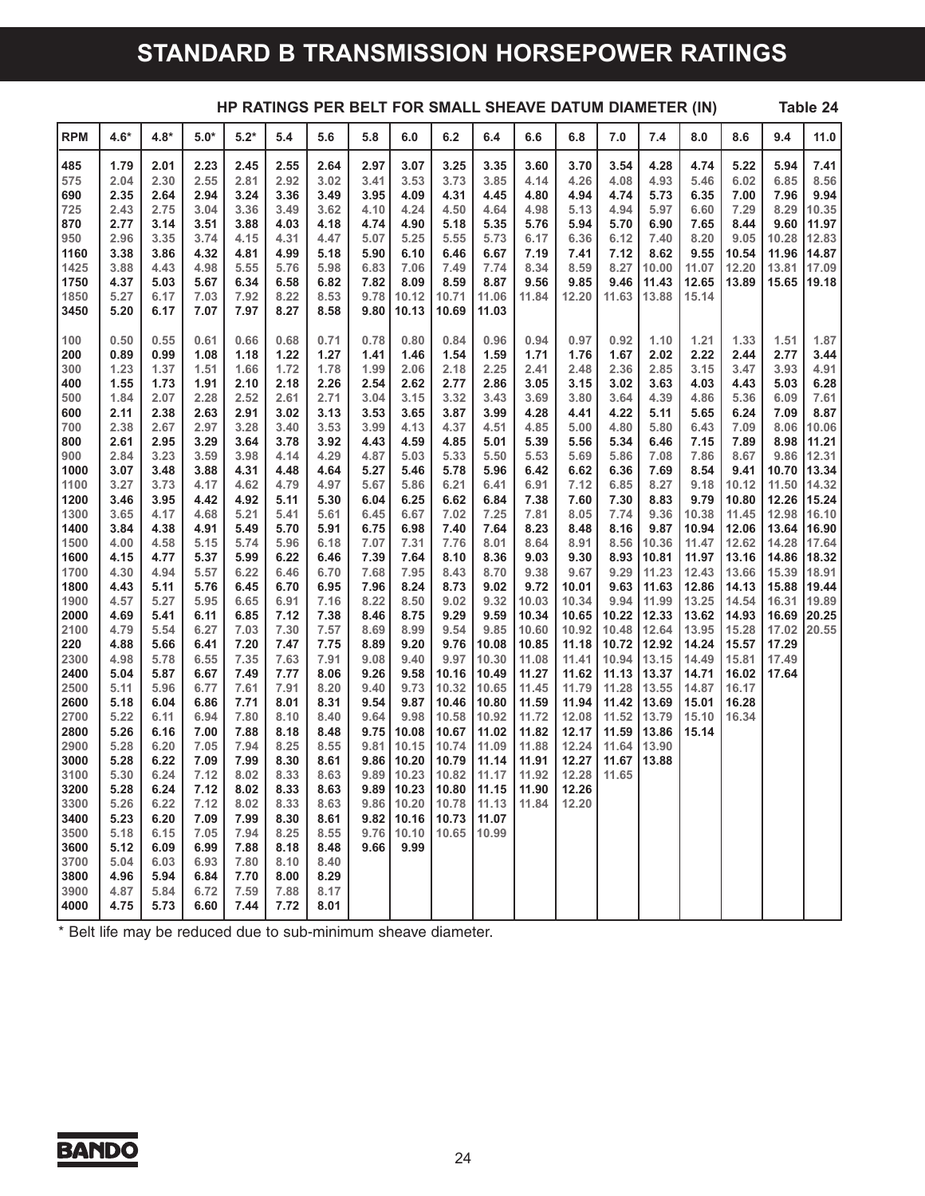# STANDARD B TRANSMISSION HORSEPOWER RATINGS

**HP RATINGS PER BELT FOR SMALL SHEAVE DATUM DIAMETER (IN)** **Table 24**

| RPM | 4.6* | 4.8* | 5.0* | 5.2* | 5.4 | 5.6 | 5.8 | 6.0 | 6.2 | 6.4 | 6.6 | 6.8 | 7.0 | 7.4 | 8.0 | 8.6 | 9.4 | 11.0 |
|---|---|---|---|---|---|---|---|---|---|---|---|---|---|---|---|---|---|---|
| 485 | 1.79 | 2.01 | 2.23 | 2.45 | 2.55 | 2.64 | 2.97 | 3.07 | 3.25 | 3.35 | 3.60 | 3.70 | 3.54 | 4.28 | 4.74 | 5.22 | 5.94 | 7.41 |
| 575 | 2.04 | 2.30 | 2.55 | 2.81 | 2.92 | 3.02 | 3.41 | 3.53 | 3.73 | 3.85 | 4.14 | 4.26 | 4.08 | 4.93 | 5.46 | 6.02 | 6.85 | 8.56 |
| 690 | 2.35 | 2.64 | 2.94 | 3.24 | 3.36 | 3.49 | 3.95 | 4.09 | 4.31 | 4.45 | 4.80 | 4.94 | 4.74 | 5.73 | 6.35 | 7.00 | 7.96 | 9.94 |
| 725 | 2.43 | 2.75 | 3.04 | 3.36 | 3.49 | 3.62 | 4.10 | 4.24 | 4.50 | 4.64 | 4.98 | 5.13 | 4.94 | 5.97 | 6.60 | 7.29 | 8.29 | 10.35 |
| 870 | 2.77 | 3.14 | 3.51 | 3.88 | 4.03 | 4.18 | 4.74 | 4.90 | 5.18 | 5.35 | 5.76 | 5.94 | 5.70 | 6.90 | 7.65 | 8.44 | 9.60 | 11.97 |
| 950 | 2.96 | 3.35 | 3.74 | 4.15 | 4.31 | 4.47 | 5.07 | 5.25 | 5.55 | 5.73 | 6.17 | 6.36 | 6.12 | 7.40 | 8.20 | 9.05 | 10.28 | 12.83 |
| 1160 | 3.38 | 3.86 | 4.32 | 4.81 | 4.99 | 5.18 | 5.90 | 6.10 | 6.46 | 6.67 | 7.19 | 7.41 | 7.12 | 8.62 | 9.55 | 10.54 | 11.96 | 14.87 |
| 1425 | 3.88 | 4.43 | 4.98 | 5.55 | 5.76 | 5.98 | 6.83 | 7.06 | 7.49 | 7.74 | 8.34 | 8.59 | 8.27 | 10.00 | 11.07 | 12.20 | 13.81 | 17.09 |
| 1750 | 4.37 | 5.03 | 5.67 | 6.34 | 6.58 | 6.82 | 7.82 | 8.09 | 8.59 | 8.87 | 9.56 | 9.85 | 9.46 | 11.43 | 12.65 | 13.89 | 15.65 | 19.18 |
| 1850 | 5.27 | 6.17 | 7.03 | 7.92 | 8.22 | 8.53 | 9.78 | 10.12 | 10.71 | 11.06 | 11.84 | 12.20 | 11.63 | 13.88 | 15.14 | | | |
| 3450 | 5.20 | 6.17 | 7.07 | 7.97 | 8.27 | 8.58 | 9.80 | 10.13 | 10.69 | 11.03 | | | | | | | | |
| 100 | 0.50 | 0.55 | 0.61 | 0.66 | 0.68 | 0.71 | 0.78 | 0.80 | 0.84 | 0.96 | 0.94 | 0.97 | 0.92 | 1.10 | 1.21 | 1.33 | 1.51 | 1.87 |
| 200 | 0.89 | 0.99 | 1.08 | 1.18 | 1.22 | 1.27 | 1.41 | 1.46 | 1.54 | 1.59 | 1.71 | 1.76 | 1.67 | 2.02 | 2.22 | 2.44 | 2.77 | 3.44 |
| 300 | 1.23 | 1.37 | 1.51 | 1.66 | 1.72 | 1.78 | 1.99 | 2.06 | 2.18 | 2.25 | 2.41 | 2.48 | 2.36 | 2.85 | 3.15 | 3.47 | 3.93 | 4.91 |
| 400 | 1.55 | 1.73 | 1.91 | 2.10 | 2.18 | 2.26 | 2.54 | 2.62 | 2.77 | 2.86 | 3.05 | 3.15 | 3.02 | 3.63 | 4.03 | 4.43 | 5.03 | 6.28 |
| 500 | 1.84 | 2.07 | 2.28 | 2.52 | 2.61 | 2.71 | 3.04 | 3.15 | 3.32 | 3.43 | 3.69 | 3.80 | 3.64 | 4.39 | 4.86 | 5.36 | 6.09 | 7.61 |
| 600 | 2.11 | 2.38 | 2.63 | 2.91 | 3.02 | 3.13 | 3.53 | 3.65 | 3.87 | 3.99 | 4.28 | 4.41 | 4.22 | 5.11 | 5.65 | 6.24 | 7.09 | 8.87 |
| 700 | 2.38 | 2.67 | 2.97 | 3.28 | 3.40 | 3.53 | 3.99 | 4.13 | 4.37 | 4.51 | 4.85 | 5.00 | 4.80 | 5.80 | 6.43 | 7.09 | 8.06 | 10.06 |
| 800 | 2.61 | 2.95 | 3.29 | 3.64 | 3.78 | 3.92 | 4.43 | 4.59 | 4.85 | 5.01 | 5.39 | 5.56 | 5.34 | 6.46 | 7.15 | 7.89 | 8.98 | 11.21 |
| 900 | 2.84 | 3.23 | 3.59 | 3.98 | 4.14 | 4.29 | 4.87 | 5.03 | 5.33 | 5.50 | 5.53 | 5.69 | 5.86 | 7.08 | 7.86 | 8.67 | 9.86 | 12.31 |
| 1000 | 3.07 | 3.48 | 3.88 | 4.31 | 4.48 | 4.64 | 5.27 | 5.46 | 5.78 | 5.96 | 6.42 | 6.62 | 6.36 | 7.69 | 8.54 | 9.41 | 10.70 | 13.34 |
| 1100 | 3.27 | 3.73 | 4.17 | 4.62 | 4.79 | 4.97 | 5.67 | 5.86 | 6.21 | 6.41 | 6.91 | 7.12 | 6.85 | 8.27 | 9.18 | 10.12 | 11.50 | 14.32 |
| 1200 | 3.46 | 3.95 | 4.42 | 4.92 | 5.11 | 5.30 | 6.04 | 6.25 | 6.62 | 6.84 | 7.38 | 7.60 | 7.30 | 8.83 | 9.79 | 10.80 | 12.26 | 15.24 |
| 1300 | 3.65 | 4.17 | 4.68 | 5.21 | 5.41 | 5.61 | 6.45 | 6.67 | 7.02 | 7.25 | 7.81 | 8.05 | 7.74 | 9.36 | 10.38 | 11.45 | 12.98 | 16.10 |
| 1400 | 3.84 | 4.38 | 4.91 | 5.49 | 5.70 | 5.91 | 6.75 | 6.98 | 7.40 | 7.64 | 8.23 | 8.48 | 8.16 | 9.87 | 10.94 | 12.06 | 13.64 | 16.90 |
| 1500 | 4.00 | 4.58 | 5.15 | 5.74 | 5.96 | 6.18 | 7.07 | 7.31 | 7.76 | 8.01 | 8.64 | 8.91 | 8.56 | 10.36 | 11.47 | 12.62 | 14.28 | 17.64 |
| 1600 | 4.15 | 4.77 | 5.37 | 5.99 | 6.22 | 6.46 | 7.39 | 7.64 | 8.10 | 8.36 | 9.03 | 9.30 | 8.93 | 10.81 | 11.97 | 13.16 | 14.86 | 18.32 |
| 1700 | 4.30 | 4.94 | 5.57 | 6.22 | 6.46 | 6.70 | 7.68 | 7.95 | 8.43 | 8.70 | 9.38 | 9.67 | 9.29 | 11.23 | 12.43 | 13.66 | 15.39 | 18.91 |
| 1800 | 4.43 | 5.11 | 5.76 | 6.45 | 6.70 | 6.95 | 7.96 | 8.24 | 8.73 | 9.02 | 9.72 | 10.01 | 9.63 | 11.63 | 12.86 | 14.13 | 15.88 | 19.44 |
| 1900 | 4.57 | 5.27 | 5.95 | 6.65 | 6.91 | 7.16 | 8.22 | 8.50 | 9.02 | 9.32 | 10.03 | 10.34 | 9.94 | 11.99 | 13.25 | 14.54 | 16.31 | 19.89 |
| 2000 | 4.69 | 5.41 | 6.11 | 6.85 | 7.12 | 7.38 | 8.46 | 8.75 | 9.29 | 9.59 | 10.34 | 10.65 | 10.22 | 12.33 | 13.62 | 14.93 | 16.69 | 20.25 |
| 2100 | 4.79 | 5.54 | 6.27 | 7.03 | 7.30 | 7.57 | 8.69 | 8.99 | 9.54 | 9.85 | 10.60 | 10.92 | 10.48 | 12.64 | 13.95 | 15.28 | 17.02 | 20.55 |
| 220 | 4.88 | 5.66 | 6.41 | 7.20 | 7.47 | 7.75 | 8.89 | 9.20 | 9.76 | 10.08 | 10.85 | 11.18 | 10.72 | 12.92 | 14.24 | 15.57 | 17.29 | |
| 2300 | 4.98 | 5.78 | 6.55 | 7.35 | 7.63 | 7.91 | 9.08 | 9.40 | 9.97 | 10.30 | 11.08 | 11.41 | 10.94 | 13.15 | 14.49 | 15.81 | 17.49 | |
| 2400 | 5.04 | 5.87 | 6.67 | 7.49 | 7.77 | 8.06 | 9.26 | 9.58 | 10.16 | 10.49 | 11.27 | 11.62 | 11.13 | 13.37 | 14.71 | 16.02 | 17.64 | |
| 2500 | 5.11 | 5.96 | 6.77 | 7.61 | 7.91 | 8.20 | 9.40 | 9.73 | 10.32 | 10.65 | 11.45 | 11.79 | 11.28 | 13.55 | 14.87 | 16.17 | | |
| 2600 | 5.18 | 6.04 | 6.86 | 7.71 | 8.01 | 8.31 | 9.54 | 9.87 | 10.46 | 10.80 | 11.59 | 11.94 | 11.42 | 13.69 | 15.01 | 16.28 | | |
| 2700 | 5.22 | 6.11 | 6.94 | 7.80 | 8.10 | 8.40 | 9.64 | 9.98 | 10.58 | 10.92 | 11.72 | 12.08 | 11.52 | 13.79 | 15.10 | 16.34 | | |
| 2800 | 5.26 | 6.16 | 7.00 | 7.88 | 8.18 | 8.48 | 9.75 | 10.08 | 10.67 | 11.02 | 11.82 | 12.17 | 11.59 | 13.86 | 15.14 | | | |
| 2900 | 5.28 | 6.20 | 7.05 | 7.94 | 8.25 | 8.55 | 9.81 | 10.15 | 10.74 | 11.09 | 11.88 | 12.24 | 11.64 | 13.90 | | | | |
| 3000 | 5.28 | 6.22 | 7.09 | 7.99 | 8.30 | 8.61 | 9.86 | 10.20 | 10.79 | 11.14 | 11.91 | 12.27 | 11.67 | 13.88 | | | | |
| 3100 | 5.30 | 6.24 | 7.12 | 8.02 | 8.33 | 8.63 | 9.89 | 10.23 | 10.82 | 11.17 | 11.92 | 12.28 | 11.65 | | | | | |
| 3200 | 5.28 | 6.24 | 7.12 | 8.02 | 8.33 | 8.63 | 9.89 | 10.23 | 10.80 | 11.15 | 11.90 | 12.26 | | | | | | |
| 3300 | 5.26 | 6.22 | 7.12 | 8.02 | 8.33 | 8.63 | 9.86 | 10.20 | 10.78 | 11.13 | 11.84 | 12.20 | | | | | | |
| 3400 | 5.23 | 6.20 | 7.09 | 7.99 | 8.30 | 8.61 | 9.82 | 10.16 | 10.73 | 11.07 | | | | | | | | |
| 3500 | 5.18 | 6.15 | 7.05 | 7.94 | 8.25 | 8.55 | 9.76 | 10.10 | 10.65 | 10.99 | | | | | | | | |
| 3600 | 5.12 | 6.09 | 6.99 | 7.88 | 8.18 | 8.48 | 9.66 | 9.99 | | | | | | | | | | |
| 3700 | 5.04 | 6.03 | 6.93 | 7.80 | 8.10 | 8.40 | | | | | | | | | | | | |
| 3800 | 4.96 | 5.94 | 6.84 | 7.70 | 8.00 | 8.29 | | | | | | | | | | | | |
| 3900 | 4.87 | 5.84 | 6.72 | 7.59 | 7.88 | 8.17 | | | | | | | | | | | | |
| 4000 | 4.75 | 5.73 | 6.60 | 7.44 | 7.72 | 8.01 | | | | | | | | | | | | |

* Belt life may be reduced due to sub-minimum sheave diameter.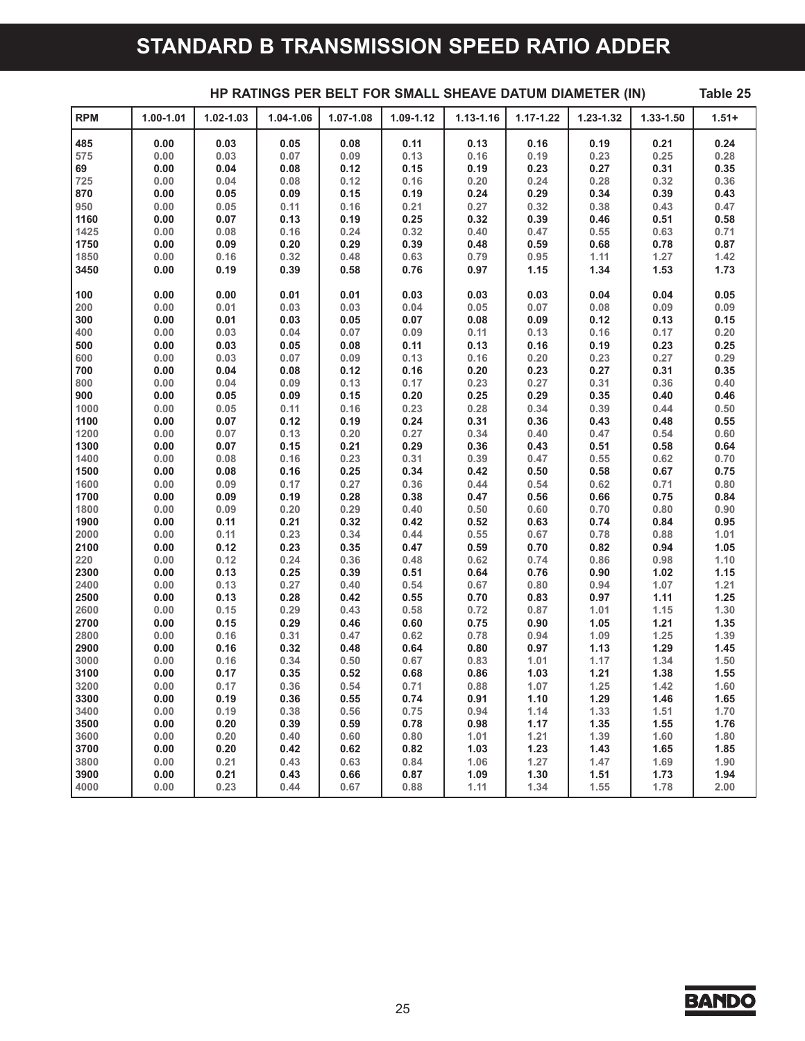# STANDARD B TRANSMISSION SPEED RATIO ADDER

**HP RATINGS PER BELT FOR SMALL SHEAVE DATUM DIAMETER (IN)** — **Table 25**

| RPM | 1.00-1.01 | 1.02-1.03 | 1.04-1.06 | 1.07-1.08 | 1.09-1.12 | 1.13-1.16 | 1.17-1.22 | 1.23-1.32 | 1.33-1.50 | 1.51+ |
|---|---|---|---|---|---|---|---|---|---|---|
| 485 | 0.00 | 0.03 | 0.05 | 0.08 | 0.11 | 0.13 | 0.16 | 0.19 | 0.21 | 0.24 |
| 575 | 0.00 | 0.03 | 0.07 | 0.09 | 0.13 | 0.16 | 0.19 | 0.23 | 0.25 | 0.28 |
| 69 | 0.00 | 0.04 | 0.08 | 0.12 | 0.15 | 0.19 | 0.23 | 0.27 | 0.31 | 0.35 |
| 725 | 0.00 | 0.04 | 0.08 | 0.12 | 0.16 | 0.20 | 0.24 | 0.28 | 0.32 | 0.36 |
| 870 | 0.00 | 0.05 | 0.09 | 0.15 | 0.19 | 0.24 | 0.29 | 0.34 | 0.39 | 0.43 |
| 950 | 0.00 | 0.05 | 0.11 | 0.16 | 0.21 | 0.27 | 0.32 | 0.38 | 0.43 | 0.47 |
| 1160 | 0.00 | 0.07 | 0.13 | 0.19 | 0.25 | 0.32 | 0.39 | 0.46 | 0.51 | 0.58 |
| 1425 | 0.00 | 0.08 | 0.16 | 0.24 | 0.32 | 0.40 | 0.47 | 0.55 | 0.63 | 0.71 |
| 1750 | 0.00 | 0.09 | 0.20 | 0.29 | 0.39 | 0.48 | 0.59 | 0.68 | 0.78 | 0.87 |
| 1850 | 0.00 | 0.16 | 0.32 | 0.48 | 0.63 | 0.79 | 0.95 | 1.11 | 1.27 | 1.42 |
| 3450 | 0.00 | 0.19 | 0.39 | 0.58 | 0.76 | 0.97 | 1.15 | 1.34 | 1.53 | 1.73 |
| 100 | 0.00 | 0.00 | 0.01 | 0.01 | 0.03 | 0.03 | 0.03 | 0.04 | 0.04 | 0.05 |
| 200 | 0.00 | 0.01 | 0.03 | 0.03 | 0.04 | 0.05 | 0.07 | 0.08 | 0.09 | 0.09 |
| 300 | 0.00 | 0.01 | 0.03 | 0.05 | 0.07 | 0.08 | 0.09 | 0.12 | 0.13 | 0.15 |
| 400 | 0.00 | 0.03 | 0.04 | 0.07 | 0.09 | 0.11 | 0.13 | 0.16 | 0.17 | 0.20 |
| 500 | 0.00 | 0.03 | 0.05 | 0.08 | 0.11 | 0.13 | 0.16 | 0.19 | 0.23 | 0.25 |
| 600 | 0.00 | 0.03 | 0.07 | 0.09 | 0.13 | 0.16 | 0.20 | 0.23 | 0.27 | 0.29 |
| 700 | 0.00 | 0.04 | 0.08 | 0.12 | 0.16 | 0.20 | 0.23 | 0.27 | 0.31 | 0.35 |
| 800 | 0.00 | 0.04 | 0.09 | 0.13 | 0.17 | 0.23 | 0.27 | 0.31 | 0.36 | 0.40 |
| 900 | 0.00 | 0.05 | 0.09 | 0.15 | 0.20 | 0.25 | 0.29 | 0.35 | 0.40 | 0.46 |
| 1000 | 0.00 | 0.05 | 0.11 | 0.16 | 0.23 | 0.28 | 0.34 | 0.39 | 0.44 | 0.50 |
| 1100 | 0.00 | 0.07 | 0.12 | 0.19 | 0.24 | 0.31 | 0.36 | 0.43 | 0.48 | 0.55 |
| 1200 | 0.00 | 0.07 | 0.13 | 0.20 | 0.27 | 0.34 | 0.40 | 0.47 | 0.54 | 0.60 |
| 1300 | 0.00 | 0.07 | 0.15 | 0.21 | 0.29 | 0.36 | 0.43 | 0.51 | 0.58 | 0.64 |
| 1400 | 0.00 | 0.08 | 0.16 | 0.23 | 0.31 | 0.39 | 0.47 | 0.55 | 0.62 | 0.70 |
| 1500 | 0.00 | 0.08 | 0.16 | 0.25 | 0.34 | 0.42 | 0.50 | 0.58 | 0.67 | 0.75 |
| 1600 | 0.00 | 0.09 | 0.17 | 0.27 | 0.36 | 0.44 | 0.54 | 0.62 | 0.71 | 0.80 |
| 1700 | 0.00 | 0.09 | 0.19 | 0.28 | 0.38 | 0.47 | 0.56 | 0.66 | 0.75 | 0.84 |
| 1800 | 0.00 | 0.09 | 0.20 | 0.29 | 0.40 | 0.50 | 0.60 | 0.70 | 0.80 | 0.90 |
| 1900 | 0.00 | 0.11 | 0.21 | 0.32 | 0.42 | 0.52 | 0.63 | 0.74 | 0.84 | 0.95 |
| 2000 | 0.00 | 0.11 | 0.23 | 0.34 | 0.44 | 0.55 | 0.67 | 0.78 | 0.88 | 1.01 |
| 2100 | 0.00 | 0.12 | 0.23 | 0.35 | 0.47 | 0.59 | 0.70 | 0.82 | 0.94 | 1.05 |
| 220 | 0.00 | 0.12 | 0.24 | 0.36 | 0.48 | 0.62 | 0.74 | 0.86 | 0.98 | 1.10 |
| 2300 | 0.00 | 0.13 | 0.25 | 0.39 | 0.51 | 0.64 | 0.76 | 0.90 | 1.02 | 1.15 |
| 2400 | 0.00 | 0.13 | 0.27 | 0.40 | 0.54 | 0.67 | 0.80 | 0.94 | 1.07 | 1.21 |
| 2500 | 0.00 | 0.13 | 0.28 | 0.42 | 0.55 | 0.70 | 0.83 | 0.97 | 1.11 | 1.25 |
| 2600 | 0.00 | 0.15 | 0.29 | 0.43 | 0.58 | 0.72 | 0.87 | 1.01 | 1.15 | 1.30 |
| 2700 | 0.00 | 0.15 | 0.29 | 0.46 | 0.60 | 0.75 | 0.90 | 1.05 | 1.21 | 1.35 |
| 2800 | 0.00 | 0.16 | 0.31 | 0.47 | 0.62 | 0.78 | 0.94 | 1.09 | 1.25 | 1.39 |
| 2900 | 0.00 | 0.16 | 0.32 | 0.48 | 0.64 | 0.80 | 0.97 | 1.13 | 1.29 | 1.45 |
| 3000 | 0.00 | 0.16 | 0.34 | 0.50 | 0.67 | 0.83 | 1.01 | 1.17 | 1.34 | 1.50 |
| 3100 | 0.00 | 0.17 | 0.35 | 0.52 | 0.68 | 0.86 | 1.03 | 1.21 | 1.38 | 1.55 |
| 3200 | 0.00 | 0.17 | 0.36 | 0.54 | 0.71 | 0.88 | 1.07 | 1.25 | 1.42 | 1.60 |
| 3300 | 0.00 | 0.19 | 0.36 | 0.55 | 0.74 | 0.91 | 1.10 | 1.29 | 1.46 | 1.65 |
| 3400 | 0.00 | 0.19 | 0.38 | 0.56 | 0.75 | 0.94 | 1.14 | 1.33 | 1.51 | 1.70 |
| 3500 | 0.00 | 0.20 | 0.39 | 0.59 | 0.78 | 0.98 | 1.17 | 1.35 | 1.55 | 1.76 |
| 3600 | 0.00 | 0.20 | 0.40 | 0.60 | 0.80 | 1.01 | 1.21 | 1.39 | 1.60 | 1.80 |
| 3700 | 0.00 | 0.20 | 0.42 | 0.62 | 0.82 | 1.03 | 1.23 | 1.43 | 1.65 | 1.85 |
| 3800 | 0.00 | 0.21 | 0.43 | 0.63 | 0.84 | 1.06 | 1.27 | 1.47 | 1.69 | 1.90 |
| 3900 | 0.00 | 0.21 | 0.43 | 0.66 | 0.87 | 1.09 | 1.30 | 1.51 | 1.73 | 1.94 |
| 4000 | 0.00 | 0.23 | 0.44 | 0.67 | 0.88 | 1.11 | 1.34 | 1.55 | 1.78 | 2.00 |

BANDO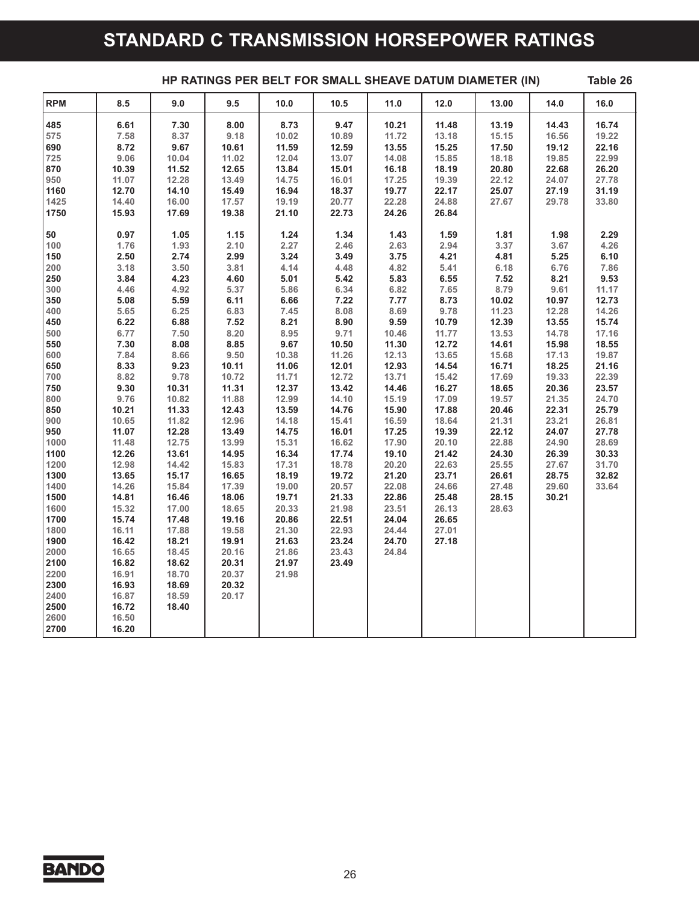# STANDARD C TRANSMISSION HORSEPOWER RATINGS

**HP RATINGS PER BELT FOR SMALL SHEAVE DATUM DIAMETER (IN)** **Table 26**

| RPM | 8.5 | 9.0 | 9.5 | 10.0 | 10.5 | 11.0 | 12.0 | 13.00 | 14.0 | 16.0 |
|---|---|---|---|---|---|---|---|---|---|---|
| 485 | 6.61 | 7.30 | 8.00 | 8.73 | 9.47 | 10.21 | 11.48 | 13.19 | 14.43 | 16.74 |
| 575 | 7.58 | 8.37 | 9.18 | 10.02 | 10.89 | 11.72 | 13.18 | 15.15 | 16.56 | 19.22 |
| 690 | 8.72 | 9.67 | 10.61 | 11.59 | 12.59 | 13.55 | 15.25 | 17.50 | 19.12 | 22.16 |
| 725 | 9.06 | 10.04 | 11.02 | 12.04 | 13.07 | 14.08 | 15.85 | 18.18 | 19.85 | 22.99 |
| 870 | 10.39 | 11.52 | 12.65 | 13.84 | 15.01 | 16.18 | 18.19 | 20.80 | 22.68 | 26.20 |
| 950 | 11.07 | 12.28 | 13.49 | 14.75 | 16.01 | 17.25 | 19.39 | 22.12 | 24.07 | 27.78 |
| 1160 | 12.70 | 14.10 | 15.49 | 16.94 | 18.37 | 19.77 | 22.17 | 25.07 | 27.19 | 31.19 |
| 1425 | 14.40 | 16.00 | 17.57 | 19.19 | 20.77 | 22.28 | 24.88 | 27.67 | 29.78 | 33.80 |
| 1750 | 15.93 | 17.69 | 19.38 | 21.10 | 22.73 | 24.26 | 26.84 | | | |
| 50 | 0.97 | 1.05 | 1.15 | 1.24 | 1.34 | 1.43 | 1.59 | 1.81 | 1.98 | 2.29 |
| 100 | 1.76 | 1.93 | 2.10 | 2.27 | 2.46 | 2.63 | 2.94 | 3.37 | 3.67 | 4.26 |
| 150 | 2.50 | 2.74 | 2.99 | 3.24 | 3.49 | 3.75 | 4.21 | 4.81 | 5.25 | 6.10 |
| 200 | 3.18 | 3.50 | 3.81 | 4.14 | 4.48 | 4.82 | 5.41 | 6.18 | 6.76 | 7.86 |
| 250 | 3.84 | 4.23 | 4.60 | 5.01 | 5.42 | 5.83 | 6.55 | 7.52 | 8.21 | 9.53 |
| 300 | 4.46 | 4.92 | 5.37 | 5.86 | 6.34 | 6.82 | 7.65 | 8.79 | 9.61 | 11.17 |
| 350 | 5.08 | 5.59 | 6.11 | 6.66 | 7.22 | 7.77 | 8.73 | 10.02 | 10.97 | 12.73 |
| 400 | 5.65 | 6.25 | 6.83 | 7.45 | 8.08 | 8.69 | 9.78 | 11.23 | 12.28 | 14.26 |
| 450 | 6.22 | 6.88 | 7.52 | 8.21 | 8.90 | 9.59 | 10.79 | 12.39 | 13.55 | 15.74 |
| 500 | 6.77 | 7.50 | 8.20 | 8.95 | 9.71 | 10.46 | 11.77 | 13.53 | 14.78 | 17.16 |
| 550 | 7.30 | 8.08 | 8.85 | 9.67 | 10.50 | 11.30 | 12.72 | 14.61 | 15.98 | 18.55 |
| 600 | 7.84 | 8.66 | 9.50 | 10.38 | 11.26 | 12.13 | 13.65 | 15.68 | 17.13 | 19.87 |
| 650 | 8.33 | 9.23 | 10.11 | 11.06 | 12.01 | 12.93 | 14.54 | 16.71 | 18.25 | 21.16 |
| 700 | 8.82 | 9.78 | 10.72 | 11.71 | 12.72 | 13.71 | 15.42 | 17.69 | 19.33 | 22.39 |
| 750 | 9.30 | 10.31 | 11.31 | 12.37 | 13.42 | 14.46 | 16.27 | 18.65 | 20.36 | 23.57 |
| 800 | 9.76 | 10.82 | 11.88 | 12.99 | 14.10 | 15.19 | 17.09 | 19.57 | 21.35 | 24.70 |
| 850 | 10.21 | 11.33 | 12.43 | 13.59 | 14.76 | 15.90 | 17.88 | 20.46 | 22.31 | 25.79 |
| 900 | 10.65 | 11.82 | 12.96 | 14.18 | 15.41 | 16.59 | 18.64 | 21.31 | 23.21 | 26.81 |
| 950 | 11.07 | 12.28 | 13.49 | 14.75 | 16.01 | 17.25 | 19.39 | 22.12 | 24.07 | 27.78 |
| 1000 | 11.48 | 12.75 | 13.99 | 15.31 | 16.62 | 17.90 | 20.10 | 22.88 | 24.90 | 28.69 |
| 1100 | 12.26 | 13.61 | 14.95 | 16.34 | 17.74 | 19.10 | 21.42 | 24.30 | 26.39 | 30.33 |
| 1200 | 12.98 | 14.42 | 15.83 | 17.31 | 18.78 | 20.20 | 22.63 | 25.55 | 27.67 | 31.70 |
| 1300 | 13.65 | 15.17 | 16.65 | 18.19 | 19.72 | 21.20 | 23.71 | 26.61 | 28.75 | 32.82 |
| 1400 | 14.26 | 15.84 | 17.39 | 19.00 | 20.57 | 22.08 | 24.66 | 27.48 | 29.60 | 33.64 |
| 1500 | 14.81 | 16.46 | 18.06 | 19.71 | 21.33 | 22.86 | 25.48 | 28.15 | 30.21 | |
| 1600 | 15.32 | 17.00 | 18.65 | 20.33 | 21.98 | 23.51 | 26.13 | 28.63 | | |
| 1700 | 15.74 | 17.48 | 19.16 | 20.86 | 22.51 | 24.04 | 26.65 | | | |
| 1800 | 16.11 | 17.88 | 19.58 | 21.30 | 22.93 | 24.44 | 27.01 | | | |
| 1900 | 16.42 | 18.21 | 19.91 | 21.63 | 23.24 | 24.70 | 27.18 | | | |
| 2000 | 16.65 | 18.45 | 20.16 | 21.86 | 23.43 | 24.84 | | | | |
| 2100 | 16.82 | 18.62 | 20.31 | 21.97 | 23.49 | | | | | |
| 2200 | 16.91 | 18.70 | 20.37 | 21.98 | | | | | | |
| 2300 | 16.93 | 18.69 | 20.32 | | | | | | | |
| 2400 | 16.87 | 18.59 | 20.17 | | | | | | | |
| 2500 | 16.72 | 18.40 | | | | | | | | |
| 2600 | 16.50 | | | | | | | | | |
| 2700 | 16.20 | | | | | | | | | |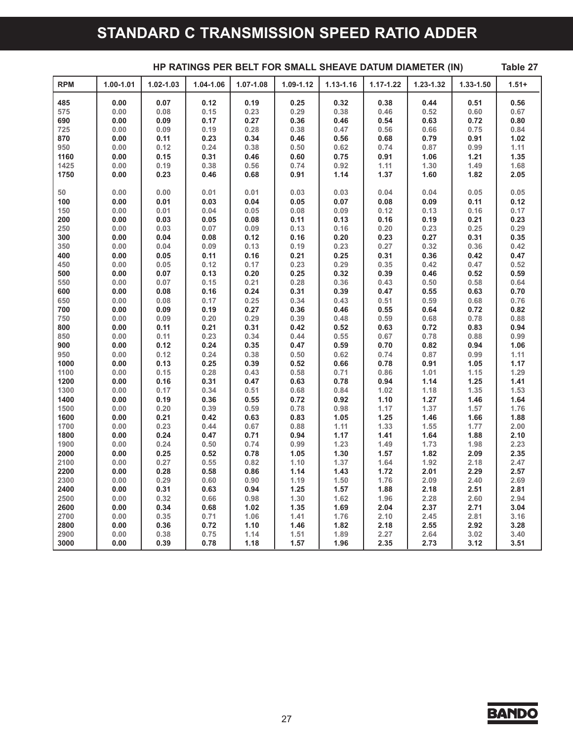# STANDARD C TRANSMISSION SPEED RATIO ADDER

**HP RATINGS PER BELT FOR SMALL SHEAVE DATUM DIAMETER (IN)** — **Table 27**

| RPM | 1.00-1.01 | 1.02-1.03 | 1.04-1.06 | 1.07-1.08 | 1.09-1.12 | 1.13-1.16 | 1.17-1.22 | 1.23-1.32 | 1.33-1.50 | 1.51+ |
|---|---|---|---|---|---|---|---|---|---|---|
| 485 | 0.00 | 0.07 | 0.12 | 0.19 | 0.25 | 0.32 | 0.38 | 0.44 | 0.51 | 0.56 |
| 575 | 0.00 | 0.08 | 0.15 | 0.23 | 0.29 | 0.38 | 0.46 | 0.52 | 0.60 | 0.67 |
| 690 | 0.00 | 0.09 | 0.17 | 0.27 | 0.36 | 0.46 | 0.54 | 0.63 | 0.72 | 0.80 |
| 725 | 0.00 | 0.09 | 0.19 | 0.28 | 0.38 | 0.47 | 0.56 | 0.66 | 0.75 | 0.84 |
| 870 | 0.00 | 0.11 | 0.23 | 0.34 | 0.46 | 0.56 | 0.68 | 0.79 | 0.91 | 1.02 |
| 950 | 0.00 | 0.12 | 0.24 | 0.38 | 0.50 | 0.62 | 0.74 | 0.87 | 0.99 | 1.11 |
| 1160 | 0.00 | 0.15 | 0.31 | 0.46 | 0.60 | 0.75 | 0.91 | 1.06 | 1.21 | 1.35 |
| 1425 | 0.00 | 0.19 | 0.38 | 0.56 | 0.74 | 0.92 | 1.11 | 1.30 | 1.49 | 1.68 |
| 1750 | 0.00 | 0.23 | 0.46 | 0.68 | 0.91 | 1.14 | 1.37 | 1.60 | 1.82 | 2.05 |
| 50 | 0.00 | 0.00 | 0.01 | 0.01 | 0.03 | 0.03 | 0.04 | 0.04 | 0.05 | 0.05 |
| 100 | 0.00 | 0.01 | 0.03 | 0.04 | 0.05 | 0.07 | 0.08 | 0.09 | 0.11 | 0.12 |
| 150 | 0.00 | 0.01 | 0.04 | 0.05 | 0.08 | 0.09 | 0.12 | 0.13 | 0.16 | 0.17 |
| 200 | 0.00 | 0.03 | 0.05 | 0.08 | 0.11 | 0.13 | 0.16 | 0.19 | 0.21 | 0.23 |
| 250 | 0.00 | 0.03 | 0.07 | 0.09 | 0.13 | 0.16 | 0.20 | 0.23 | 0.25 | 0.29 |
| 300 | 0.00 | 0.04 | 0.08 | 0.12 | 0.16 | 0.20 | 0.23 | 0.27 | 0.31 | 0.35 |
| 350 | 0.00 | 0.04 | 0.09 | 0.13 | 0.19 | 0.23 | 0.27 | 0.32 | 0.36 | 0.42 |
| 400 | 0.00 | 0.05 | 0.11 | 0.16 | 0.21 | 0.25 | 0.31 | 0.36 | 0.42 | 0.47 |
| 450 | 0.00 | 0.05 | 0.12 | 0.17 | 0.23 | 0.29 | 0.35 | 0.42 | 0.47 | 0.52 |
| 500 | 0.00 | 0.07 | 0.13 | 0.20 | 0.25 | 0.32 | 0.39 | 0.46 | 0.52 | 0.59 |
| 550 | 0.00 | 0.07 | 0.15 | 0.21 | 0.28 | 0.36 | 0.43 | 0.50 | 0.58 | 0.64 |
| 600 | 0.00 | 0.08 | 0.16 | 0.24 | 0.31 | 0.39 | 0.47 | 0.55 | 0.63 | 0.70 |
| 650 | 0.00 | 0.08 | 0.17 | 0.25 | 0.34 | 0.43 | 0.51 | 0.59 | 0.68 | 0.76 |
| 700 | 0.00 | 0.09 | 0.19 | 0.27 | 0.36 | 0.46 | 0.55 | 0.64 | 0.72 | 0.82 |
| 750 | 0.00 | 0.09 | 0.20 | 0.29 | 0.39 | 0.48 | 0.59 | 0.68 | 0.78 | 0.88 |
| 800 | 0.00 | 0.11 | 0.21 | 0.31 | 0.42 | 0.52 | 0.63 | 0.72 | 0.83 | 0.94 |
| 850 | 0.00 | 0.11 | 0.23 | 0.34 | 0.44 | 0.55 | 0.67 | 0.78 | 0.88 | 0.99 |
| 900 | 0.00 | 0.12 | 0.24 | 0.35 | 0.47 | 0.59 | 0.70 | 0.82 | 0.94 | 1.06 |
| 950 | 0.00 | 0.12 | 0.24 | 0.38 | 0.50 | 0.62 | 0.74 | 0.87 | 0.99 | 1.11 |
| 1000 | 0.00 | 0.13 | 0.25 | 0.39 | 0.52 | 0.66 | 0.78 | 0.91 | 1.05 | 1.17 |
| 1100 | 0.00 | 0.15 | 0.28 | 0.43 | 0.58 | 0.71 | 0.86 | 1.01 | 1.15 | 1.29 |
| 1200 | 0.00 | 0.16 | 0.31 | 0.47 | 0.63 | 0.78 | 0.94 | 1.14 | 1.25 | 1.41 |
| 1300 | 0.00 | 0.17 | 0.34 | 0.51 | 0.68 | 0.84 | 1.02 | 1.18 | 1.35 | 1.53 |
| 1400 | 0.00 | 0.19 | 0.36 | 0.55 | 0.72 | 0.92 | 1.10 | 1.27 | 1.46 | 1.64 |
| 1500 | 0.00 | 0.20 | 0.39 | 0.59 | 0.78 | 0.98 | 1.17 | 1.37 | 1.57 | 1.76 |
| 1600 | 0.00 | 0.21 | 0.42 | 0.63 | 0.83 | 1.05 | 1.25 | 1.46 | 1.66 | 1.88 |
| 1700 | 0.00 | 0.23 | 0.44 | 0.67 | 0.88 | 1.11 | 1.33 | 1.55 | 1.77 | 2.00 |
| 1800 | 0.00 | 0.24 | 0.47 | 0.71 | 0.94 | 1.17 | 1.41 | 1.64 | 1.88 | 2.10 |
| 1900 | 0.00 | 0.24 | 0.50 | 0.74 | 0.99 | 1.23 | 1.49 | 1.73 | 1.98 | 2.23 |
| 2000 | 0.00 | 0.25 | 0.52 | 0.78 | 1.05 | 1.30 | 1.57 | 1.82 | 2.09 | 2.35 |
| 2100 | 0.00 | 0.27 | 0.55 | 0.82 | 1.10 | 1.37 | 1.64 | 1.92 | 2.18 | 2.47 |
| 2200 | 0.00 | 0.28 | 0.58 | 0.86 | 1.14 | 1.43 | 1.72 | 2.01 | 2.29 | 2.57 |
| 2300 | 0.00 | 0.29 | 0.60 | 0.90 | 1.19 | 1.50 | 1.76 | 2.09 | 2.40 | 2.69 |
| 2400 | 0.00 | 0.31 | 0.63 | 0.94 | 1.25 | 1.57 | 1.88 | 2.18 | 2.51 | 2.81 |
| 2500 | 0.00 | 0.32 | 0.66 | 0.98 | 1.30 | 1.62 | 1.96 | 2.28 | 2.60 | 2.94 |
| 2600 | 0.00 | 0.34 | 0.68 | 1.02 | 1.35 | 1.69 | 2.04 | 2.37 | 2.71 | 3.04 |
| 2700 | 0.00 | 0.35 | 0.71 | 1.06 | 1.41 | 1.76 | 2.10 | 2.45 | 2.81 | 3.16 |
| 2800 | 0.00 | 0.36 | 0.72 | 1.10 | 1.46 | 1.82 | 2.18 | 2.55 | 2.92 | 3.28 |
| 2900 | 0.00 | 0.38 | 0.75 | 1.14 | 1.51 | 1.89 | 2.27 | 2.64 | 3.02 | 3.40 |
| 3000 | 0.00 | 0.39 | 0.78 | 1.18 | 1.57 | 1.96 | 2.35 | 2.73 | 3.12 | 3.51 |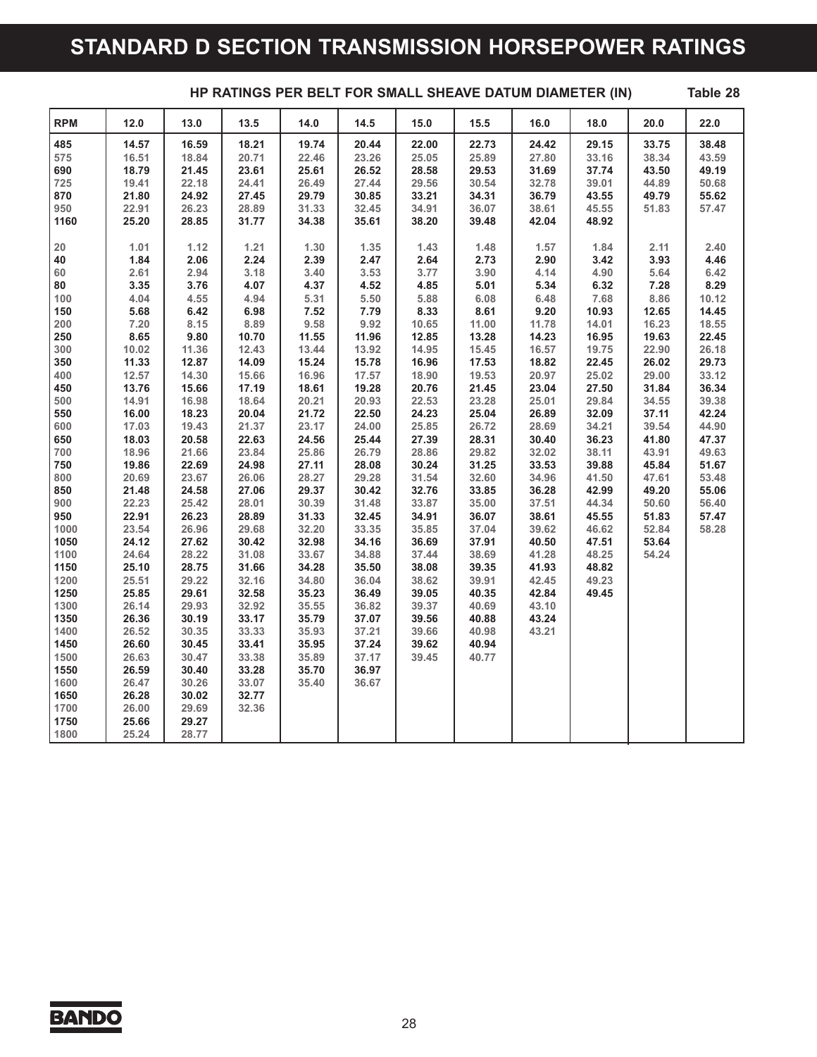# STANDARD D SECTION TRANSMISSION HORSEPOWER RATINGS

**HP RATINGS PER BELT FOR SMALL SHEAVE DATUM DIAMETER (IN)** **Table 28**

| RPM | 12.0 | 13.0 | 13.5 | 14.0 | 14.5 | 15.0 | 15.5 | 16.0 | 18.0 | 20.0 | 22.0 |
|---|---|---|---|---|---|---|---|---|---|---|---|
| 485 | 14.57 | 16.59 | 18.21 | 19.74 | 20.44 | 22.00 | 22.73 | 24.42 | 29.15 | 33.75 | 38.48 |
| 575 | 16.51 | 18.84 | 20.71 | 22.46 | 23.26 | 25.05 | 25.89 | 27.80 | 33.16 | 38.34 | 43.59 |
| 690 | 18.79 | 21.45 | 23.61 | 25.61 | 26.52 | 28.58 | 29.53 | 31.69 | 37.74 | 43.50 | 49.19 |
| 725 | 19.41 | 22.18 | 24.41 | 26.49 | 27.44 | 29.56 | 30.54 | 32.78 | 39.01 | 44.89 | 50.68 |
| 870 | 21.80 | 24.92 | 27.45 | 29.79 | 30.85 | 33.21 | 34.31 | 36.79 | 43.55 | 49.79 | 55.62 |
| 950 | 22.91 | 26.23 | 28.89 | 31.33 | 32.45 | 34.91 | 36.07 | 38.61 | 45.55 | 51.83 | 57.47 |
| 1160 | 25.20 | 28.85 | 31.77 | 34.38 | 35.61 | 38.20 | 39.48 | 42.04 | 48.92 | | |
| 20 | 1.01 | 1.12 | 1.21 | 1.30 | 1.35 | 1.43 | 1.48 | 1.57 | 1.84 | 2.11 | 2.40 |
| 40 | 1.84 | 2.06 | 2.24 | 2.39 | 2.47 | 2.64 | 2.73 | 2.90 | 3.42 | 3.93 | 4.46 |
| 60 | 2.61 | 2.94 | 3.18 | 3.40 | 3.53 | 3.77 | 3.90 | 4.14 | 4.90 | 5.64 | 6.42 |
| 80 | 3.35 | 3.76 | 4.07 | 4.37 | 4.52 | 4.85 | 5.01 | 5.34 | 6.32 | 7.28 | 8.29 |
| 100 | 4.04 | 4.55 | 4.94 | 5.31 | 5.50 | 5.88 | 6.08 | 6.48 | 7.68 | 8.86 | 10.12 |
| 150 | 5.68 | 6.42 | 6.98 | 7.52 | 7.79 | 8.33 | 8.61 | 9.20 | 10.93 | 12.65 | 14.45 |
| 200 | 7.20 | 8.15 | 8.89 | 9.58 | 9.92 | 10.65 | 11.00 | 11.78 | 14.01 | 16.23 | 18.55 |
| 250 | 8.65 | 9.80 | 10.70 | 11.55 | 11.96 | 12.85 | 13.28 | 14.23 | 16.95 | 19.63 | 22.45 |
| 300 | 10.02 | 11.36 | 12.43 | 13.44 | 13.92 | 14.95 | 15.45 | 16.57 | 19.75 | 22.90 | 26.18 |
| 350 | 11.33 | 12.87 | 14.09 | 15.24 | 15.78 | 16.96 | 17.53 | 18.82 | 22.45 | 26.02 | 29.73 |
| 400 | 12.57 | 14.30 | 15.66 | 16.96 | 17.57 | 18.90 | 19.53 | 20.97 | 25.02 | 29.00 | 33.12 |
| 450 | 13.76 | 15.66 | 17.19 | 18.61 | 19.28 | 20.76 | 21.45 | 23.04 | 27.50 | 31.84 | 36.34 |
| 500 | 14.91 | 16.98 | 18.64 | 20.21 | 20.93 | 22.53 | 23.28 | 25.01 | 29.84 | 34.55 | 39.38 |
| 550 | 16.00 | 18.23 | 20.04 | 21.72 | 22.50 | 24.23 | 25.04 | 26.89 | 32.09 | 37.11 | 42.24 |
| 600 | 17.03 | 19.43 | 21.37 | 23.17 | 24.00 | 25.85 | 26.72 | 28.69 | 34.21 | 39.54 | 44.90 |
| 650 | 18.03 | 20.58 | 22.63 | 24.56 | 25.44 | 27.39 | 28.31 | 30.40 | 36.23 | 41.80 | 47.37 |
| 700 | 18.96 | 21.66 | 23.84 | 25.86 | 26.79 | 28.86 | 29.82 | 32.02 | 38.11 | 43.91 | 49.63 |
| 750 | 19.86 | 22.69 | 24.98 | 27.11 | 28.08 | 30.24 | 31.25 | 33.53 | 39.88 | 45.84 | 51.67 |
| 800 | 20.69 | 23.67 | 26.06 | 28.27 | 29.28 | 31.54 | 32.60 | 34.96 | 41.50 | 47.61 | 53.48 |
| 850 | 21.48 | 24.58 | 27.06 | 29.37 | 30.42 | 32.76 | 33.85 | 36.28 | 42.99 | 49.20 | 55.06 |
| 900 | 22.23 | 25.42 | 28.01 | 30.39 | 31.48 | 33.87 | 35.00 | 37.51 | 44.34 | 50.60 | 56.40 |
| 950 | 22.91 | 26.23 | 28.89 | 31.33 | 32.45 | 34.91 | 36.07 | 38.61 | 45.55 | 51.83 | 57.47 |
| 1000 | 23.54 | 26.96 | 29.68 | 32.20 | 33.35 | 35.85 | 37.04 | 39.62 | 46.62 | 52.84 | 58.28 |
| 1050 | 24.12 | 27.62 | 30.42 | 32.98 | 34.16 | 36.69 | 37.91 | 40.50 | 47.51 | 53.64 | |
| 1100 | 24.64 | 28.22 | 31.08 | 33.67 | 34.88 | 37.44 | 38.69 | 41.28 | 48.25 | 54.24 | |
| 1150 | 25.10 | 28.75 | 31.66 | 34.28 | 35.50 | 38.08 | 39.35 | 41.93 | 48.82 | | |
| 1200 | 25.51 | 29.22 | 32.16 | 34.80 | 36.04 | 38.62 | 39.91 | 42.45 | 49.23 | | |
| 1250 | 25.85 | 29.61 | 32.58 | 35.23 | 36.49 | 39.05 | 40.35 | 42.84 | 49.45 | | |
| 1300 | 26.14 | 29.93 | 32.92 | 35.55 | 36.82 | 39.37 | 40.69 | 43.10 | | | |
| 1350 | 26.36 | 30.19 | 33.17 | 35.79 | 37.07 | 39.56 | 40.88 | 43.24 | | | |
| 1400 | 26.52 | 30.35 | 33.33 | 35.93 | 37.21 | 39.66 | 40.98 | 43.21 | | | |
| 1450 | 26.60 | 30.45 | 33.41 | 35.95 | 37.24 | 39.62 | 40.94 | | | | |
| 1500 | 26.63 | 30.47 | 33.38 | 35.89 | 37.17 | 39.45 | 40.77 | | | | |
| 1550 | 26.59 | 30.40 | 33.28 | 35.70 | 36.97 | | | | | | |
| 1600 | 26.47 | 30.26 | 33.07 | 35.40 | 36.67 | | | | | | |
| 1650 | 26.28 | 30.02 | 32.77 | | | | | | | | |
| 1700 | 26.00 | 29.69 | 32.36 | | | | | | | | |
| 1750 | 25.66 | 29.27 | | | | | | | | | |
| 1800 | 25.24 | 28.77 | | | | | | | | | |

BANDO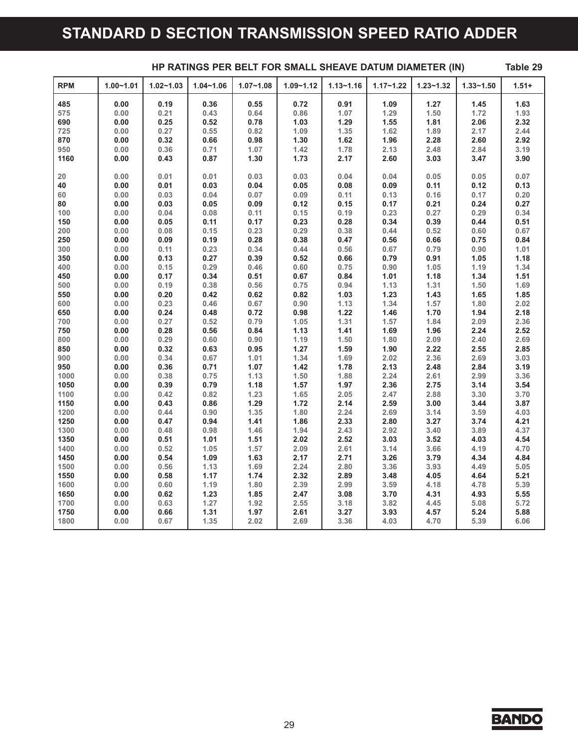# STANDARD D SECTION TRANSMISSION SPEED RATIO ADDER

**HP RATINGS PER BELT FOR SMALL SHEAVE DATUM DIAMETER (IN)** **Table 29**

| RPM | 1.00~1.01 | 1.02~1.03 | 1.04~1.06 | 1.07~1.08 | 1.09~1.12 | 1.13~1.16 | 1.17~1.22 | 1.23~1.32 | 1.33~1.50 | 1.51+ |
|---|---|---|---|---|---|---|---|---|---|---|
| 485 | 0.00 | 0.19 | 0.36 | 0.55 | 0.72 | 0.91 | 1.09 | 1.27 | 1.45 | 1.63 |
| 575 | 0.00 | 0.21 | 0.43 | 0.64 | 0.86 | 1.07 | 1.29 | 1.50 | 1.72 | 1.93 |
| 690 | 0.00 | 0.25 | 0.52 | 0.78 | 1.03 | 1.29 | 1.55 | 1.81 | 2.06 | 2.32 |
| 725 | 0.00 | 0.27 | 0.55 | 0.82 | 1.09 | 1.35 | 1.62 | 1.89 | 2.17 | 2.44 |
| 870 | 0.00 | 0.32 | 0.66 | 0.98 | 1.30 | 1.62 | 1.96 | 2.28 | 2.60 | 2.92 |
| 950 | 0.00 | 0.36 | 0.71 | 1.07 | 1.42 | 1.78 | 2.13 | 2.48 | 2.84 | 3.19 |
| 1160 | 0.00 | 0.43 | 0.87 | 1.30 | 1.73 | 2.17 | 2.60 | 3.03 | 3.47 | 3.90 |
| 20 | 0.00 | 0.01 | 0.01 | 0.03 | 0.03 | 0.04 | 0.04 | 0.05 | 0.05 | 0.07 |
| 40 | 0.00 | 0.01 | 0.03 | 0.04 | 0.05 | 0.08 | 0.09 | 0.11 | 0.12 | 0.13 |
| 60 | 0.00 | 0.03 | 0.04 | 0.07 | 0.09 | 0.11 | 0.13 | 0.16 | 0.17 | 0.20 |
| 80 | 0.00 | 0.03 | 0.05 | 0.09 | 0.12 | 0.15 | 0.17 | 0.21 | 0.24 | 0.27 |
| 100 | 0.00 | 0.04 | 0.08 | 0.11 | 0.15 | 0.19 | 0.23 | 0.27 | 0.29 | 0.34 |
| 150 | 0.00 | 0.05 | 0.11 | 0.17 | 0.23 | 0.28 | 0.34 | 0.39 | 0.44 | 0.51 |
| 200 | 0.00 | 0.08 | 0.15 | 0.23 | 0.29 | 0.38 | 0.44 | 0.52 | 0.60 | 0.67 |
| 250 | 0.00 | 0.09 | 0.19 | 0.28 | 0.38 | 0.47 | 0.56 | 0.66 | 0.75 | 0.84 |
| 300 | 0.00 | 0.11 | 0.23 | 0.34 | 0.44 | 0.56 | 0.67 | 0.79 | 0.90 | 1.01 |
| 350 | 0.00 | 0.13 | 0.27 | 0.39 | 0.52 | 0.66 | 0.79 | 0.91 | 1.05 | 1.18 |
| 400 | 0.00 | 0.15 | 0.29 | 0.46 | 0.60 | 0.75 | 0.90 | 1.05 | 1.19 | 1.34 |
| 450 | 0.00 | 0.17 | 0.34 | 0.51 | 0.67 | 0.84 | 1.01 | 1.18 | 1.34 | 1.51 |
| 500 | 0.00 | 0.19 | 0.38 | 0.56 | 0.75 | 0.94 | 1.13 | 1.31 | 1.50 | 1.69 |
| 550 | 0.00 | 0.20 | 0.42 | 0.62 | 0.82 | 1.03 | 1.23 | 1.43 | 1.65 | 1.85 |
| 600 | 0.00 | 0.23 | 0.46 | 0.67 | 0.90 | 1.13 | 1.34 | 1.57 | 1.80 | 2.02 |
| 650 | 0.00 | 0.24 | 0.48 | 0.72 | 0.98 | 1.22 | 1.46 | 1.70 | 1.94 | 2.18 |
| 700 | 0.00 | 0.27 | 0.52 | 0.79 | 1.05 | 1.31 | 1.57 | 1.84 | 2.09 | 2.36 |
| 750 | 0.00 | 0.28 | 0.56 | 0.84 | 1.13 | 1.41 | 1.69 | 1.96 | 2.24 | 2.52 |
| 800 | 0.00 | 0.29 | 0.60 | 0.90 | 1.19 | 1.50 | 1.80 | 2.09 | 2.40 | 2.69 |
| 850 | 0.00 | 0.32 | 0.63 | 0.95 | 1.27 | 1.59 | 1.90 | 2.22 | 2.55 | 2.85 |
| 900 | 0.00 | 0.34 | 0.67 | 1.01 | 1.34 | 1.69 | 2.02 | 2.36 | 2.69 | 3.03 |
| 950 | 0.00 | 0.36 | 0.71 | 1.07 | 1.42 | 1.78 | 2.13 | 2.48 | 2.84 | 3.19 |
| 1000 | 0.00 | 0.38 | 0.75 | 1.13 | 1.50 | 1.88 | 2.24 | 2.61 | 2.99 | 3.36 |
| 1050 | 0.00 | 0.39 | 0.79 | 1.18 | 1.57 | 1.97 | 2.36 | 2.75 | 3.14 | 3.54 |
| 1100 | 0.00 | 0.42 | 0.82 | 1.23 | 1.65 | 2.05 | 2.47 | 2.88 | 3.30 | 3.70 |
| 1150 | 0.00 | 0.43 | 0.86 | 1.29 | 1.72 | 2.14 | 2.59 | 3.00 | 3.44 | 3.87 |
| 1200 | 0.00 | 0.44 | 0.90 | 1.35 | 1.80 | 2.24 | 2.69 | 3.14 | 3.59 | 4.03 |
| 1250 | 0.00 | 0.47 | 0.94 | 1.41 | 1.86 | 2.33 | 2.80 | 3.27 | 3.74 | 4.21 |
| 1300 | 0.00 | 0.48 | 0.98 | 1.46 | 1.94 | 2.43 | 2.92 | 3.40 | 3.89 | 4.37 |
| 1350 | 0.00 | 0.51 | 1.01 | 1.51 | 2.02 | 2.52 | 3.03 | 3.52 | 4.03 | 4.54 |
| 1400 | 0.00 | 0.52 | 1.05 | 1.57 | 2.09 | 2.61 | 3.14 | 3.66 | 4.19 | 4.70 |
| 1450 | 0.00 | 0.54 | 1.09 | 1.63 | 2.17 | 2.71 | 3.26 | 3.79 | 4.34 | 4.84 |
| 1500 | 0.00 | 0.56 | 1.13 | 1.69 | 2.24 | 2.80 | 3.36 | 3.93 | 4.49 | 5.05 |
| 1550 | 0.00 | 0.58 | 1.17 | 1.74 | 2.32 | 2.89 | 3.48 | 4.05 | 4.64 | 5.21 |
| 1600 | 0.00 | 0.60 | 1.19 | 1.80 | 2.39 | 2.99 | 3.59 | 4.18 | 4.78 | 5.39 |
| 1650 | 0.00 | 0.62 | 1.23 | 1.85 | 2.47 | 3.08 | 3.70 | 4.31 | 4.93 | 5.55 |
| 1700 | 0.00 | 0.63 | 1.27 | 1.92 | 2.55 | 3.18 | 3.82 | 4.45 | 5.08 | 5.72 |
| 1750 | 0.00 | 0.66 | 1.31 | 1.97 | 2.61 | 3.27 | 3.93 | 4.57 | 5.24 | 5.88 |
| 1800 | 0.00 | 0.67 | 1.35 | 2.02 | 2.69 | 3.36 | 4.03 | 4.70 | 5.39 | 6.06 |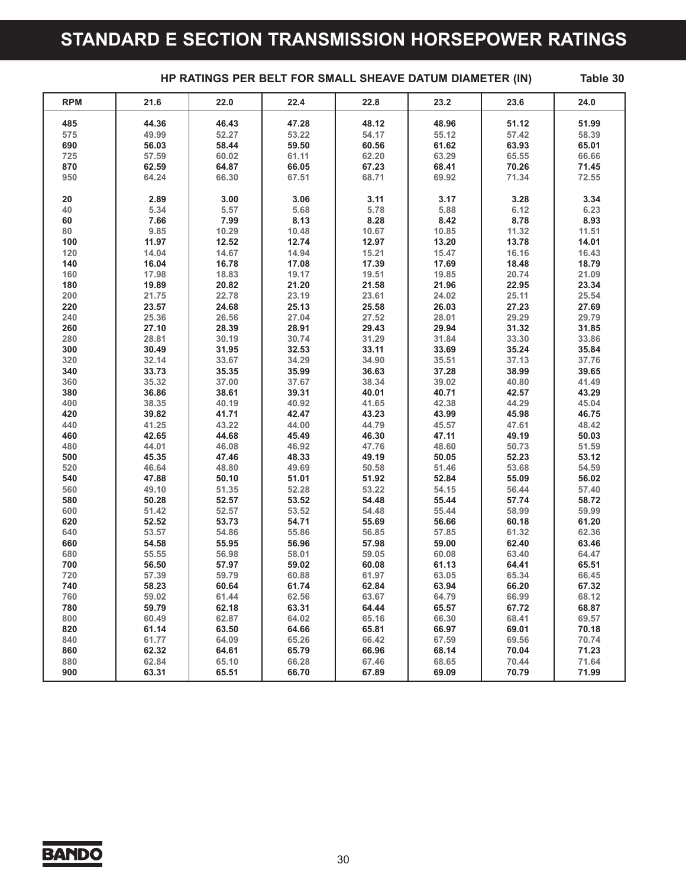# STANDARD E SECTION TRANSMISSION HORSEPOWER RATINGS

**HP RATINGS PER BELT FOR SMALL SHEAVE DATUM DIAMETER (IN)** **Table 30**

| RPM | 21.6 | 22.0 | 22.4 | 22.8 | 23.2 | 23.6 | 24.0 |
|---|---|---|---|---|---|---|---|
| 485 | 44.36 | 46.43 | 47.28 | 48.12 | 48.96 | 51.12 | 51.99 |
| 575 | 49.99 | 52.27 | 53.22 | 54.17 | 55.12 | 57.42 | 58.39 |
| 690 | 56.03 | 58.44 | 59.50 | 60.56 | 61.62 | 63.93 | 65.01 |
| 725 | 57.59 | 60.02 | 61.11 | 62.20 | 63.29 | 65.55 | 66.66 |
| 870 | 62.59 | 64.87 | 66.05 | 67.23 | 68.41 | 70.26 | 71.45 |
| 950 | 64.24 | 66.30 | 67.51 | 68.71 | 69.92 | 71.34 | 72.55 |
| 20 | 2.89 | 3.00 | 3.06 | 3.11 | 3.17 | 3.28 | 3.34 |
| 40 | 5.34 | 5.57 | 5.68 | 5.78 | 5.88 | 6.12 | 6.23 |
| 60 | 7.66 | 7.99 | 8.13 | 8.28 | 8.42 | 8.78 | 8.93 |
| 80 | 9.85 | 10.29 | 10.48 | 10.67 | 10.85 | 11.32 | 11.51 |
| 100 | 11.97 | 12.52 | 12.74 | 12.97 | 13.20 | 13.78 | 14.01 |
| 120 | 14.04 | 14.67 | 14.94 | 15.21 | 15.47 | 16.16 | 16.43 |
| 140 | 16.04 | 16.78 | 17.08 | 17.39 | 17.69 | 18.48 | 18.79 |
| 160 | 17.98 | 18.83 | 19.17 | 19.51 | 19.85 | 20.74 | 21.09 |
| 180 | 19.89 | 20.82 | 21.20 | 21.58 | 21.96 | 22.95 | 23.34 |
| 200 | 21.75 | 22.78 | 23.19 | 23.61 | 24.02 | 25.11 | 25.54 |
| 220 | 23.57 | 24.68 | 25.13 | 25.58 | 26.03 | 27.23 | 27.69 |
| 240 | 25.36 | 26.56 | 27.04 | 27.52 | 28.01 | 29.29 | 29.79 |
| 260 | 27.10 | 28.39 | 28.91 | 29.43 | 29.94 | 31.32 | 31.85 |
| 280 | 28.81 | 30.19 | 30.74 | 31.29 | 31.84 | 33.30 | 33.86 |
| 300 | 30.49 | 31.95 | 32.53 | 33.11 | 33.69 | 35.24 | 35.84 |
| 320 | 32.14 | 33.67 | 34.29 | 34.90 | 35.51 | 37.13 | 37.76 |
| 340 | 33.73 | 35.35 | 35.99 | 36.63 | 37.28 | 38.99 | 39.65 |
| 360 | 35.32 | 37.00 | 37.67 | 38.34 | 39.02 | 40.80 | 41.49 |
| 380 | 36.86 | 38.61 | 39.31 | 40.01 | 40.71 | 42.57 | 43.29 |
| 400 | 38.35 | 40.19 | 40.92 | 41.65 | 42.38 | 44.29 | 45.04 |
| 420 | 39.82 | 41.71 | 42.47 | 43.23 | 43.99 | 45.98 | 46.75 |
| 440 | 41.25 | 43.22 | 44.00 | 44.79 | 45.57 | 47.61 | 48.42 |
| 460 | 42.65 | 44.68 | 45.49 | 46.30 | 47.11 | 49.19 | 50.03 |
| 480 | 44.01 | 46.08 | 46.92 | 47.76 | 48.60 | 50.73 | 51.59 |
| 500 | 45.35 | 47.46 | 48.33 | 49.19 | 50.05 | 52.23 | 53.12 |
| 520 | 46.64 | 48.80 | 49.69 | 50.58 | 51.46 | 53.68 | 54.59 |
| 540 | 47.88 | 50.10 | 51.01 | 51.92 | 52.84 | 55.09 | 56.02 |
| 560 | 49.10 | 51.35 | 52.28 | 53.22 | 54.15 | 56.44 | 57.40 |
| 580 | 50.28 | 52.57 | 53.52 | 54.48 | 55.44 | 57.74 | 58.72 |
| 600 | 51.42 | 52.57 | 53.52 | 54.48 | 55.44 | 58.99 | 59.99 |
| 620 | 52.52 | 53.73 | 54.71 | 55.69 | 56.66 | 60.18 | 61.20 |
| 640 | 53.57 | 54.86 | 55.86 | 56.85 | 57.85 | 61.32 | 62.36 |
| 660 | 54.58 | 55.95 | 56.96 | 57.98 | 59.00 | 62.40 | 63.46 |
| 680 | 55.55 | 56.98 | 58.01 | 59.05 | 60.08 | 63.40 | 64.47 |
| 700 | 56.50 | 57.97 | 59.02 | 60.08 | 61.13 | 64.41 | 65.51 |
| 720 | 57.39 | 59.79 | 60.88 | 61.97 | 63.05 | 65.34 | 66.45 |
| 740 | 58.23 | 60.64 | 61.74 | 62.84 | 63.94 | 66.20 | 67.32 |
| 760 | 59.02 | 61.44 | 62.56 | 63.67 | 64.79 | 66.99 | 68.12 |
| 780 | 59.79 | 62.18 | 63.31 | 64.44 | 65.57 | 67.72 | 68.87 |
| 800 | 60.49 | 62.87 | 64.02 | 65.16 | 66.30 | 68.41 | 69.57 |
| 820 | 61.14 | 63.50 | 64.66 | 65.81 | 66.97 | 69.01 | 70.18 |
| 840 | 61.77 | 64.09 | 65.26 | 66.42 | 67.59 | 69.56 | 70.74 |
| 860 | 62.32 | 64.61 | 65.79 | 66.96 | 68.14 | 70.04 | 71.23 |
| 880 | 62.84 | 65.10 | 66.28 | 67.46 | 68.65 | 70.44 | 71.64 |
| 900 | 63.31 | 65.51 | 66.70 | 67.89 | 69.09 | 70.79 | 71.99 |

BANDO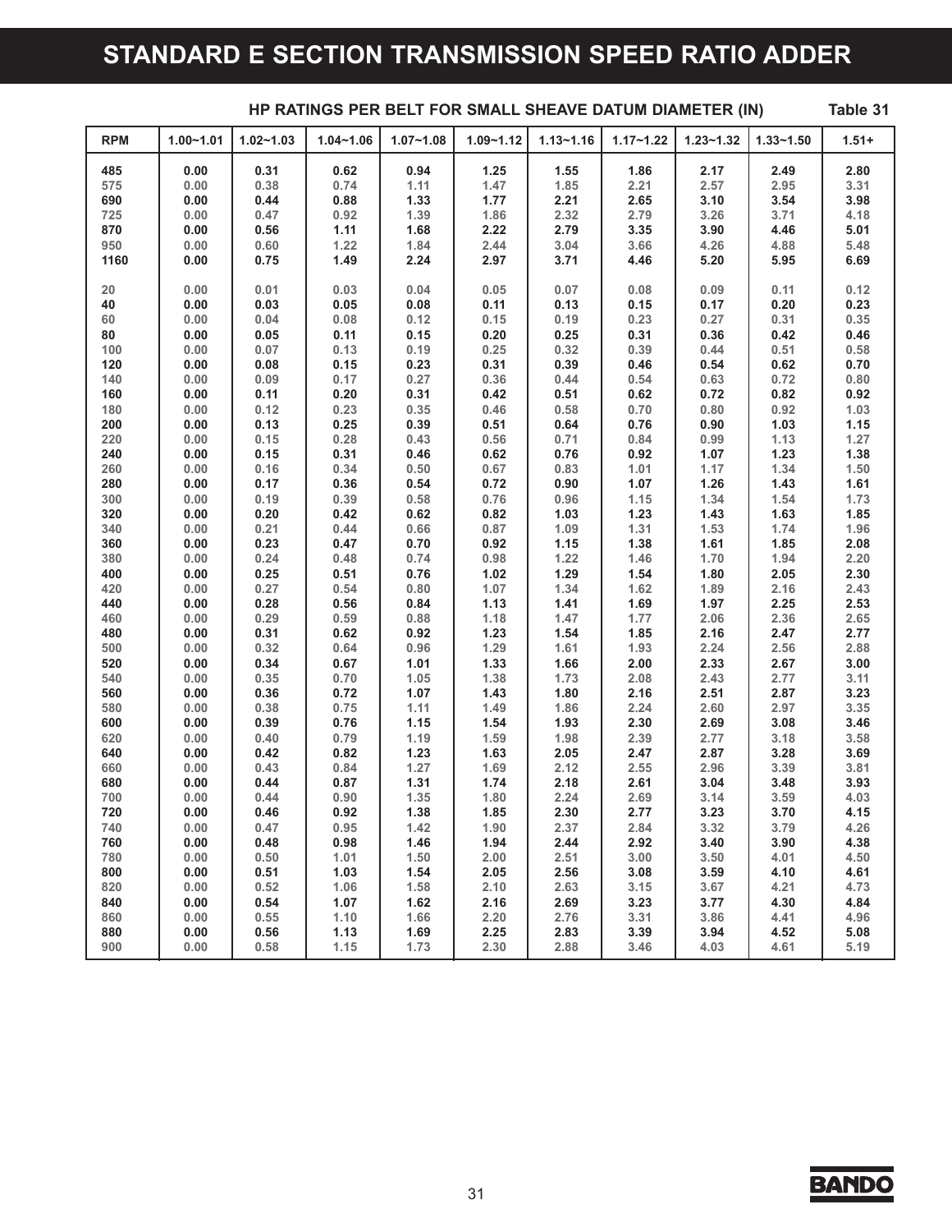# STANDARD E SECTION TRANSMISSION SPEED RATIO ADDER

**HP RATINGS PER BELT FOR SMALL SHEAVE DATUM DIAMETER (IN)** **Table 31**

| RPM | 1.00~1.01 | 1.02~1.03 | 1.04~1.06 | 1.07~1.08 | 1.09~1.12 | 1.13~1.16 | 1.17~1.22 | 1.23~1.32 | 1.33~1.50 | 1.51+ |
|---|---|---|---|---|---|---|---|---|---|---|
| 485 | 0.00 | 0.31 | 0.62 | 0.94 | 1.25 | 1.55 | 1.86 | 2.17 | 2.49 | 2.80 |
| 575 | 0.00 | 0.38 | 0.74 | 1.11 | 1.47 | 1.85 | 2.21 | 2.57 | 2.95 | 3.31 |
| 690 | 0.00 | 0.44 | 0.88 | 1.33 | 1.77 | 2.21 | 2.65 | 3.10 | 3.54 | 3.98 |
| 725 | 0.00 | 0.47 | 0.92 | 1.39 | 1.86 | 2.32 | 2.79 | 3.26 | 3.71 | 4.18 |
| 870 | 0.00 | 0.56 | 1.11 | 1.68 | 2.22 | 2.79 | 3.35 | 3.90 | 4.46 | 5.01 |
| 950 | 0.00 | 0.60 | 1.22 | 1.84 | 2.44 | 3.04 | 3.66 | 4.26 | 4.88 | 5.48 |
| 1160 | 0.00 | 0.75 | 1.49 | 2.24 | 2.97 | 3.71 | 4.46 | 5.20 | 5.95 | 6.69 |
| 20 | 0.00 | 0.01 | 0.03 | 0.04 | 0.05 | 0.07 | 0.08 | 0.09 | 0.11 | 0.12 |
| 40 | 0.00 | 0.03 | 0.05 | 0.08 | 0.11 | 0.13 | 0.15 | 0.17 | 0.20 | 0.23 |
| 60 | 0.00 | 0.04 | 0.08 | 0.12 | 0.15 | 0.19 | 0.23 | 0.27 | 0.31 | 0.35 |
| 80 | 0.00 | 0.05 | 0.11 | 0.15 | 0.20 | 0.25 | 0.31 | 0.36 | 0.42 | 0.46 |
| 100 | 0.00 | 0.07 | 0.13 | 0.19 | 0.25 | 0.32 | 0.39 | 0.44 | 0.51 | 0.58 |
| 120 | 0.00 | 0.08 | 0.15 | 0.23 | 0.31 | 0.39 | 0.46 | 0.54 | 0.62 | 0.70 |
| 140 | 0.00 | 0.09 | 0.17 | 0.27 | 0.36 | 0.44 | 0.54 | 0.63 | 0.72 | 0.80 |
| 160 | 0.00 | 0.11 | 0.20 | 0.31 | 0.42 | 0.51 | 0.62 | 0.72 | 0.82 | 0.92 |
| 180 | 0.00 | 0.12 | 0.23 | 0.35 | 0.46 | 0.58 | 0.70 | 0.80 | 0.92 | 1.03 |
| 200 | 0.00 | 0.13 | 0.25 | 0.39 | 0.51 | 0.64 | 0.76 | 0.90 | 1.03 | 1.15 |
| 220 | 0.00 | 0.15 | 0.28 | 0.43 | 0.56 | 0.71 | 0.84 | 0.99 | 1.13 | 1.27 |
| 240 | 0.00 | 0.15 | 0.31 | 0.46 | 0.62 | 0.76 | 0.92 | 1.07 | 1.23 | 1.38 |
| 260 | 0.00 | 0.16 | 0.34 | 0.50 | 0.67 | 0.83 | 1.01 | 1.17 | 1.34 | 1.50 |
| 280 | 0.00 | 0.17 | 0.36 | 0.54 | 0.72 | 0.90 | 1.07 | 1.26 | 1.43 | 1.61 |
| 300 | 0.00 | 0.19 | 0.39 | 0.58 | 0.76 | 0.96 | 1.15 | 1.34 | 1.54 | 1.73 |
| 320 | 0.00 | 0.20 | 0.42 | 0.62 | 0.82 | 1.03 | 1.23 | 1.43 | 1.63 | 1.85 |
| 340 | 0.00 | 0.21 | 0.44 | 0.66 | 0.87 | 1.09 | 1.31 | 1.53 | 1.74 | 1.96 |
| 360 | 0.00 | 0.23 | 0.47 | 0.70 | 0.92 | 1.15 | 1.38 | 1.61 | 1.85 | 2.08 |
| 380 | 0.00 | 0.24 | 0.48 | 0.74 | 0.98 | 1.22 | 1.46 | 1.70 | 1.94 | 2.20 |
| 400 | 0.00 | 0.25 | 0.51 | 0.76 | 1.02 | 1.29 | 1.54 | 1.80 | 2.05 | 2.30 |
| 420 | 0.00 | 0.27 | 0.54 | 0.80 | 1.07 | 1.34 | 1.62 | 1.89 | 2.16 | 2.43 |
| 440 | 0.00 | 0.28 | 0.56 | 0.84 | 1.13 | 1.41 | 1.69 | 1.97 | 2.25 | 2.53 |
| 460 | 0.00 | 0.29 | 0.59 | 0.88 | 1.18 | 1.47 | 1.77 | 2.06 | 2.36 | 2.65 |
| 480 | 0.00 | 0.31 | 0.62 | 0.92 | 1.23 | 1.54 | 1.85 | 2.16 | 2.47 | 2.77 |
| 500 | 0.00 | 0.32 | 0.64 | 0.96 | 1.29 | 1.61 | 1.93 | 2.24 | 2.56 | 2.88 |
| 520 | 0.00 | 0.34 | 0.67 | 1.01 | 1.33 | 1.66 | 2.00 | 2.33 | 2.67 | 3.00 |
| 540 | 0.00 | 0.35 | 0.70 | 1.05 | 1.38 | 1.73 | 2.08 | 2.43 | 2.77 | 3.11 |
| 560 | 0.00 | 0.36 | 0.72 | 1.07 | 1.43 | 1.80 | 2.16 | 2.51 | 2.87 | 3.23 |
| 580 | 0.00 | 0.38 | 0.75 | 1.11 | 1.49 | 1.86 | 2.24 | 2.60 | 2.97 | 3.35 |
| 600 | 0.00 | 0.39 | 0.76 | 1.15 | 1.54 | 1.93 | 2.30 | 2.69 | 3.08 | 3.46 |
| 620 | 0.00 | 0.40 | 0.79 | 1.19 | 1.59 | 1.98 | 2.39 | 2.77 | 3.18 | 3.58 |
| 640 | 0.00 | 0.42 | 0.82 | 1.23 | 1.63 | 2.05 | 2.47 | 2.87 | 3.28 | 3.69 |
| 660 | 0.00 | 0.43 | 0.84 | 1.27 | 1.69 | 2.12 | 2.55 | 2.96 | 3.39 | 3.81 |
| 680 | 0.00 | 0.44 | 0.87 | 1.31 | 1.74 | 2.18 | 2.61 | 3.04 | 3.48 | 3.93 |
| 700 | 0.00 | 0.44 | 0.90 | 1.35 | 1.80 | 2.24 | 2.69 | 3.14 | 3.59 | 4.03 |
| 720 | 0.00 | 0.46 | 0.92 | 1.38 | 1.85 | 2.30 | 2.77 | 3.23 | 3.70 | 4.15 |
| 740 | 0.00 | 0.47 | 0.95 | 1.42 | 1.90 | 2.37 | 2.84 | 3.32 | 3.79 | 4.26 |
| 760 | 0.00 | 0.48 | 0.98 | 1.46 | 1.94 | 2.44 | 2.92 | 3.40 | 3.90 | 4.38 |
| 780 | 0.00 | 0.50 | 1.01 | 1.50 | 2.00 | 2.51 | 3.00 | 3.50 | 4.01 | 4.50 |
| 800 | 0.00 | 0.51 | 1.03 | 1.54 | 2.05 | 2.56 | 3.08 | 3.59 | 4.10 | 4.61 |
| 820 | 0.00 | 0.52 | 1.06 | 1.58 | 2.10 | 2.63 | 3.15 | 3.67 | 4.21 | 4.73 |
| 840 | 0.00 | 0.54 | 1.07 | 1.62 | 2.16 | 2.69 | 3.23 | 3.77 | 4.30 | 4.84 |
| 860 | 0.00 | 0.55 | 1.10 | 1.66 | 2.20 | 2.76 | 3.31 | 3.86 | 4.41 | 4.96 |
| 880 | 0.00 | 0.56 | 1.13 | 1.69 | 2.25 | 2.83 | 3.39 | 3.94 | 4.52 | 5.08 |
| 900 | 0.00 | 0.58 | 1.15 | 1.73 | 2.30 | 2.88 | 3.46 | 4.03 | 4.61 | 5.19 |

BANDO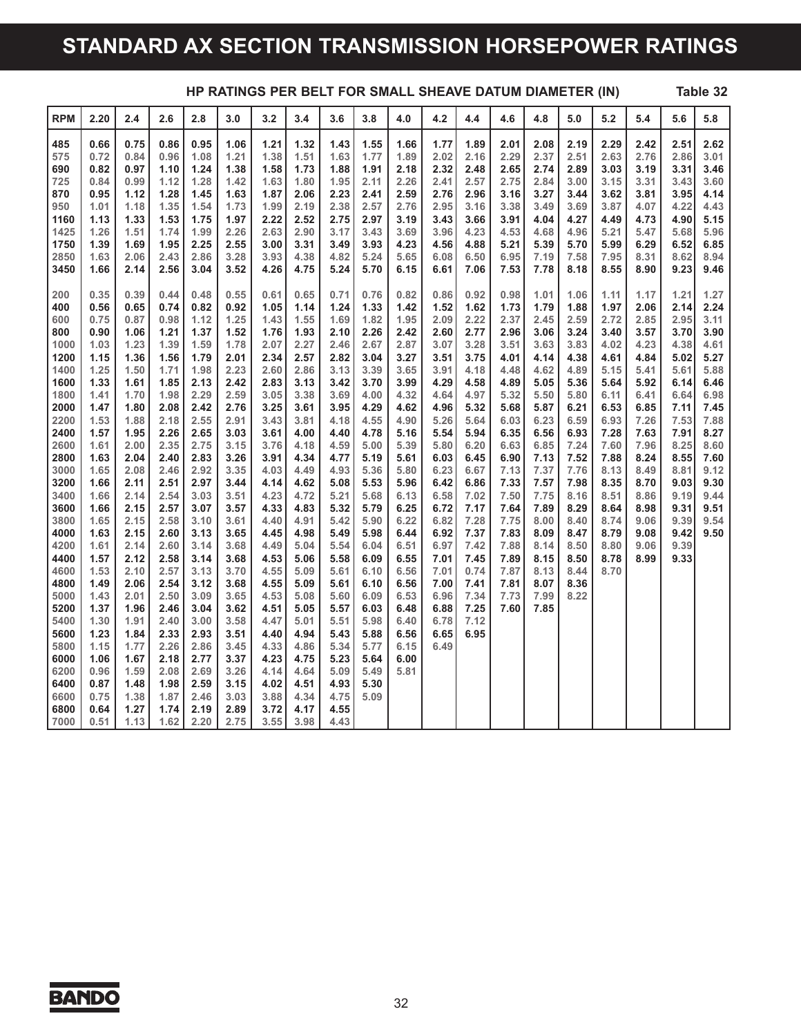# STANDARD AX SECTION TRANSMISSION HORSEPOWER RATINGS

**HP RATINGS PER BELT FOR SMALL SHEAVE DATUM DIAMETER (IN)** **Table 32**

| RPM | 2.20 | 2.4 | 2.6 | 2.8 | 3.0 | 3.2 | 3.4 | 3.6 | 3.8 | 4.0 | 4.2 | 4.4 | 4.6 | 4.8 | 5.0 | 5.2 | 5.4 | 5.6 | 5.8 |
|---|---|---|---|---|---|---|---|---|---|---|---|---|---|---|---|---|---|---|---|
| 485 | 0.66 | 0.75 | 0.86 | 0.95 | 1.06 | 1.21 | 1.32 | 1.43 | 1.55 | 1.66 | 1.77 | 1.89 | 2.01 | 2.08 | 2.19 | 2.29 | 2.42 | 2.51 | 2.62 |
| 575 | 0.72 | 0.84 | 0.96 | 1.08 | 1.21 | 1.38 | 1.51 | 1.63 | 1.77 | 1.89 | 2.02 | 2.16 | 2.29 | 2.37 | 2.51 | 2.63 | 2.76 | 2.86 | 3.01 |
| 690 | 0.82 | 0.97 | 1.10 | 1.24 | 1.38 | 1.58 | 1.73 | 1.88 | 1.91 | 2.18 | 2.32 | 2.48 | 2.65 | 2.74 | 2.89 | 3.03 | 3.19 | 3.31 | 3.46 |
| 725 | 0.84 | 0.99 | 1.12 | 1.28 | 1.42 | 1.63 | 1.80 | 1.95 | 2.11 | 2.26 | 2.41 | 2.57 | 2.75 | 2.84 | 3.00 | 3.15 | 3.31 | 3.43 | 3.60 |
| 870 | 0.95 | 1.12 | 1.28 | 1.45 | 1.63 | 1.87 | 2.06 | 2.23 | 2.41 | 2.59 | 2.76 | 2.96 | 3.16 | 3.27 | 3.44 | 3.62 | 3.81 | 3.95 | 4.14 |
| 950 | 1.01 | 1.18 | 1.35 | 1.54 | 1.73 | 1.99 | 2.19 | 2.38 | 2.57 | 2.76 | 2.95 | 3.16 | 3.38 | 3.49 | 3.69 | 3.87 | 4.07 | 4.22 | 4.43 |
| 1160 | 1.13 | 1.33 | 1.53 | 1.75 | 1.97 | 2.22 | 2.52 | 2.75 | 2.97 | 3.19 | 3.43 | 3.66 | 3.91 | 4.04 | 4.27 | 4.49 | 4.73 | 4.90 | 5.15 |
| 1425 | 1.26 | 1.51 | 1.74 | 1.99 | 2.26 | 2.63 | 2.90 | 3.17 | 3.43 | 3.69 | 3.96 | 4.23 | 4.53 | 4.68 | 4.96 | 5.21 | 5.47 | 5.68 | 5.96 |
| 1750 | 1.39 | 1.69 | 1.95 | 2.25 | 2.55 | 3.00 | 3.31 | 3.49 | 3.93 | 4.23 | 4.56 | 4.88 | 5.21 | 5.39 | 5.70 | 5.99 | 6.29 | 6.52 | 6.85 |
| 2850 | 1.63 | 2.06 | 2.43 | 2.86 | 3.28 | 3.93 | 4.38 | 4.82 | 5.24 | 5.65 | 6.08 | 6.50 | 6.95 | 7.19 | 7.58 | 7.95 | 8.31 | 8.62 | 8.94 |
| 3450 | 1.66 | 2.14 | 2.56 | 3.04 | 3.52 | 4.26 | 4.75 | 5.24 | 5.70 | 6.15 | 6.61 | 7.06 | 7.53 | 7.78 | 8.18 | 8.55 | 8.90 | 9.23 | 9.46 |
| 200 | 0.35 | 0.39 | 0.44 | 0.48 | 0.55 | 0.61 | 0.65 | 0.71 | 0.76 | 0.82 | 0.86 | 0.92 | 0.98 | 1.01 | 1.06 | 1.11 | 1.17 | 1.21 | 1.27 |
| 400 | 0.56 | 0.65 | 0.74 | 0.82 | 0.92 | 1.05 | 1.14 | 1.24 | 1.33 | 1.42 | 1.52 | 1.62 | 1.73 | 1.79 | 1.88 | 1.97 | 2.06 | 2.14 | 2.24 |
| 600 | 0.75 | 0.87 | 0.98 | 1.12 | 1.25 | 1.43 | 1.55 | 1.69 | 1.82 | 1.95 | 2.09 | 2.22 | 2.37 | 2.45 | 2.59 | 2.72 | 2.85 | 2.95 | 3.11 |
| 800 | 0.90 | 1.06 | 1.21 | 1.37 | 1.52 | 1.76 | 1.93 | 2.10 | 2.26 | 2.42 | 2.60 | 2.77 | 2.96 | 3.06 | 3.24 | 3.40 | 3.57 | 3.70 | 3.90 |
| 1000 | 1.03 | 1.23 | 1.39 | 1.59 | 1.78 | 2.07 | 2.27 | 2.46 | 2.67 | 2.87 | 3.07 | 3.28 | 3.51 | 3.63 | 3.83 | 4.02 | 4.23 | 4.38 | 4.61 |
| 1200 | 1.15 | 1.36 | 1.56 | 1.79 | 2.01 | 2.34 | 2.57 | 2.82 | 3.04 | 3.27 | 3.51 | 3.75 | 4.01 | 4.14 | 4.38 | 4.61 | 4.84 | 5.02 | 5.27 |
| 1400 | 1.25 | 1.50 | 1.71 | 1.98 | 2.23 | 2.60 | 2.86 | 3.13 | 3.39 | 3.65 | 3.91 | 4.18 | 4.48 | 4.62 | 4.89 | 5.15 | 5.41 | 5.61 | 5.88 |
| 1600 | 1.33 | 1.61 | 1.85 | 2.13 | 2.42 | 2.83 | 3.13 | 3.42 | 3.70 | 3.99 | 4.29 | 4.58 | 4.89 | 5.05 | 5.36 | 5.64 | 5.92 | 6.14 | 6.46 |
| 1800 | 1.41 | 1.70 | 1.98 | 2.29 | 2.59 | 3.05 | 3.38 | 3.69 | 4.00 | 4.32 | 4.64 | 4.97 | 5.32 | 5.50 | 5.80 | 6.11 | 6.41 | 6.64 | 6.98 |
| 2000 | 1.47 | 1.80 | 2.08 | 2.42 | 2.76 | 3.25 | 3.61 | 3.95 | 4.29 | 4.62 | 4.96 | 5.32 | 5.68 | 5.87 | 6.21 | 6.53 | 6.85 | 7.11 | 7.45 |
| 2200 | 1.53 | 1.88 | 2.18 | 2.55 | 2.91 | 3.43 | 3.81 | 4.18 | 4.55 | 4.90 | 5.26 | 5.64 | 6.03 | 6.23 | 6.59 | 6.93 | 7.26 | 7.53 | 7.88 |
| 2400 | 1.57 | 1.95 | 2.26 | 2.65 | 3.03 | 3.61 | 4.00 | 4.40 | 4.78 | 5.16 | 5.54 | 5.94 | 6.35 | 6.56 | 6.93 | 7.28 | 7.63 | 7.91 | 8.27 |
| 2600 | 1.61 | 2.00 | 2.35 | 2.75 | 3.15 | 3.76 | 4.18 | 4.59 | 5.00 | 5.39 | 5.80 | 6.20 | 6.63 | 6.85 | 7.24 | 7.60 | 7.96 | 8.25 | 8.60 |
| 2800 | 1.63 | 2.04 | 2.40 | 2.83 | 3.26 | 3.91 | 4.34 | 4.77 | 5.19 | 5.61 | 6.03 | 6.45 | 6.90 | 7.13 | 7.52 | 7.88 | 8.24 | 8.55 | 7.60 |
| 3000 | 1.65 | 2.08 | 2.46 | 2.92 | 3.35 | 4.03 | 4.49 | 4.93 | 5.36 | 5.80 | 6.23 | 6.67 | 7.13 | 7.37 | 7.76 | 8.13 | 8.49 | 8.81 | 9.12 |
| 3200 | 1.66 | 2.11 | 2.51 | 2.97 | 3.44 | 4.14 | 4.62 | 5.08 | 5.53 | 5.96 | 6.42 | 6.86 | 7.33 | 7.57 | 7.98 | 8.35 | 8.70 | 9.03 | 9.30 |
| 3400 | 1.66 | 2.14 | 2.54 | 3.03 | 3.51 | 4.23 | 4.72 | 5.21 | 5.68 | 6.13 | 6.58 | 7.02 | 7.50 | 7.75 | 8.16 | 8.51 | 8.86 | 9.19 | 9.44 |
| 3600 | 1.66 | 2.15 | 2.57 | 3.07 | 3.57 | 4.33 | 4.83 | 5.32 | 5.79 | 6.25 | 6.72 | 7.17 | 7.64 | 7.89 | 8.29 | 8.64 | 8.98 | 9.31 | 9.51 |
| 3800 | 1.65 | 2.15 | 2.58 | 3.10 | 3.61 | 4.40 | 4.91 | 5.42 | 5.90 | 6.22 | 6.82 | 7.28 | 7.75 | 8.00 | 8.40 | 8.74 | 9.06 | 9.39 | 9.54 |
| 4000 | 1.63 | 2.15 | 2.60 | 3.13 | 3.65 | 4.45 | 4.98 | 5.49 | 5.98 | 6.44 | 6.92 | 7.37 | 7.83 | 8.09 | 8.47 | 8.79 | 9.08 | 9.42 | 9.50 |
| 4200 | 1.61 | 2.14 | 2.60 | 3.14 | 3.68 | 4.49 | 5.04 | 5.54 | 6.04 | 6.51 | 6.97 | 7.42 | 7.88 | 8.14 | 8.50 | 8.80 | 9.06 | 9.39 | |
| 4400 | 1.57 | 2.12 | 2.58 | 3.14 | 3.68 | 4.53 | 5.06 | 5.58 | 6.09 | 6.55 | 7.01 | 7.45 | 7.89 | 8.15 | 8.50 | 8.78 | 8.99 | 9.33 | |
| 4600 | 1.53 | 2.10 | 2.57 | 3.13 | 3.70 | 4.55 | 5.09 | 5.61 | 6.10 | 6.56 | 7.01 | 0.74 | 7.87 | 8.13 | 8.44 | 8.70 | | | |
| 4800 | 1.49 | 2.06 | 2.54 | 3.12 | 3.68 | 4.55 | 5.09 | 5.61 | 6.10 | 6.56 | 7.00 | 7.41 | 7.81 | 8.07 | 8.36 | | | | |
| 5000 | 1.43 | 2.01 | 2.50 | 3.09 | 3.65 | 4.53 | 5.08 | 5.60 | 6.09 | 6.53 | 6.96 | 7.34 | 7.73 | 7.99 | 8.22 | | | | |
| 5200 | 1.37 | 1.96 | 2.46 | 3.04 | 3.62 | 4.51 | 5.05 | 5.57 | 6.03 | 6.48 | 6.88 | 7.25 | 7.60 | 7.85 | | | | | |
| 5400 | 1.30 | 1.91 | 2.40 | 3.00 | 3.58 | 4.47 | 5.01 | 5.51 | 5.98 | 6.40 | 6.78 | 7.12 | | | | | | | |
| 5600 | 1.23 | 1.84 | 2.33 | 2.93 | 3.51 | 4.40 | 4.94 | 5.43 | 5.88 | 6.56 | 6.65 | 6.95 | | | | | | | |
| 5800 | 1.15 | 1.77 | 2.26 | 2.86 | 3.45 | 4.33 | 4.86 | 5.34 | 5.77 | 6.15 | 6.49 | | | | | | | | |
| 6000 | 1.06 | 1.67 | 2.18 | 2.77 | 3.37 | 4.23 | 4.75 | 5.23 | 5.64 | 6.00 | | | | | | | | | |
| 6200 | 0.96 | 1.59 | 2.08 | 2.69 | 3.26 | 4.14 | 4.64 | 5.09 | 5.49 | 5.81 | | | | | | | | | |
| 6400 | 0.87 | 1.48 | 1.98 | 2.59 | 3.15 | 4.02 | 4.51 | 4.93 | 5.30 | | | | | | | | | | |
| 6600 | 0.75 | 1.38 | 1.87 | 2.46 | 3.03 | 3.88 | 4.34 | 4.75 | 5.09 | | | | | | | | | | |
| 6800 | 0.64 | 1.27 | 1.74 | 2.19 | 2.89 | 3.72 | 4.17 | 4.55 | | | | | | | | | | | |
| 7000 | 0.51 | 1.13 | 1.62 | 2.20 | 2.75 | 3.55 | 3.98 | 4.43 | | | | | | | | | | | |

BANDO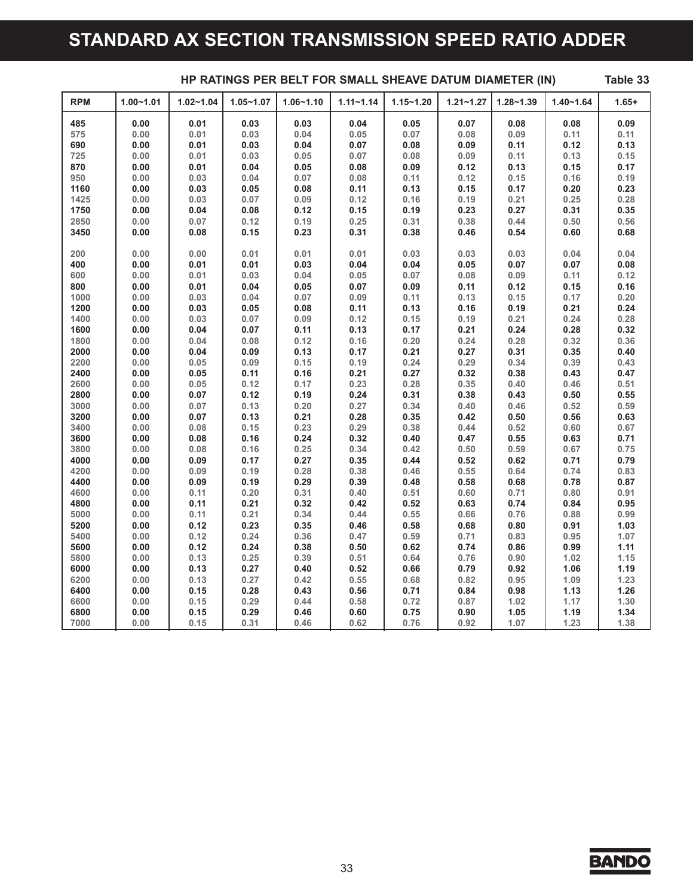# STANDARD AX SECTION TRANSMISSION SPEED RATIO ADDER

**HP RATINGS PER BELT FOR SMALL SHEAVE DATUM DIAMETER (IN)** **Table 33**

| RPM | 1.00~1.01 | 1.02~1.04 | 1.05~1.07 | 1.06~1.10 | 1.11~1.14 | 1.15~1.20 | 1.21~1.27 | 1.28~1.39 | 1.40~1.64 | 1.65+ |
|---|---|---|---|---|---|---|---|---|---|---|
| 485 | 0.00 | 0.01 | 0.03 | 0.03 | 0.04 | 0.05 | 0.07 | 0.08 | 0.08 | 0.09 |
| 575 | 0.00 | 0.01 | 0.03 | 0.04 | 0.05 | 0.07 | 0.08 | 0.09 | 0.11 | 0.11 |
| 690 | 0.00 | 0.01 | 0.03 | 0.04 | 0.07 | 0.08 | 0.09 | 0.11 | 0.12 | 0.13 |
| 725 | 0.00 | 0.01 | 0.03 | 0.05 | 0.07 | 0.08 | 0.09 | 0.11 | 0.13 | 0.15 |
| 870 | 0.00 | 0.01 | 0.04 | 0.05 | 0.08 | 0.09 | 0.12 | 0.13 | 0.15 | 0.17 |
| 950 | 0.00 | 0.03 | 0.04 | 0.07 | 0.08 | 0.11 | 0.12 | 0.15 | 0.16 | 0.19 |
| 1160 | 0.00 | 0.03 | 0.05 | 0.08 | 0.11 | 0.13 | 0.15 | 0.17 | 0.20 | 0.23 |
| 1425 | 0.00 | 0.03 | 0.07 | 0.09 | 0.12 | 0.16 | 0.19 | 0.21 | 0.25 | 0.28 |
| 1750 | 0.00 | 0.04 | 0.08 | 0.12 | 0.15 | 0.19 | 0.23 | 0.27 | 0.31 | 0.35 |
| 2850 | 0.00 | 0.07 | 0.12 | 0.19 | 0.25 | 0.31 | 0.38 | 0.44 | 0.50 | 0.56 |
| 3450 | 0.00 | 0.08 | 0.15 | 0.23 | 0.31 | 0.38 | 0.46 | 0.54 | 0.60 | 0.68 |
| 200 | 0.00 | 0.00 | 0.01 | 0.01 | 0.01 | 0.03 | 0.03 | 0.03 | 0.04 | 0.04 |
| 400 | 0.00 | 0.01 | 0.01 | 0.03 | 0.04 | 0.04 | 0.05 | 0.07 | 0.07 | 0.08 |
| 600 | 0.00 | 0.01 | 0.03 | 0.04 | 0.05 | 0.07 | 0.08 | 0.09 | 0.11 | 0.12 |
| 800 | 0.00 | 0.01 | 0.04 | 0.05 | 0.07 | 0.09 | 0.11 | 0.12 | 0.15 | 0.16 |
| 1000 | 0.00 | 0.03 | 0.04 | 0.07 | 0.09 | 0.11 | 0.13 | 0.15 | 0.17 | 0.20 |
| 1200 | 0.00 | 0.03 | 0.05 | 0.08 | 0.11 | 0.13 | 0.16 | 0.19 | 0.21 | 0.24 |
| 1400 | 0.00 | 0.03 | 0.07 | 0.09 | 0.12 | 0.15 | 0.19 | 0.21 | 0.24 | 0.28 |
| 1600 | 0.00 | 0.04 | 0.07 | 0.11 | 0.13 | 0.17 | 0.21 | 0.24 | 0.28 | 0.32 |
| 1800 | 0.00 | 0.04 | 0.08 | 0.12 | 0.16 | 0.20 | 0.24 | 0.28 | 0.32 | 0.36 |
| 2000 | 0.00 | 0.04 | 0.09 | 0.13 | 0.17 | 0.21 | 0.27 | 0.31 | 0.35 | 0.40 |
| 2200 | 0.00 | 0.05 | 0.09 | 0.15 | 0.19 | 0.24 | 0.29 | 0.34 | 0.39 | 0.43 |
| 2400 | 0.00 | 0.05 | 0.11 | 0.16 | 0.21 | 0.27 | 0.32 | 0.38 | 0.43 | 0.47 |
| 2600 | 0.00 | 0.05 | 0.12 | 0.17 | 0.23 | 0.28 | 0.35 | 0.40 | 0.46 | 0.51 |
| 2800 | 0.00 | 0.07 | 0.12 | 0.19 | 0.24 | 0.31 | 0.38 | 0.43 | 0.50 | 0.55 |
| 3000 | 0.00 | 0.07 | 0.13 | 0.20 | 0.27 | 0.34 | 0.40 | 0.46 | 0.52 | 0.59 |
| 3200 | 0.00 | 0.07 | 0.13 | 0.21 | 0.28 | 0.35 | 0.42 | 0.50 | 0.56 | 0.63 |
| 3400 | 0.00 | 0.08 | 0.15 | 0.23 | 0.29 | 0.38 | 0.44 | 0.52 | 0.60 | 0.67 |
| 3600 | 0.00 | 0.08 | 0.16 | 0.24 | 0.32 | 0.40 | 0.47 | 0.55 | 0.63 | 0.71 |
| 3800 | 0.00 | 0.08 | 0.16 | 0.25 | 0.34 | 0.42 | 0.50 | 0.59 | 0.67 | 0.75 |
| 4000 | 0.00 | 0.09 | 0.17 | 0.27 | 0.35 | 0.44 | 0.52 | 0.62 | 0.71 | 0.79 |
| 4200 | 0.00 | 0.09 | 0.19 | 0.28 | 0.38 | 0.46 | 0.55 | 0.64 | 0.74 | 0.83 |
| 4400 | 0.00 | 0.09 | 0.19 | 0.29 | 0.39 | 0.48 | 0.58 | 0.68 | 0.78 | 0.87 |
| 4600 | 0.00 | 0.11 | 0.20 | 0.31 | 0.40 | 0.51 | 0.60 | 0.71 | 0.80 | 0.91 |
| 4800 | 0.00 | 0.11 | 0.21 | 0.32 | 0.42 | 0.52 | 0.63 | 0.74 | 0.84 | 0.95 |
| 5000 | 0.00 | 0.11 | 0.21 | 0.34 | 0.44 | 0.55 | 0.66 | 0.76 | 0.88 | 0.99 |
| 5200 | 0.00 | 0.12 | 0.23 | 0.35 | 0.46 | 0.58 | 0.68 | 0.80 | 0.91 | 1.03 |
| 5400 | 0.00 | 0.12 | 0.24 | 0.36 | 0.47 | 0.59 | 0.71 | 0.83 | 0.95 | 1.07 |
| 5600 | 0.00 | 0.12 | 0.24 | 0.38 | 0.50 | 0.62 | 0.74 | 0.86 | 0.99 | 1.11 |
| 5800 | 0.00 | 0.13 | 0.25 | 0.39 | 0.51 | 0.64 | 0.76 | 0.90 | 1.02 | 1.15 |
| 6000 | 0.00 | 0.13 | 0.27 | 0.40 | 0.52 | 0.66 | 0.79 | 0.92 | 1.06 | 1.19 |
| 6200 | 0.00 | 0.13 | 0.27 | 0.42 | 0.55 | 0.68 | 0.82 | 0.95 | 1.09 | 1.23 |
| 6400 | 0.00 | 0.15 | 0.28 | 0.43 | 0.56 | 0.71 | 0.84 | 0.98 | 1.13 | 1.26 |
| 6600 | 0.00 | 0.15 | 0.29 | 0.44 | 0.58 | 0.72 | 0.87 | 1.02 | 1.17 | 1.30 |
| 6800 | 0.00 | 0.15 | 0.29 | 0.46 | 0.60 | 0.75 | 0.90 | 1.05 | 1.19 | 1.34 |
| 7000 | 0.00 | 0.15 | 0.31 | 0.46 | 0.62 | 0.76 | 0.92 | 1.07 | 1.23 | 1.38 |

BANDO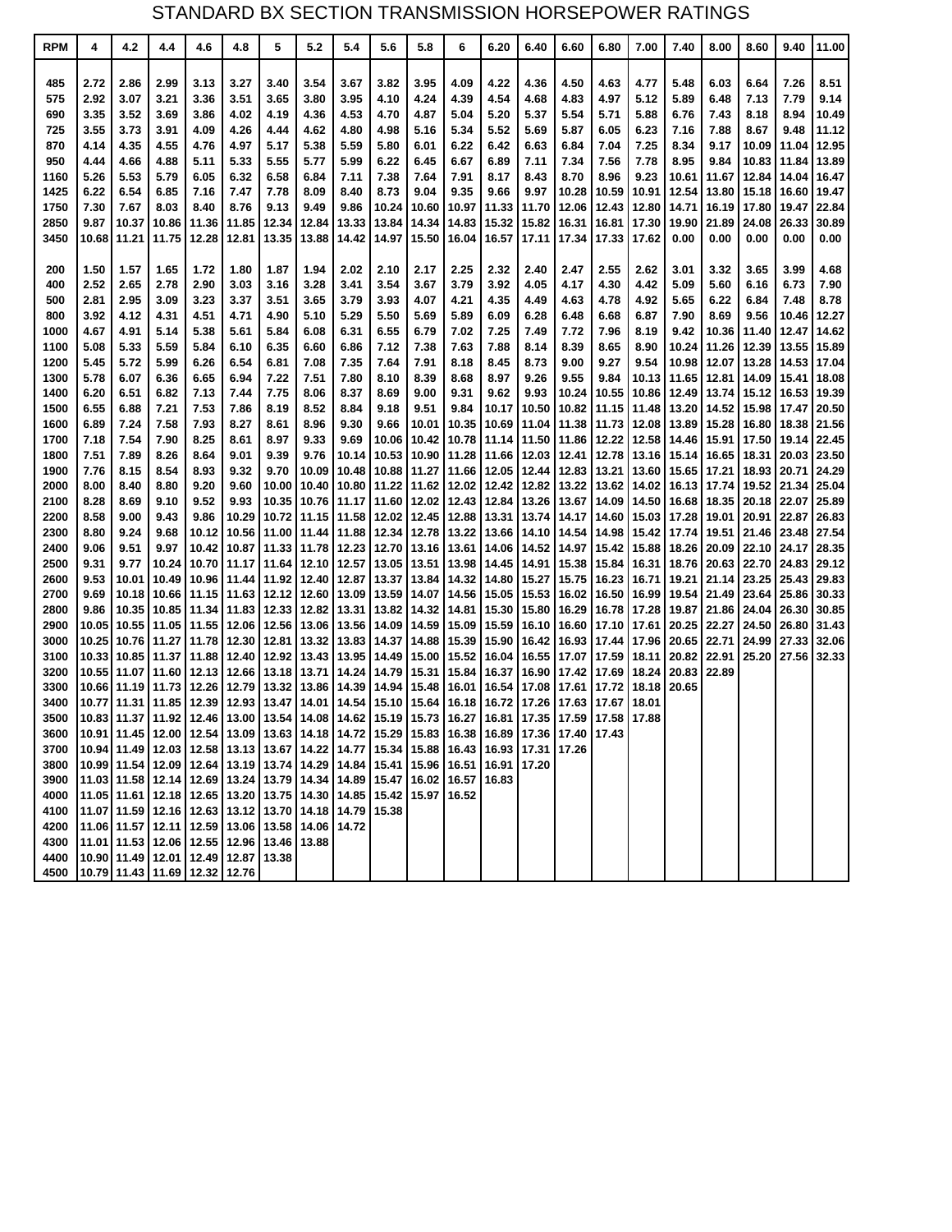# STANDARD BX SECTION TRANSMISSION HORSEPOWER RATINGS

| RPM | 4 | 4.2 | 4.4 | 4.6 | 4.8 | 5 | 5.2 | 5.4 | 5.6 | 5.8 | 6 | 6.20 | 6.40 | 6.60 | 6.80 | 7.00 | 7.40 | 8.00 | 8.60 | 9.40 | 11.00 |
|---|---|---|---|---|---|---|---|---|---|---|---|---|---|---|---|---|---|---|---|---|---|
| 485 | 2.72 | 2.86 | 2.99 | 3.13 | 3.27 | 3.40 | 3.54 | 3.67 | 3.82 | 3.95 | 4.09 | 4.22 | 4.36 | 4.50 | 4.63 | 4.77 | 5.48 | 6.03 | 6.64 | 7.26 | 8.51 |
| 575 | 2.92 | 3.07 | 3.21 | 3.36 | 3.51 | 3.65 | 3.80 | 3.95 | 4.10 | 4.24 | 4.39 | 4.54 | 4.68 | 4.83 | 4.97 | 5.12 | 5.89 | 6.48 | 7.13 | 7.79 | 9.14 |
| 690 | 3.35 | 3.52 | 3.69 | 3.86 | 4.02 | 4.19 | 4.36 | 4.53 | 4.70 | 4.87 | 5.04 | 5.20 | 5.37 | 5.54 | 5.71 | 5.88 | 6.76 | 7.43 | 8.18 | 8.94 | 10.49 |
| 725 | 3.55 | 3.73 | 3.91 | 4.09 | 4.26 | 4.44 | 4.62 | 4.80 | 4.98 | 5.16 | 5.34 | 5.52 | 5.69 | 5.87 | 6.05 | 6.23 | 7.16 | 7.88 | 8.67 | 9.48 | 11.12 |
| 870 | 4.14 | 4.35 | 4.55 | 4.76 | 4.97 | 5.17 | 5.38 | 5.59 | 5.80 | 6.01 | 6.22 | 6.42 | 6.63 | 6.84 | 7.04 | 7.25 | 8.34 | 9.17 | 10.09 | 11.04 | 12.95 |
| 950 | 4.44 | 4.66 | 4.88 | 5.11 | 5.33 | 5.55 | 5.77 | 5.99 | 6.22 | 6.45 | 6.67 | 6.89 | 7.11 | 7.34 | 7.56 | 7.78 | 8.95 | 9.84 | 10.83 | 11.84 | 13.89 |
| 1160 | 5.26 | 5.53 | 5.79 | 6.05 | 6.32 | 6.58 | 6.84 | 7.11 | 7.38 | 7.64 | 7.91 | 8.17 | 8.43 | 8.70 | 8.96 | 9.23 | 10.61 | 11.67 | 12.84 | 14.04 | 16.47 |
| 1425 | 6.22 | 6.54 | 6.85 | 7.16 | 7.47 | 7.78 | 8.09 | 8.40 | 8.73 | 9.04 | 9.35 | 9.66 | 9.97 | 10.28 | 10.59 | 10.91 | 12.54 | 13.80 | 15.18 | 16.60 | 19.47 |
| 1750 | 7.30 | 7.67 | 8.03 | 8.40 | 8.76 | 9.13 | 9.49 | 9.86 | 10.24 | 10.60 | 10.97 | 11.33 | 11.70 | 12.06 | 12.43 | 12.80 | 14.71 | 16.19 | 17.80 | 19.47 | 22.84 |
| 2850 | 9.87 | 10.37 | 10.86 | 11.36 | 11.85 | 12.34 | 12.84 | 13.33 | 13.84 | 14.34 | 14.83 | 15.32 | 15.82 | 16.31 | 16.81 | 17.30 | 19.90 | 21.89 | 24.08 | 26.33 | 30.89 |
| 3450 | 10.68 | 11.21 | 11.75 | 12.28 | 12.81 | 13.35 | 13.88 | 14.42 | 14.97 | 15.50 | 16.04 | 16.57 | 17.11 | 17.34 | 17.33 | 17.62 | 0.00 | 0.00 | 0.00 | 0.00 | 0.00 |
| 200 | 1.50 | 1.57 | 1.65 | 1.72 | 1.80 | 1.87 | 1.94 | 2.02 | 2.10 | 2.17 | 2.25 | 2.32 | 2.40 | 2.47 | 2.55 | 2.62 | 3.01 | 3.32 | 3.65 | 3.99 | 4.68 |
| 400 | 2.52 | 2.65 | 2.78 | 2.90 | 3.03 | 3.16 | 3.28 | 3.41 | 3.54 | 3.67 | 3.79 | 3.92 | 4.05 | 4.17 | 4.30 | 4.42 | 5.09 | 5.60 | 6.16 | 6.73 | 7.90 |
| 500 | 2.81 | 2.95 | 3.09 | 3.23 | 3.37 | 3.51 | 3.65 | 3.79 | 3.93 | 4.07 | 4.21 | 4.35 | 4.49 | 4.63 | 4.78 | 4.92 | 5.65 | 6.22 | 6.84 | 7.48 | 8.78 |
| 800 | 3.92 | 4.12 | 4.31 | 4.51 | 4.71 | 4.90 | 5.10 | 5.29 | 5.50 | 5.69 | 5.89 | 6.09 | 6.28 | 6.48 | 6.68 | 6.87 | 7.90 | 8.69 | 9.56 | 10.46 | 12.27 |
| 1000 | 4.67 | 4.91 | 5.14 | 5.38 | 5.61 | 5.84 | 6.08 | 6.31 | 6.55 | 6.79 | 7.02 | 7.25 | 7.49 | 7.72 | 7.96 | 8.19 | 9.42 | 10.36 | 11.40 | 12.47 | 14.62 |
| 1100 | 5.08 | 5.33 | 5.59 | 5.84 | 6.10 | 6.35 | 6.60 | 6.86 | 7.12 | 7.38 | 7.63 | 7.88 | 8.14 | 8.39 | 8.65 | 8.90 | 10.24 | 11.26 | 12.39 | 13.55 | 15.89 |
| 1200 | 5.45 | 5.72 | 5.99 | 6.26 | 6.54 | 6.81 | 7.08 | 7.35 | 7.64 | 7.91 | 8.18 | 8.45 | 8.73 | 9.00 | 9.27 | 9.54 | 10.98 | 12.07 | 13.28 | 14.53 | 17.04 |
| 1300 | 5.78 | 6.07 | 6.36 | 6.65 | 6.94 | 7.22 | 7.51 | 7.80 | 8.10 | 8.39 | 8.68 | 8.97 | 9.26 | 9.55 | 9.84 | 10.13 | 11.65 | 12.81 | 14.09 | 15.41 | 18.08 |
| 1400 | 6.20 | 6.51 | 6.82 | 7.13 | 7.44 | 7.75 | 8.06 | 8.37 | 8.69 | 9.00 | 9.31 | 9.62 | 9.93 | 10.24 | 10.55 | 10.86 | 12.49 | 13.74 | 15.12 | 16.53 | 19.39 |
| 1500 | 6.55 | 6.88 | 7.21 | 7.53 | 7.86 | 8.19 | 8.52 | 8.84 | 9.18 | 9.51 | 9.84 | 10.17 | 10.50 | 10.82 | 11.15 | 11.48 | 13.20 | 14.52 | 15.98 | 17.47 | 20.50 |
| 1600 | 6.89 | 7.24 | 7.58 | 7.93 | 8.27 | 8.61 | 8.96 | 9.30 | 9.66 | 10.01 | 10.35 | 10.69 | 11.04 | 11.38 | 11.73 | 12.08 | 13.89 | 15.28 | 16.80 | 18.38 | 21.56 |
| 1700 | 7.18 | 7.54 | 7.90 | 8.25 | 8.61 | 8.97 | 9.33 | 9.69 | 10.06 | 10.42 | 10.78 | 11.14 | 11.50 | 11.86 | 12.22 | 12.58 | 14.46 | 15.91 | 17.50 | 19.14 | 22.45 |
| 1800 | 7.51 | 7.89 | 8.26 | 8.64 | 9.01 | 9.39 | 9.76 | 10.14 | 10.53 | 10.90 | 11.28 | 11.66 | 12.03 | 12.41 | 12.78 | 13.16 | 15.14 | 16.65 | 18.31 | 20.03 | 23.50 |
| 1900 | 7.76 | 8.15 | 8.54 | 8.93 | 9.32 | 9.70 | 10.09 | 10.48 | 10.88 | 11.27 | 11.66 | 12.05 | 12.44 | 12.83 | 13.21 | 13.60 | 15.65 | 17.21 | 18.93 | 20.71 | 24.29 |
| 2000 | 8.00 | 8.40 | 8.80 | 9.20 | 9.60 | 10.00 | 10.40 | 10.80 | 11.22 | 11.62 | 12.02 | 12.42 | 12.82 | 13.22 | 13.62 | 14.02 | 16.13 | 17.74 | 19.52 | 21.34 | 25.04 |
| 2100 | 8.28 | 8.69 | 9.10 | 9.52 | 9.93 | 10.35 | 10.76 | 11.17 | 11.60 | 12.02 | 12.43 | 12.84 | 13.26 | 13.67 | 14.09 | 14.50 | 16.68 | 18.35 | 20.18 | 22.07 | 25.89 |
| 2200 | 8.58 | 9.00 | 9.43 | 9.86 | 10.29 | 10.72 | 11.15 | 11.58 | 12.02 | 12.45 | 12.88 | 13.31 | 13.74 | 14.17 | 14.60 | 15.03 | 17.28 | 19.01 | 20.91 | 22.87 | 26.83 |
| 2300 | 8.80 | 9.24 | 9.68 | 10.12 | 10.56 | 11.00 | 11.44 | 11.88 | 12.34 | 12.78 | 13.22 | 13.66 | 14.10 | 14.54 | 14.98 | 15.42 | 17.74 | 19.51 | 21.46 | 23.48 | 27.54 |
| 2400 | 9.06 | 9.51 | 9.97 | 10.42 | 10.87 | 11.33 | 11.78 | 12.23 | 12.70 | 13.16 | 13.61 | 14.06 | 14.52 | 14.97 | 15.42 | 15.88 | 18.26 | 20.09 | 22.10 | 24.17 | 28.35 |
| 2500 | 9.31 | 9.77 | 10.24 | 10.70 | 11.17 | 11.64 | 12.10 | 12.57 | 13.05 | 13.51 | 13.98 | 14.45 | 14.91 | 15.38 | 15.84 | 16.31 | 18.76 | 20.63 | 22.70 | 24.83 | 29.12 |
| 2600 | 9.53 | 10.01 | 10.49 | 10.96 | 11.44 | 11.92 | 12.40 | 12.87 | 13.37 | 13.84 | 14.32 | 14.80 | 15.27 | 15.75 | 16.23 | 16.71 | 19.21 | 21.14 | 23.25 | 25.43 | 29.83 |
| 2700 | 9.69 | 10.18 | 10.66 | 11.15 | 11.63 | 12.12 | 12.60 | 13.09 | 13.59 | 14.07 | 14.56 | 15.05 | 15.53 | 16.02 | 16.50 | 16.99 | 19.54 | 21.49 | 23.64 | 25.86 | 30.33 |
| 2800 | 9.86 | 10.35 | 10.85 | 11.34 | 11.83 | 12.33 | 12.82 | 13.31 | 13.82 | 14.32 | 14.81 | 15.30 | 15.80 | 16.29 | 16.78 | 17.28 | 19.87 | 21.86 | 24.04 | 26.30 | 30.85 |
| 2900 | 10.05 | 10.55 | 11.05 | 11.55 | 12.06 | 12.56 | 13.06 | 13.56 | 14.09 | 14.59 | 15.09 | 15.59 | 16.10 | 16.60 | 17.10 | 17.61 | 20.25 | 22.27 | 24.50 | 26.80 | 31.43 |
| 3000 | 10.25 | 10.76 | 11.27 | 11.78 | 12.30 | 12.81 | 13.32 | 13.83 | 14.37 | 14.88 | 15.39 | 15.90 | 16.42 | 16.93 | 17.44 | 17.96 | 20.65 | 22.71 | 24.99 | 27.33 | 32.06 |
| 3100 | 10.33 | 10.85 | 11.37 | 11.88 | 12.40 | 12.92 | 13.43 | 13.95 | 14.49 | 15.00 | 15.52 | 16.04 | 16.55 | 17.07 | 17.59 | 18.11 | 20.82 | 22.91 | 25.20 | 27.56 | 32.33 |
| 3200 | 10.55 | 11.07 | 11.60 | 12.13 | 12.66 | 13.18 | 13.71 | 14.24 | 14.79 | 15.31 | 15.84 | 16.37 | 16.90 | 17.42 | 17.69 | 18.24 | 20.83 | 22.89 | | | |
| 3300 | 10.66 | 11.19 | 11.73 | 12.26 | 12.79 | 13.32 | 13.86 | 14.39 | 14.94 | 15.48 | 16.01 | 16.54 | 17.08 | 17.61 | 17.72 | 18.18 | 20.65 | | | | |
| 3400 | 10.77 | 11.31 | 11.85 | 12.39 | 12.93 | 13.47 | 14.01 | 14.54 | 15.10 | 15.64 | 16.18 | 16.72 | 17.26 | 17.63 | 17.67 | 18.01 | | | | | |
| 3500 | 10.83 | 11.37 | 11.92 | 12.46 | 13.00 | 13.54 | 14.08 | 14.62 | 15.19 | 15.73 | 16.27 | 16.81 | 17.35 | 17.59 | 17.58 | 17.88 | | | | | |
| 3600 | 10.91 | 11.45 | 12.00 | 12.54 | 13.09 | 13.63 | 14.18 | 14.72 | 15.29 | 15.83 | 16.38 | 16.89 | 17.36 | 17.40 | 17.43 | | | | | | |
| 3700 | 10.94 | 11.49 | 12.03 | 12.58 | 13.13 | 13.67 | 14.22 | 14.77 | 15.34 | 15.88 | 16.43 | 16.93 | 17.31 | 17.26 | | | | | | | |
| 3800 | 10.99 | 11.54 | 12.09 | 12.64 | 13.19 | 13.74 | 14.29 | 14.84 | 15.41 | 15.96 | 16.51 | 16.91 | 17.20 | | | | | | | | |
| 3900 | 11.03 | 11.58 | 12.14 | 12.69 | 13.24 | 13.79 | 14.34 | 14.89 | 15.47 | 16.02 | 16.57 | 16.83 | | | | | | | | | |
| 4000 | 11.05 | 11.61 | 12.18 | 12.65 | 13.20 | 13.75 | 14.30 | 14.85 | 15.42 | 15.97 | 16.52 | | | | | | | | | | |
| 4100 | 11.07 | 11.59 | 12.16 | 12.63 | 13.12 | 13.70 | 14.18 | 14.79 | 15.38 | | | | | | | | | | | | |
| 4200 | 11.06 | 11.57 | 12.11 | 12.59 | 13.06 | 13.58 | 14.06 | 14.72 | | | | | | | | | | | | | |
| 4300 | 11.01 | 11.53 | 12.06 | 12.55 | 12.96 | 13.46 | 13.88 | | | | | | | | | | | | | | |
| 4400 | 10.90 | 11.49 | 12.01 | 12.49 | 12.87 | 13.38 | | | | | | | | | | | | | | | |
| 4500 | 10.79 | 11.43 | 11.69 | 12.32 | 12.76 | | | | | | | | | | | | | | | | |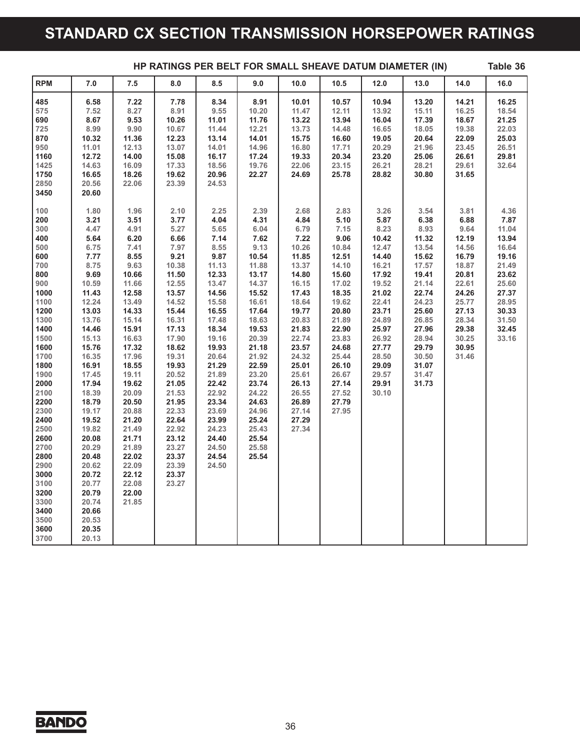# STANDARD CX SECTION TRANSMISSION HORSEPOWER RATINGS

**HP RATINGS PER BELT FOR SMALL SHEAVE DATUM DIAMETER (IN)** — **Table 36**

| RPM | 7.0 | 7.5 | 8.0 | 8.5 | 9.0 | 10.0 | 10.5 | 12.0 | 13.0 | 14.0 | 16.0 |
|---|---|---|---|---|---|---|---|---|---|---|---|
| 485 | 6.58 | 7.22 | 7.78 | 8.34 | 8.91 | 10.01 | 10.57 | 10.94 | 13.20 | 14.21 | 16.25 |
| 575 | 7.52 | 8.27 | 8.91 | 9.55 | 10.20 | 11.47 | 12.11 | 13.92 | 15.11 | 16.25 | 18.54 |
| 690 | 8.67 | 9.53 | 10.26 | 11.01 | 11.76 | 13.22 | 13.94 | 16.04 | 17.39 | 18.67 | 21.25 |
| 725 | 8.99 | 9.90 | 10.67 | 11.44 | 12.21 | 13.73 | 14.48 | 16.65 | 18.05 | 19.38 | 22.03 |
| 870 | 10.32 | 11.36 | 12.23 | 13.14 | 14.01 | 15.75 | 16.60 | 19.05 | 20.64 | 22.09 | 25.03 |
| 950 | 11.01 | 12.13 | 13.07 | 14.01 | 14.96 | 16.80 | 17.71 | 20.29 | 21.96 | 23.45 | 26.51 |
| 1160 | 12.72 | 14.00 | 15.08 | 16.17 | 17.24 | 19.33 | 20.34 | 23.20 | 25.06 | 26.61 | 29.81 |
| 1425 | 14.63 | 16.09 | 17.33 | 18.56 | 19.76 | 22.06 | 23.15 | 26.21 | 28.21 | 29.61 | 32.64 |
| 1750 | 16.65 | 18.26 | 19.62 | 20.96 | 22.27 | 24.69 | 25.78 | 28.82 | 30.80 | 31.65 | |
| 2850 | 20.56 | 22.06 | 23.39 | 24.53 | | | | | | | |
| 3450 | 20.60 | | | | | | | | | | |
| 100 | 1.80 | 1.96 | 2.10 | 2.25 | 2.39 | 2.68 | 2.83 | 3.26 | 3.54 | 3.81 | 4.36 |
| 200 | 3.21 | 3.51 | 3.77 | 4.04 | 4.31 | 4.84 | 5.10 | 5.87 | 6.38 | 6.88 | 7.87 |
| 300 | 4.47 | 4.91 | 5.27 | 5.65 | 6.04 | 6.79 | 7.15 | 8.23 | 8.93 | 9.64 | 11.04 |
| 400 | 5.64 | 6.20 | 6.66 | 7.14 | 7.62 | 7.22 | 9.06 | 10.42 | 11.32 | 12.19 | 13.94 |
| 500 | 6.75 | 7.41 | 7.97 | 8.55 | 9.13 | 10.26 | 10.84 | 12.47 | 13.54 | 14.56 | 16.64 |
| 600 | 7.77 | 8.55 | 9.21 | 9.87 | 10.54 | 11.85 | 12.51 | 14.40 | 15.62 | 16.79 | 19.16 |
| 700 | 8.75 | 9.63 | 10.38 | 11.13 | 11.88 | 13.37 | 14.10 | 16.21 | 17.57 | 18.87 | 21.49 |
| 800 | 9.69 | 10.66 | 11.50 | 12.33 | 13.17 | 14.80 | 15.60 | 17.92 | 19.41 | 20.81 | 23.62 |
| 900 | 10.59 | 11.66 | 12.55 | 13.47 | 14.37 | 16.15 | 17.02 | 19.52 | 21.14 | 22.61 | 25.60 |
| 1000 | 11.43 | 12.58 | 13.57 | 14.56 | 15.52 | 17.43 | 18.35 | 21.02 | 22.74 | 24.26 | 27.37 |
| 1100 | 12.24 | 13.49 | 14.52 | 15.58 | 16.61 | 18.64 | 19.62 | 22.41 | 24.23 | 25.77 | 28.95 |
| 1200 | 13.03 | 14.33 | 15.44 | 16.55 | 17.64 | 19.77 | 20.80 | 23.71 | 25.60 | 27.13 | 30.33 |
| 1300 | 13.76 | 15.14 | 16.31 | 17.48 | 18.63 | 20.83 | 21.89 | 24.89 | 26.85 | 28.34 | 31.50 |
| 1400 | 14.46 | 15.91 | 17.13 | 18.34 | 19.53 | 21.83 | 22.90 | 25.97 | 27.96 | 29.38 | 32.45 |
| 1500 | 15.13 | 16.63 | 17.90 | 19.16 | 20.39 | 22.74 | 23.83 | 26.92 | 28.94 | 30.25 | 33.16 |
| 1600 | 15.76 | 17.32 | 18.62 | 19.93 | 21.18 | 23.57 | 24.68 | 27.77 | 29.79 | 30.95 | |
| 1700 | 16.35 | 17.96 | 19.31 | 20.64 | 21.92 | 24.32 | 25.44 | 28.50 | 30.50 | 31.46 | |
| 1800 | 16.91 | 18.55 | 19.93 | 21.29 | 22.59 | 25.01 | 26.10 | 29.09 | 31.07 | | |
| 1900 | 17.45 | 19.11 | 20.52 | 21.89 | 23.20 | 25.61 | 26.67 | 29.57 | 31.47 | | |
| 2000 | 17.94 | 19.62 | 21.05 | 22.42 | 23.74 | 26.13 | 27.14 | 29.91 | 31.73 | | |
| 2100 | 18.39 | 20.09 | 21.53 | 22.92 | 24.22 | 26.55 | 27.52 | 30.10 | | | |
| 2200 | 18.79 | 20.50 | 21.95 | 23.34 | 24.63 | 26.89 | 27.79 | | | | |
| 2300 | 19.17 | 20.88 | 22.33 | 23.69 | 24.96 | 27.14 | 27.95 | | | | |
| 2400 | 19.52 | 21.20 | 22.64 | 23.99 | 25.24 | 27.29 | | | | | |
| 2500 | 19.82 | 21.49 | 22.92 | 24.23 | 25.43 | 27.34 | | | | | |
| 2600 | 20.08 | 21.71 | 23.12 | 24.40 | 25.54 | | | | | | |
| 2700 | 20.29 | 21.89 | 23.27 | 24.50 | 25.58 | | | | | | |
| 2800 | 20.48 | 22.02 | 23.37 | 24.54 | 25.54 | | | | | | |
| 2900 | 20.62 | 22.09 | 23.39 | 24.50 | | | | | | | |
| 3000 | 20.72 | 22.12 | 23.37 | | | | | | | | |
| 3100 | 20.77 | 22.08 | 23.27 | | | | | | | | |
| 3200 | 20.79 | 22.00 | | | | | | | | | |
| 3300 | 20.74 | 21.85 | | | | | | | | | |
| 3400 | 20.66 | | | | | | | | | | |
| 3500 | 20.53 | | | | | | | | | | |
| 3600 | 20.35 | | | | | | | | | | |
| 3700 | 20.13 | | | | | | | | | | |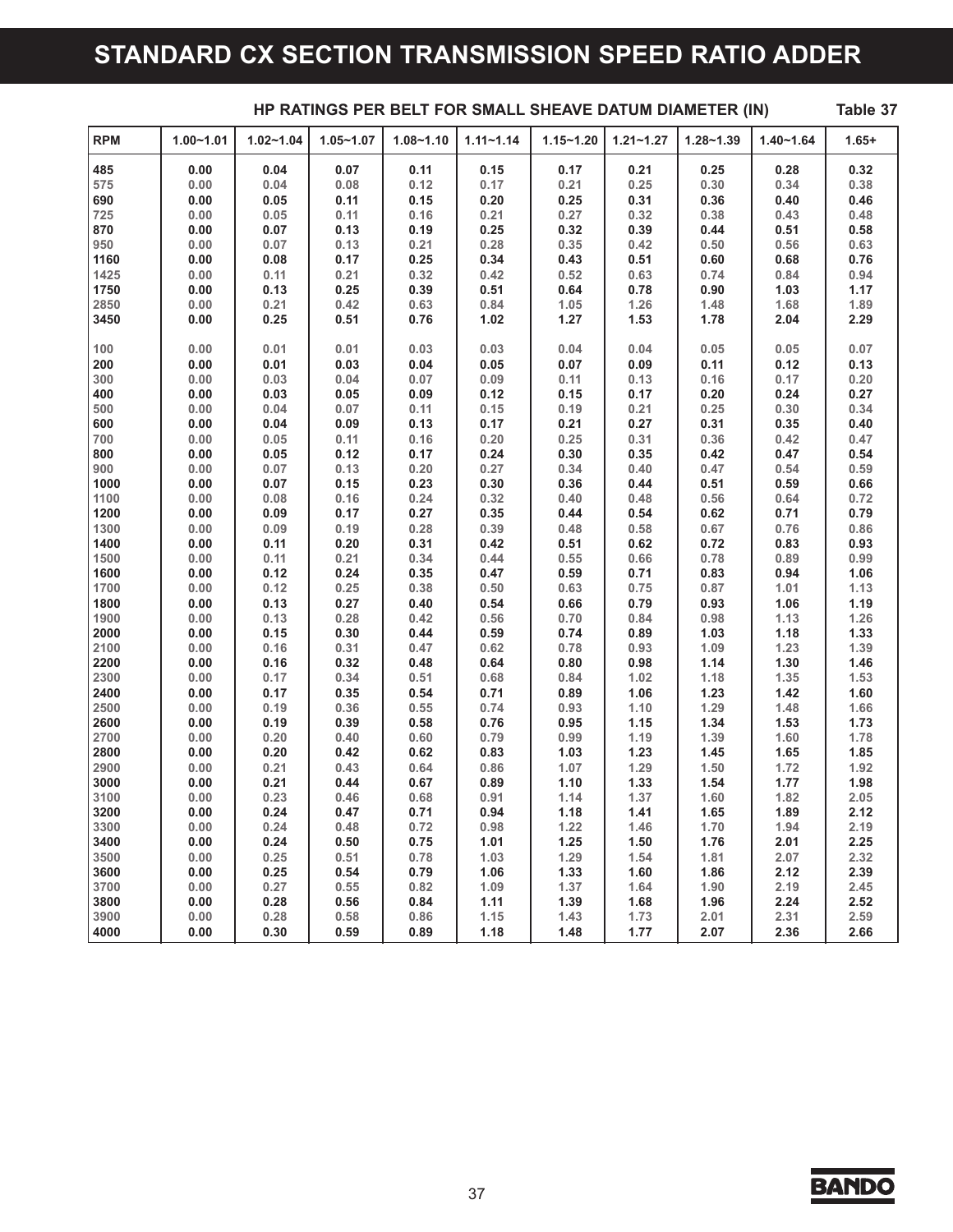# STANDARD CX SECTION TRANSMISSION SPEED RATIO ADDER

**HP RATINGS PER BELT FOR SMALL SHEAVE DATUM DIAMETER (IN)** **Table 37**

| RPM | 1.00~1.01 | 1.02~1.04 | 1.05~1.07 | 1.08~1.10 | 1.11~1.14 | 1.15~1.20 | 1.21~1.27 | 1.28~1.39 | 1.40~1.64 | 1.65+ |
|---|---|---|---|---|---|---|---|---|---|---|
| 485 | 0.00 | 0.04 | 0.07 | 0.11 | 0.15 | 0.17 | 0.21 | 0.25 | 0.28 | 0.32 |
| 575 | 0.00 | 0.04 | 0.08 | 0.12 | 0.17 | 0.21 | 0.25 | 0.30 | 0.34 | 0.38 |
| 690 | 0.00 | 0.05 | 0.11 | 0.15 | 0.20 | 0.25 | 0.31 | 0.36 | 0.40 | 0.46 |
| 725 | 0.00 | 0.05 | 0.11 | 0.16 | 0.21 | 0.27 | 0.32 | 0.38 | 0.43 | 0.48 |
| 870 | 0.00 | 0.07 | 0.13 | 0.19 | 0.25 | 0.32 | 0.39 | 0.44 | 0.51 | 0.58 |
| 950 | 0.00 | 0.07 | 0.13 | 0.21 | 0.28 | 0.35 | 0.42 | 0.50 | 0.56 | 0.63 |
| 1160 | 0.00 | 0.08 | 0.17 | 0.25 | 0.34 | 0.43 | 0.51 | 0.60 | 0.68 | 0.76 |
| 1425 | 0.00 | 0.11 | 0.21 | 0.32 | 0.42 | 0.52 | 0.63 | 0.74 | 0.84 | 0.94 |
| 1750 | 0.00 | 0.13 | 0.25 | 0.39 | 0.51 | 0.64 | 0.78 | 0.90 | 1.03 | 1.17 |
| 2850 | 0.00 | 0.21 | 0.42 | 0.63 | 0.84 | 1.05 | 1.26 | 1.48 | 1.68 | 1.89 |
| 3450 | 0.00 | 0.25 | 0.51 | 0.76 | 1.02 | 1.27 | 1.53 | 1.78 | 2.04 | 2.29 |
| 100 | 0.00 | 0.01 | 0.01 | 0.03 | 0.03 | 0.04 | 0.04 | 0.05 | 0.05 | 0.07 |
| 200 | 0.00 | 0.01 | 0.03 | 0.04 | 0.05 | 0.07 | 0.09 | 0.11 | 0.12 | 0.13 |
| 300 | 0.00 | 0.03 | 0.04 | 0.07 | 0.09 | 0.11 | 0.13 | 0.16 | 0.17 | 0.20 |
| 400 | 0.00 | 0.03 | 0.05 | 0.09 | 0.12 | 0.15 | 0.17 | 0.20 | 0.24 | 0.27 |
| 500 | 0.00 | 0.04 | 0.07 | 0.11 | 0.15 | 0.19 | 0.21 | 0.25 | 0.30 | 0.34 |
| 600 | 0.00 | 0.04 | 0.09 | 0.13 | 0.17 | 0.21 | 0.27 | 0.31 | 0.35 | 0.40 |
| 700 | 0.00 | 0.05 | 0.11 | 0.16 | 0.20 | 0.25 | 0.31 | 0.36 | 0.42 | 0.47 |
| 800 | 0.00 | 0.05 | 0.12 | 0.17 | 0.24 | 0.30 | 0.35 | 0.42 | 0.47 | 0.54 |
| 900 | 0.00 | 0.07 | 0.13 | 0.20 | 0.27 | 0.34 | 0.40 | 0.47 | 0.54 | 0.59 |
| 1000 | 0.00 | 0.07 | 0.15 | 0.23 | 0.30 | 0.36 | 0.44 | 0.51 | 0.59 | 0.66 |
| 1100 | 0.00 | 0.08 | 0.16 | 0.24 | 0.32 | 0.40 | 0.48 | 0.56 | 0.64 | 0.72 |
| 1200 | 0.00 | 0.09 | 0.17 | 0.27 | 0.35 | 0.44 | 0.54 | 0.62 | 0.71 | 0.79 |
| 1300 | 0.00 | 0.09 | 0.19 | 0.28 | 0.39 | 0.48 | 0.58 | 0.67 | 0.76 | 0.86 |
| 1400 | 0.00 | 0.11 | 0.20 | 0.31 | 0.42 | 0.51 | 0.62 | 0.72 | 0.83 | 0.93 |
| 1500 | 0.00 | 0.11 | 0.21 | 0.34 | 0.44 | 0.55 | 0.66 | 0.78 | 0.89 | 0.99 |
| 1600 | 0.00 | 0.12 | 0.24 | 0.35 | 0.47 | 0.59 | 0.71 | 0.83 | 0.94 | 1.06 |
| 1700 | 0.00 | 0.12 | 0.25 | 0.38 | 0.50 | 0.63 | 0.75 | 0.87 | 1.01 | 1.13 |
| 1800 | 0.00 | 0.13 | 0.27 | 0.40 | 0.54 | 0.66 | 0.79 | 0.93 | 1.06 | 1.19 |
| 1900 | 0.00 | 0.13 | 0.28 | 0.42 | 0.56 | 0.70 | 0.84 | 0.98 | 1.13 | 1.26 |
| 2000 | 0.00 | 0.15 | 0.30 | 0.44 | 0.59 | 0.74 | 0.89 | 1.03 | 1.18 | 1.33 |
| 2100 | 0.00 | 0.16 | 0.31 | 0.47 | 0.62 | 0.78 | 0.93 | 1.09 | 1.23 | 1.39 |
| 2200 | 0.00 | 0.16 | 0.32 | 0.48 | 0.64 | 0.80 | 0.98 | 1.14 | 1.30 | 1.46 |
| 2300 | 0.00 | 0.17 | 0.34 | 0.51 | 0.68 | 0.84 | 1.02 | 1.18 | 1.35 | 1.53 |
| 2400 | 0.00 | 0.17 | 0.35 | 0.54 | 0.71 | 0.89 | 1.06 | 1.23 | 1.42 | 1.60 |
| 2500 | 0.00 | 0.19 | 0.36 | 0.55 | 0.74 | 0.93 | 1.10 | 1.29 | 1.48 | 1.66 |
| 2600 | 0.00 | 0.19 | 0.39 | 0.58 | 0.76 | 0.95 | 1.15 | 1.34 | 1.53 | 1.73 |
| 2700 | 0.00 | 0.20 | 0.40 | 0.60 | 0.79 | 0.99 | 1.19 | 1.39 | 1.60 | 1.78 |
| 2800 | 0.00 | 0.20 | 0.42 | 0.62 | 0.83 | 1.03 | 1.23 | 1.45 | 1.65 | 1.85 |
| 2900 | 0.00 | 0.21 | 0.43 | 0.64 | 0.86 | 1.07 | 1.29 | 1.50 | 1.72 | 1.92 |
| 3000 | 0.00 | 0.21 | 0.44 | 0.67 | 0.89 | 1.10 | 1.33 | 1.54 | 1.77 | 1.98 |
| 3100 | 0.00 | 0.23 | 0.46 | 0.68 | 0.91 | 1.14 | 1.37 | 1.60 | 1.82 | 2.05 |
| 3200 | 0.00 | 0.24 | 0.47 | 0.71 | 0.94 | 1.18 | 1.41 | 1.65 | 1.89 | 2.12 |
| 3300 | 0.00 | 0.24 | 0.48 | 0.72 | 0.98 | 1.22 | 1.46 | 1.70 | 1.94 | 2.19 |
| 3400 | 0.00 | 0.24 | 0.50 | 0.75 | 1.01 | 1.25 | 1.50 | 1.76 | 2.01 | 2.25 |
| 3500 | 0.00 | 0.25 | 0.51 | 0.78 | 1.03 | 1.29 | 1.54 | 1.81 | 2.07 | 2.32 |
| 3600 | 0.00 | 0.25 | 0.54 | 0.79 | 1.06 | 1.33 | 1.60 | 1.86 | 2.12 | 2.39 |
| 3700 | 0.00 | 0.27 | 0.55 | 0.82 | 1.09 | 1.37 | 1.64 | 1.90 | 2.19 | 2.45 |
| 3800 | 0.00 | 0.28 | 0.56 | 0.84 | 1.11 | 1.39 | 1.68 | 1.96 | 2.24 | 2.52 |
| 3900 | 0.00 | 0.28 | 0.58 | 0.86 | 1.15 | 1.43 | 1.73 | 2.01 | 2.31 | 2.59 |
| 4000 | 0.00 | 0.30 | 0.59 | 0.89 | 1.18 | 1.48 | 1.77 | 2.07 | 2.36 | 2.66 |

BANDO